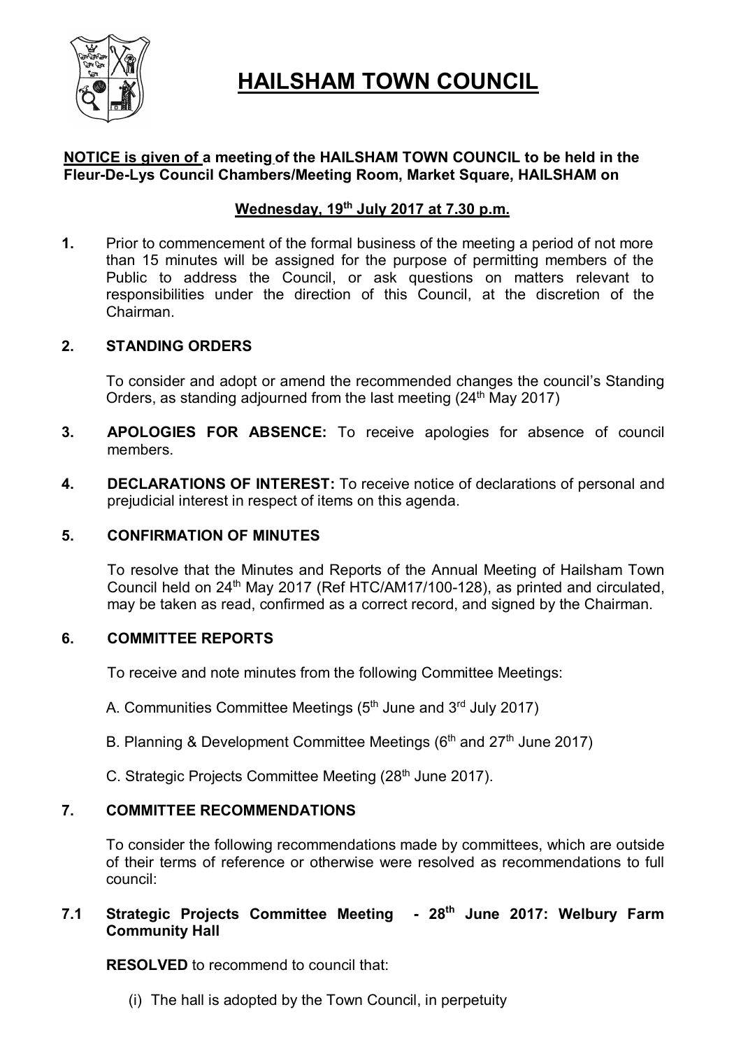# HAILSHAM TOWN COUNCIL

**NOTICE is given of a meeting of the HAILSHAM TOWN COUNCIL to be held in the Fleur-De-Lys Council Chambers/Meeting Room, Market Square, HAILSHAM on**

**Wednesday, 19th July 2017 at 7.30 p.m.**

**1.** Prior to commencement of the formal business of the meeting a period of not more than 15 minutes will be assigned for the purpose of permitting members of the Public to address the Council, or ask questions on matters relevant to responsibilities under the direction of this Council, at the discretion of the Chairman.

**2. STANDING ORDERS**

To consider and adopt or amend the recommended changes the council's Standing Orders, as standing adjourned from the last meeting (24th May 2017)

**3. APOLOGIES FOR ABSENCE:** To receive apologies for absence of council members.

**4. DECLARATIONS OF INTEREST:** To receive notice of declarations of personal and prejudicial interest in respect of items on this agenda.

**5. CONFIRMATION OF MINUTES**

To resolve that the Minutes and Reports of the Annual Meeting of Hailsham Town Council held on 24th May 2017 (Ref HTC/AM17/100-128), as printed and circulated, may be taken as read, confirmed as a correct record, and signed by the Chairman.

**6. COMMITTEE REPORTS**

To receive and note minutes from the following Committee Meetings:

A. Communities Committee Meetings (5th June and 3rd July 2017)

B. Planning & Development Committee Meetings (6th and 27th June 2017)

C. Strategic Projects Committee Meeting (28th June 2017).

**7. COMMITTEE RECOMMENDATIONS**

To consider the following recommendations made by committees, which are outside of their terms of reference or otherwise were resolved as recommendations to full council:

**7.1 Strategic Projects Committee Meeting - 28th June 2017: Welbury Farm Community Hall**

**RESOLVED** to recommend to council that:

(i) The hall is adopted by the Town Council, in perpetuity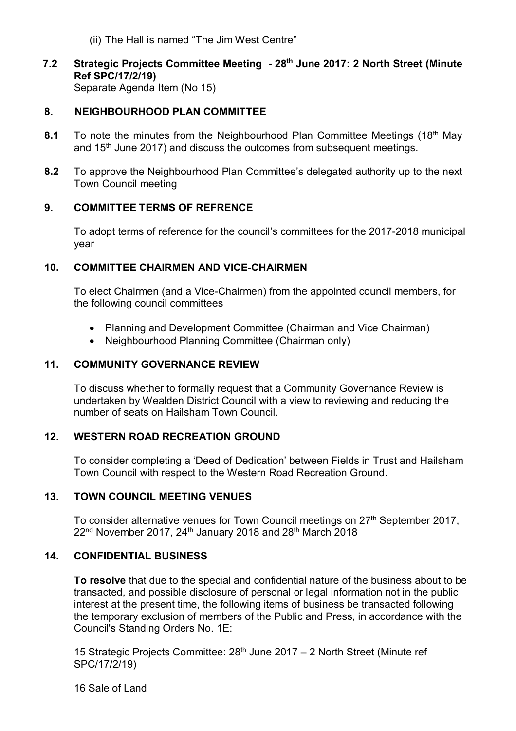(ii) The Hall is named "The Jim West Centre"

**7.2 Strategic Projects Committee Meeting - 28th June 2017: 2 North Street (Minute Ref SPC/17/2/19)**
Separate Agenda Item (No 15)

## 8. NEIGHBOURHOOD PLAN COMMITTEE

**8.1** To note the minutes from the Neighbourhood Plan Committee Meetings (18th May and 15th June 2017) and discuss the outcomes from subsequent meetings.

**8.2** To approve the Neighbourhood Plan Committee's delegated authority up to the next Town Council meeting

## 9. COMMITTEE TERMS OF REFRENCE

To adopt terms of reference for the council's committees for the 2017-2018 municipal year

## 10. COMMITTEE CHAIRMEN AND VICE-CHAIRMEN

To elect Chairmen (and a Vice-Chairmen) from the appointed council members, for the following council committees

- Planning and Development Committee (Chairman and Vice Chairman)
- Neighbourhood Planning Committee (Chairman only)

## 11. COMMUNITY GOVERNANCE REVIEW

To discuss whether to formally request that a Community Governance Review is undertaken by Wealden District Council with a view to reviewing and reducing the number of seats on Hailsham Town Council.

## 12. WESTERN ROAD RECREATION GROUND

To consider completing a 'Deed of Dedication' between Fields in Trust and Hailsham Town Council with respect to the Western Road Recreation Ground.

## 13. TOWN COUNCIL MEETING VENUES

To consider alternative venues for Town Council meetings on 27th September 2017, 22nd November 2017, 24th January 2018 and 28th March 2018

## 14. CONFIDENTIAL BUSINESS

**To resolve** that due to the special and confidential nature of the business about to be transacted, and possible disclosure of personal or legal information not in the public interest at the present time, the following items of business be transacted following the temporary exclusion of members of the Public and Press, in accordance with the Council's Standing Orders No. 1E:

15 Strategic Projects Committee: 28th June 2017 – 2 North Street (Minute ref SPC/17/2/19)

16 Sale of Land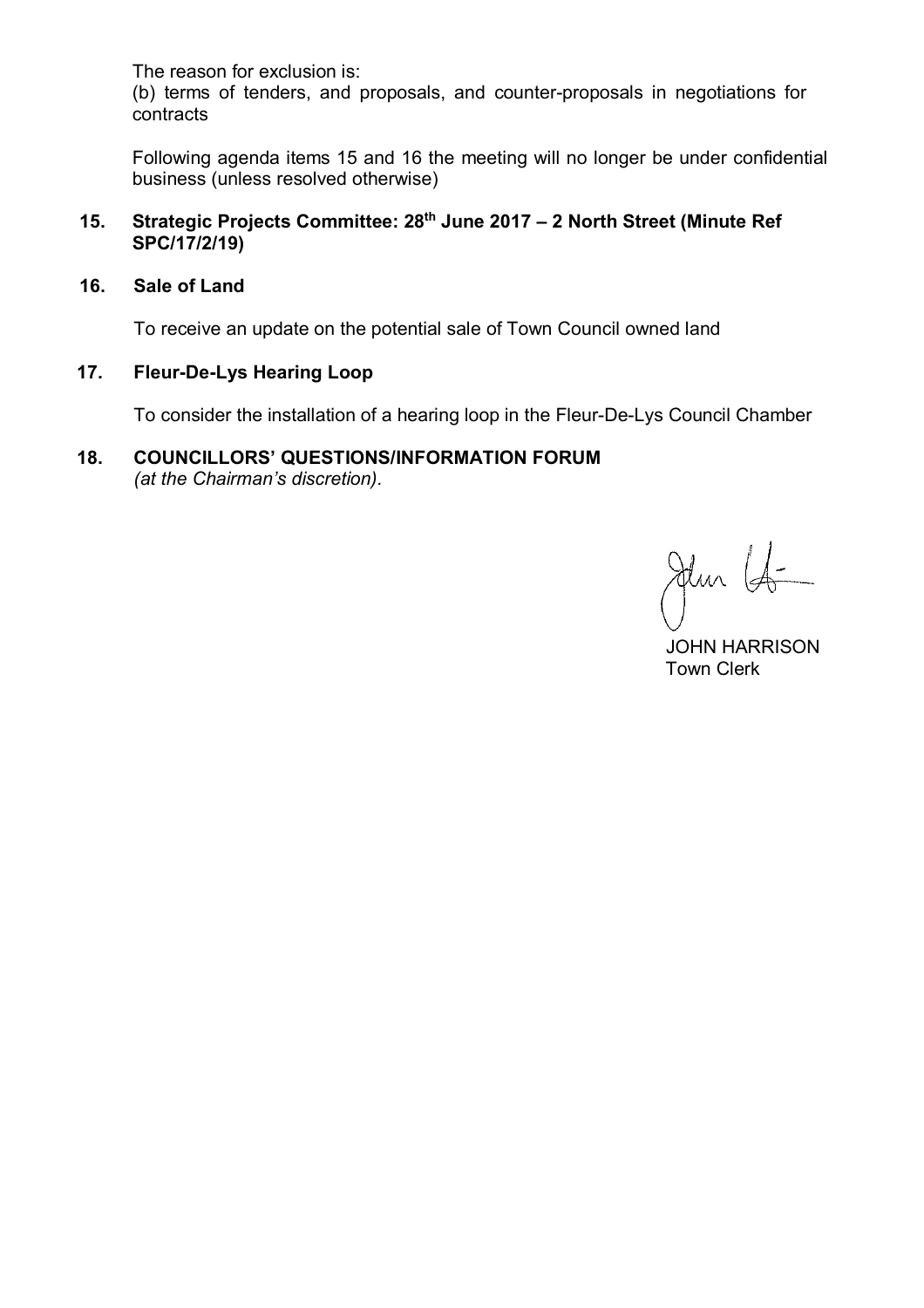The reason for exclusion is:
(b) terms of tenders, and proposals, and counter-proposals in negotiations for contracts

Following agenda items 15 and 16 the meeting will no longer be under confidential business (unless resolved otherwise)

**15. Strategic Projects Committee: 28th June 2017 – 2 North Street (Minute Ref SPC/17/2/19)**

**16. Sale of Land**

To receive an update on the potential sale of Town Council owned land

**17. Fleur-De-Lys Hearing Loop**

To consider the installation of a hearing loop in the Fleur-De-Lys Council Chamber

**18. COUNCILLORS' QUESTIONS/INFORMATION FORUM**
*(at the Chairman's discretion).*

JOHN HARRISON
Town Clerk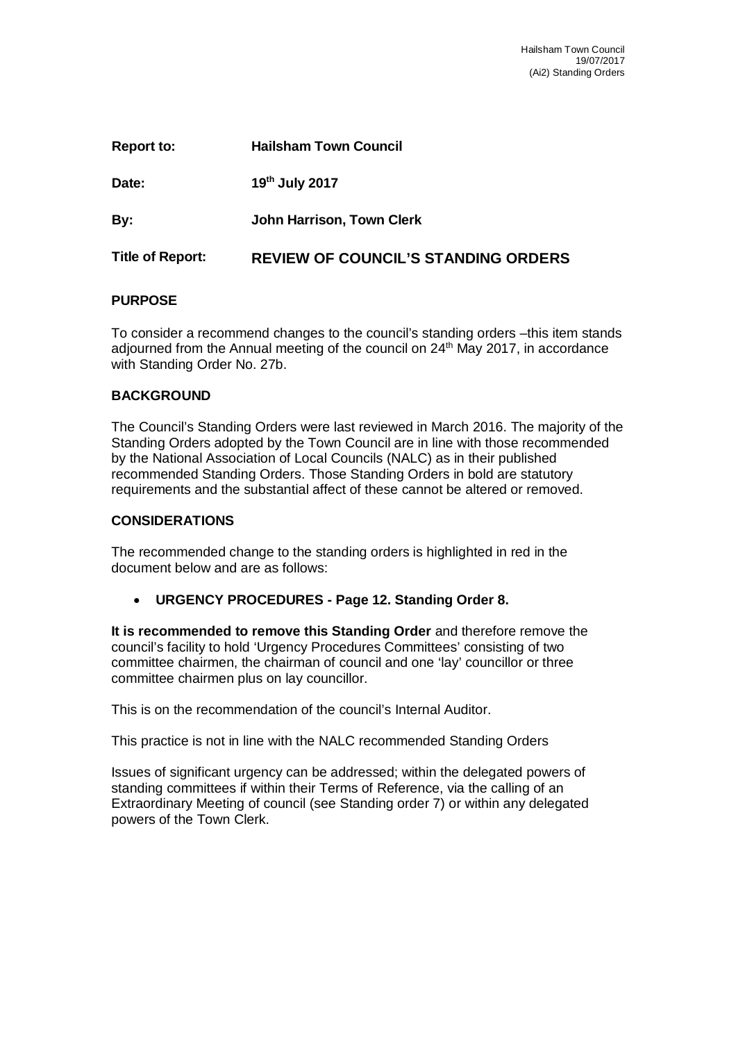| | |
|---|---|
| **Report to:** | **Hailsham Town Council** |
| **Date:** | **19th July 2017** |
| **By:** | **John Harrison, Town Clerk** |
| **Title of Report:** | **REVIEW OF COUNCIL'S STANDING ORDERS** |

## PURPOSE

To consider a recommend changes to the council's standing orders –this item stands adjourned from the Annual meeting of the council on 24th May 2017, in accordance with Standing Order No. 27b.

## BACKGROUND

The Council's Standing Orders were last reviewed in March 2016. The majority of the Standing Orders adopted by the Town Council are in line with those recommended by the National Association of Local Councils (NALC) as in their published recommended Standing Orders. Those Standing Orders in bold are statutory requirements and the substantial affect of these cannot be altered or removed.

## CONSIDERATIONS

The recommended change to the standing orders is highlighted in red in the document below and are as follows:

- **URGENCY PROCEDURES - Page 12. Standing Order 8.**

**It is recommended to remove this Standing Order** and therefore remove the council's facility to hold 'Urgency Procedures Committees' consisting of two committee chairmen, the chairman of council and one 'lay' councillor or three committee chairmen plus on lay councillor.

This is on the recommendation of the council's Internal Auditor.

This practice is not in line with the NALC recommended Standing Orders

Issues of significant urgency can be addressed; within the delegated powers of standing committees if within their Terms of Reference, via the calling of an Extraordinary Meeting of council (see Standing order 7) or within any delegated powers of the Town Clerk.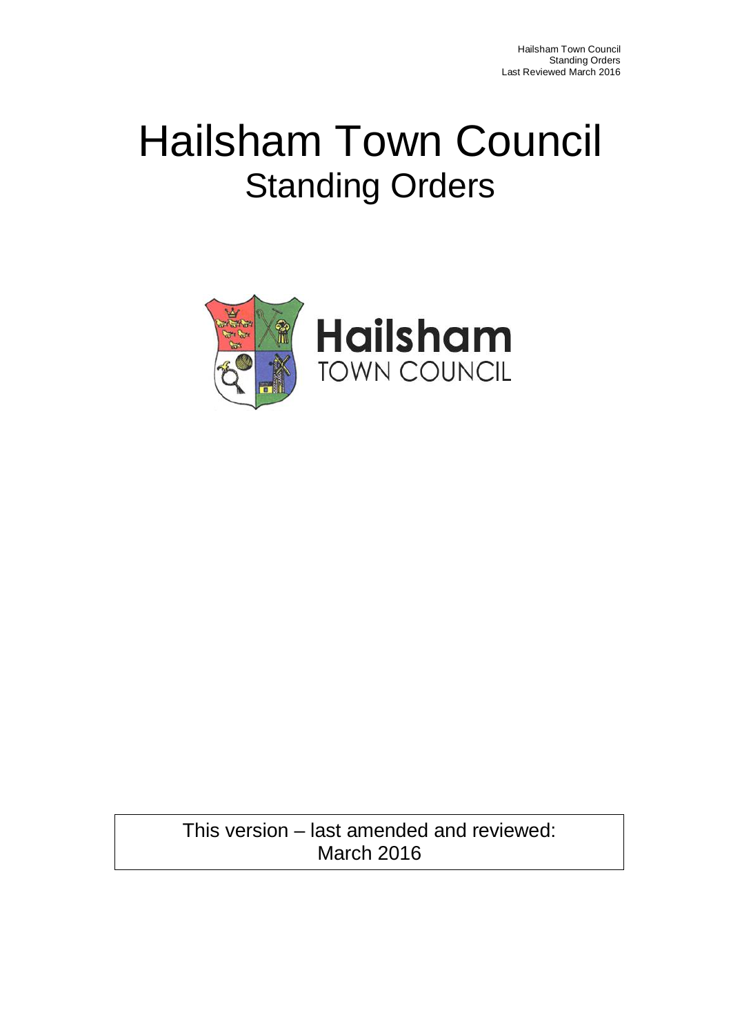# Hailsham Town Council
## Standing Orders

Hailsham TOWN COUNCIL

This version – last amended and reviewed:
March 2016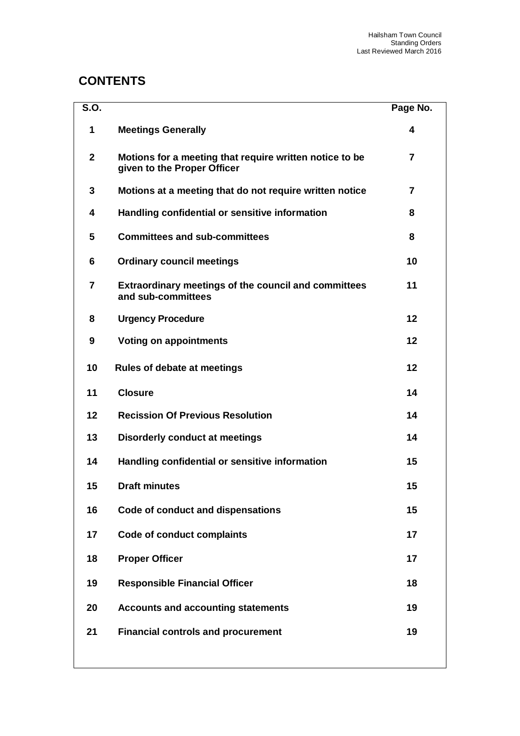# CONTENTS

| S.O. | | Page No. |
|---|---|---|
| 1 | **Meetings Generally** | 4 |
| 2 | **Motions for a meeting that require written notice to be given to the Proper Officer** | 7 |
| 3 | **Motions at a meeting that do not require written notice** | 7 |
| 4 | **Handling confidential or sensitive information** | 8 |
| 5 | **Committees and sub-committees** | 8 |
| 6 | **Ordinary council meetings** | 10 |
| 7 | **Extraordinary meetings of the council and committees and sub-committees** | 11 |
| 8 | **Urgency Procedure** | 12 |
| 9 | **Voting on appointments** | 12 |
| 10 | **Rules of debate at meetings** | 12 |
| 11 | **Closure** | 14 |
| 12 | **Recission Of Previous Resolution** | 14 |
| 13 | **Disorderly conduct at meetings** | 14 |
| 14 | **Handling confidential or sensitive information** | 15 |
| 15 | **Draft minutes** | 15 |
| 16 | **Code of conduct and dispensations** | 15 |
| 17 | **Code of conduct complaints** | 17 |
| 18 | **Proper Officer** | 17 |
| 19 | **Responsible Financial Officer** | 18 |
| 20 | **Accounts and accounting statements** | 19 |
| 21 | **Financial controls and procurement** | 19 |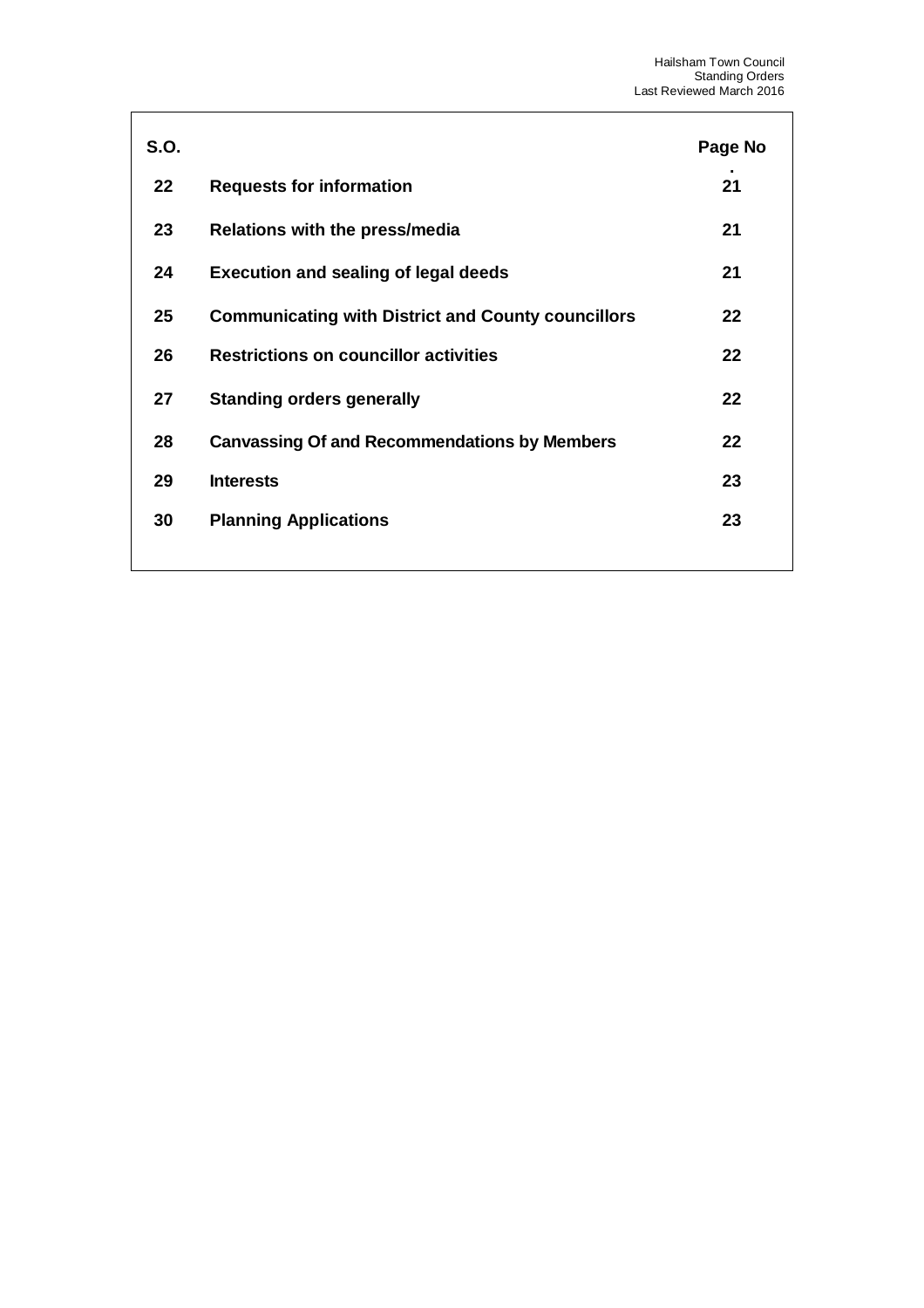| S.O. | | Page No. |
|---|---|---|
| 22 | **Requests for information** | 21 |
| 23 | **Relations with the press/media** | 21 |
| 24 | **Execution and sealing of legal deeds** | 21 |
| 25 | **Communicating with District and County councillors** | 22 |
| 26 | **Restrictions on councillor activities** | 22 |
| 27 | **Standing orders generally** | 22 |
| 28 | **Canvassing Of and Recommendations by Members** | 22 |
| 29 | **Interests** | 23 |
| 30 | **Planning Applications** | 23 |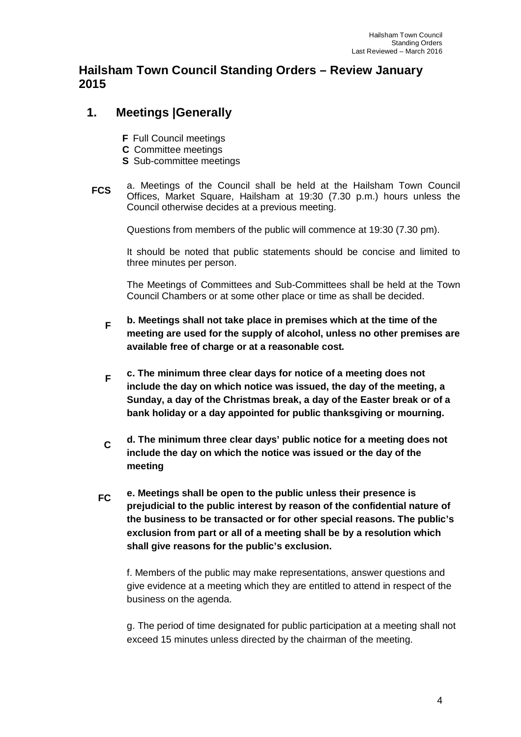## Hailsham Town Council Standing Orders – Review January 2015

## 1. Meetings |Generally

**F** Full Council meetings
**C** Committee meetings
**S** Sub-committee meetings

**FCS** a. Meetings of the Council shall be held at the Hailsham Town Council Offices, Market Square, Hailsham at 19:30 (7.30 p.m.) hours unless the Council otherwise decides at a previous meeting.

Questions from members of the public will commence at 19:30 (7.30 pm).

It should be noted that public statements should be concise and limited to three minutes per person.

The Meetings of Committees and Sub-Committees shall be held at the Town Council Chambers or at some other place or time as shall be decided.

**F** **b. Meetings shall not take place in premises which at the time of the meeting are used for the supply of alcohol, unless no other premises are available free of charge or at a reasonable cost.**

**F** **c. The minimum three clear days for notice of a meeting does not include the day on which notice was issued, the day of the meeting, a Sunday, a day of the Christmas break, a day of the Easter break or of a bank holiday or a day appointed for public thanksgiving or mourning.**

**C** **d. The minimum three clear days' public notice for a meeting does not include the day on which the notice was issued or the day of the meeting**

**FC** **e. Meetings shall be open to the public unless their presence is prejudicial to the public interest by reason of the confidential nature of the business to be transacted or for other special reasons. The public's exclusion from part or all of a meeting shall be by a resolution which shall give reasons for the public's exclusion.**

f. Members of the public may make representations, answer questions and give evidence at a meeting which they are entitled to attend in respect of the business on the agenda.

g. The period of time designated for public participation at a meeting shall not exceed 15 minutes unless directed by the chairman of the meeting.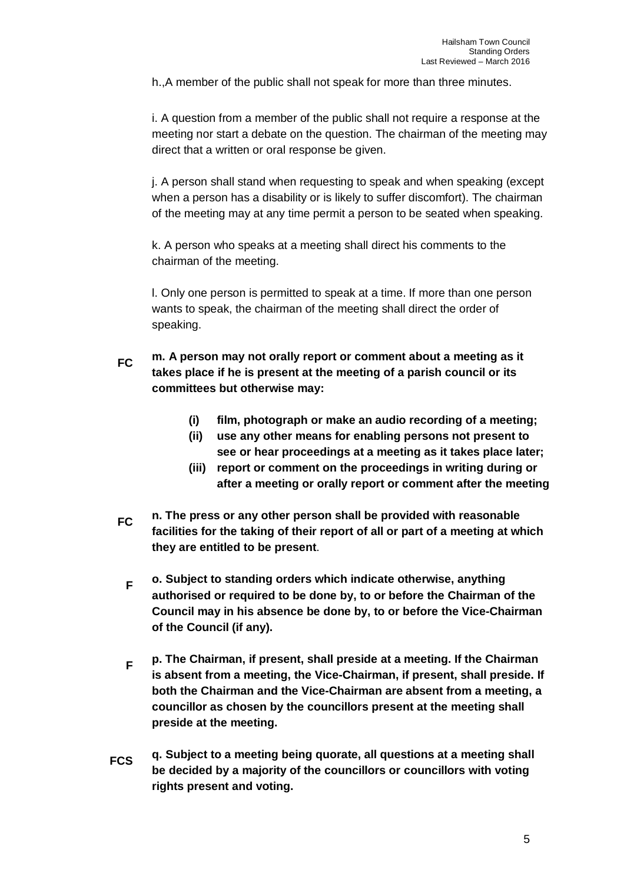h.,A member of the public shall not speak for more than three minutes.

i. A question from a member of the public shall not require a response at the meeting nor start a debate on the question. The chairman of the meeting may direct that a written or oral response be given.

j. A person shall stand when requesting to speak and when speaking (except when a person has a disability or is likely to suffer discomfort). The chairman of the meeting may at any time permit a person to be seated when speaking.

k. A person who speaks at a meeting shall direct his comments to the chairman of the meeting.

l. Only one person is permitted to speak at a time. If more than one person wants to speak, the chairman of the meeting shall direct the order of speaking.

FC **m. A person may not orally report or comment about a meeting as it takes place if he is present at the meeting of a parish council or its committees but otherwise may:**

- **(i) film, photograph or make an audio recording of a meeting;**
- **(ii) use any other means for enabling persons not present to see or hear proceedings at a meeting as it takes place later;**
- **(iii) report or comment on the proceedings in writing during or after a meeting or orally report or comment after the meeting**

FC **n. The press or any other person shall be provided with reasonable facilities for the taking of their report of all or part of a meeting at which they are entitled to be present**.

F **o. Subject to standing orders which indicate otherwise, anything authorised or required to be done by, to or before the Chairman of the Council may in his absence be done by, to or before the Vice-Chairman of the Council (if any).**

F **p. The Chairman, if present, shall preside at a meeting. If the Chairman is absent from a meeting, the Vice-Chairman, if present, shall preside. If both the Chairman and the Vice-Chairman are absent from a meeting, a councillor as chosen by the councillors present at the meeting shall preside at the meeting.**

FCS **q. Subject to a meeting being quorate, all questions at a meeting shall be decided by a majority of the councillors or councillors with voting rights present and voting.**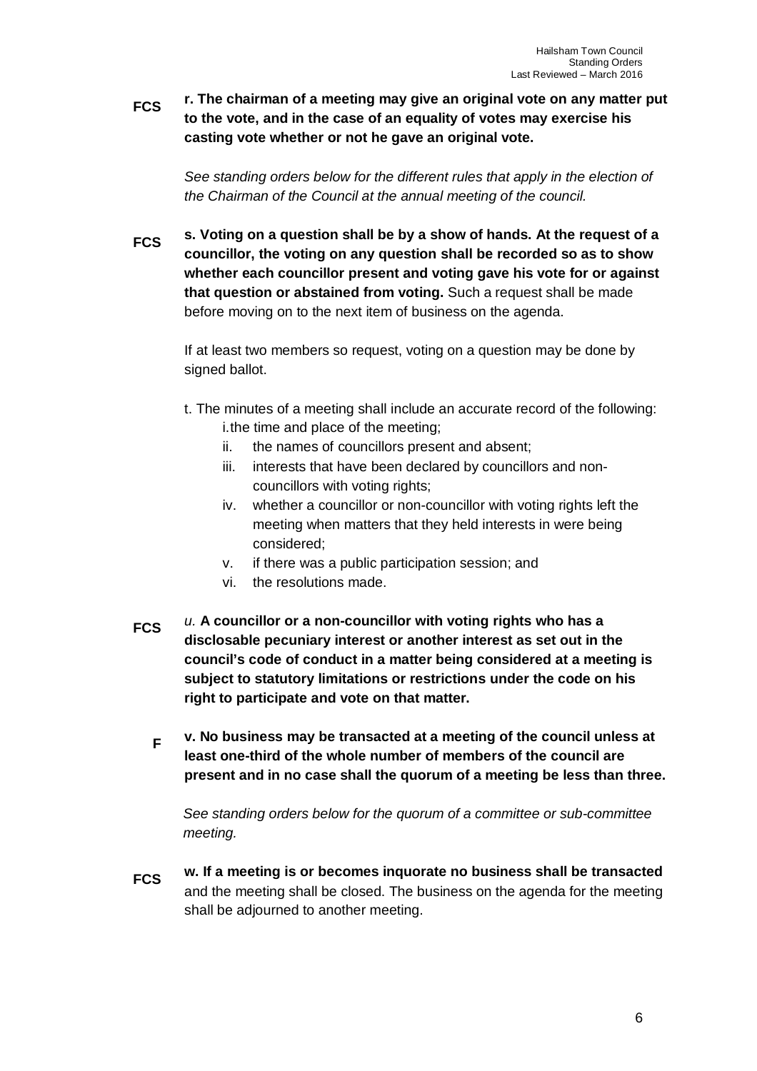**FCS** **r. The chairman of a meeting may give an original vote on any matter put to the vote, and in the case of an equality of votes may exercise his casting vote whether or not he gave an original vote.**

*See standing orders below for the different rules that apply in the election of the Chairman of the Council at the annual meeting of the council.*

**FCS** **s. Voting on a question shall be by a show of hands. At the request of a councillor, the voting on any question shall be recorded so as to show whether each councillor present and voting gave his vote for or against that question or abstained from voting.** Such a request shall be made before moving on to the next item of business on the agenda.

If at least two members so request, voting on a question may be done by signed ballot.

t. The minutes of a meeting shall include an accurate record of the following:

i. the time and place of the meeting;
ii. the names of councillors present and absent;
iii. interests that have been declared by councillors and non-councillors with voting rights;
iv. whether a councillor or non-councillor with voting rights left the meeting when matters that they held interests in were being considered;
v. if there was a public participation session; and
vi. the resolutions made.

**FCS** *u.* **A councillor or a non-councillor with voting rights who has a disclosable pecuniary interest or another interest as set out in the council's code of conduct in a matter being considered at a meeting is subject to statutory limitations or restrictions under the code on his right to participate and vote on that matter.**

**F** **v. No business may be transacted at a meeting of the council unless at least one-third of the whole number of members of the council are present and in no case shall the quorum of a meeting be less than three.**

*See standing orders below for the quorum of a committee or sub-committee meeting.*

**FCS** **w. If a meeting is or becomes inquorate no business shall be transacted** and the meeting shall be closed. The business on the agenda for the meeting shall be adjourned to another meeting.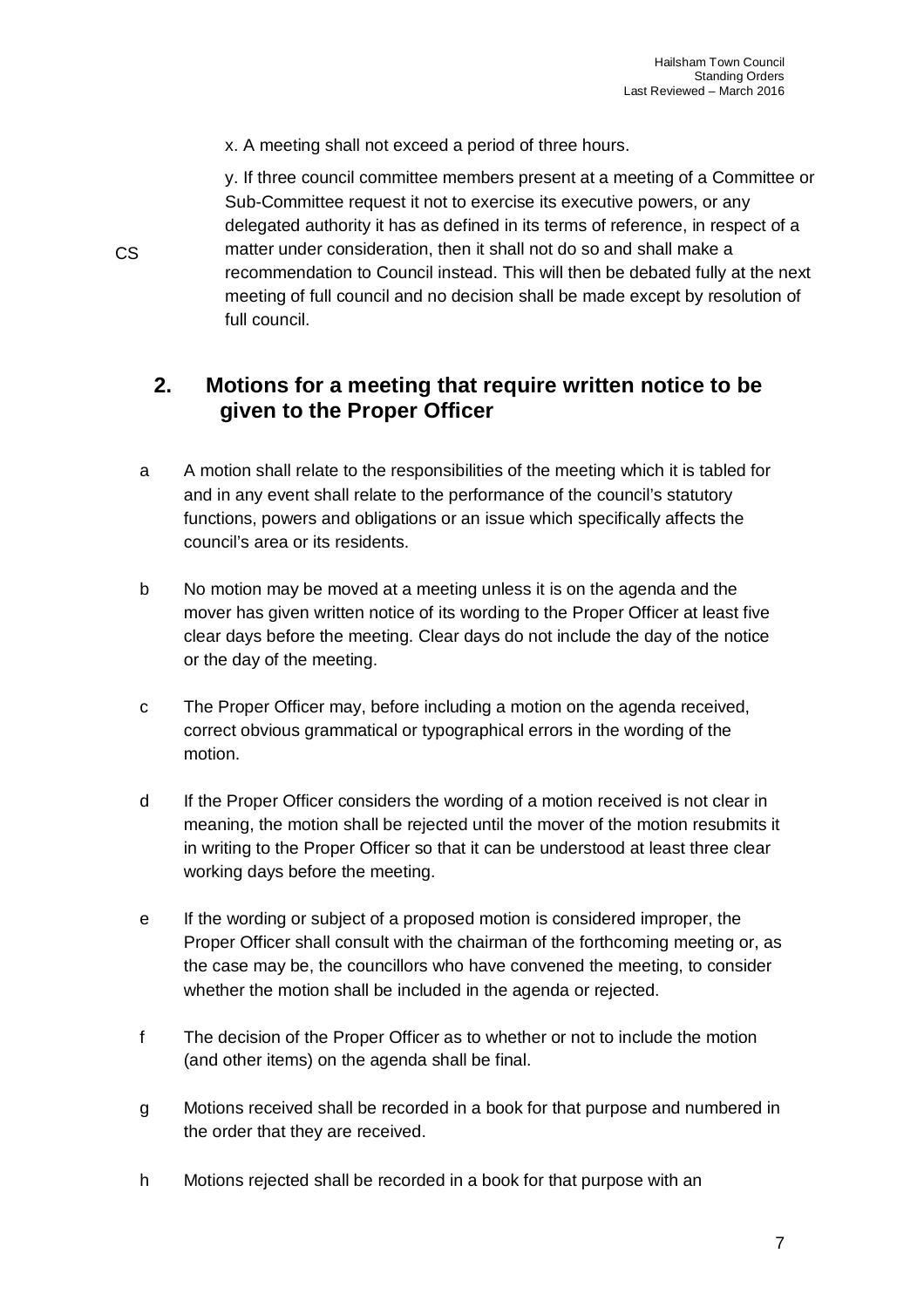x. A meeting shall not exceed a period of three hours.

CS y. If three council committee members present at a meeting of a Committee or Sub-Committee request it not to exercise its executive powers, or any delegated authority it has as defined in its terms of reference, in respect of a matter under consideration, then it shall not do so and shall make a recommendation to Council instead. This will then be debated fully at the next meeting of full council and no decision shall be made except by resolution of full council.

## 2. Motions for a meeting that require written notice to be given to the Proper Officer

a A motion shall relate to the responsibilities of the meeting which it is tabled for and in any event shall relate to the performance of the council's statutory functions, powers and obligations or an issue which specifically affects the council's area or its residents.

b No motion may be moved at a meeting unless it is on the agenda and the mover has given written notice of its wording to the Proper Officer at least five clear days before the meeting. Clear days do not include the day of the notice or the day of the meeting.

c The Proper Officer may, before including a motion on the agenda received, correct obvious grammatical or typographical errors in the wording of the motion.

d If the Proper Officer considers the wording of a motion received is not clear in meaning, the motion shall be rejected until the mover of the motion resubmits it in writing to the Proper Officer so that it can be understood at least three clear working days before the meeting.

e If the wording or subject of a proposed motion is considered improper, the Proper Officer shall consult with the chairman of the forthcoming meeting or, as the case may be, the councillors who have convened the meeting, to consider whether the motion shall be included in the agenda or rejected.

f The decision of the Proper Officer as to whether or not to include the motion (and other items) on the agenda shall be final.

g Motions received shall be recorded in a book for that purpose and numbered in the order that they are received.

h Motions rejected shall be recorded in a book for that purpose with an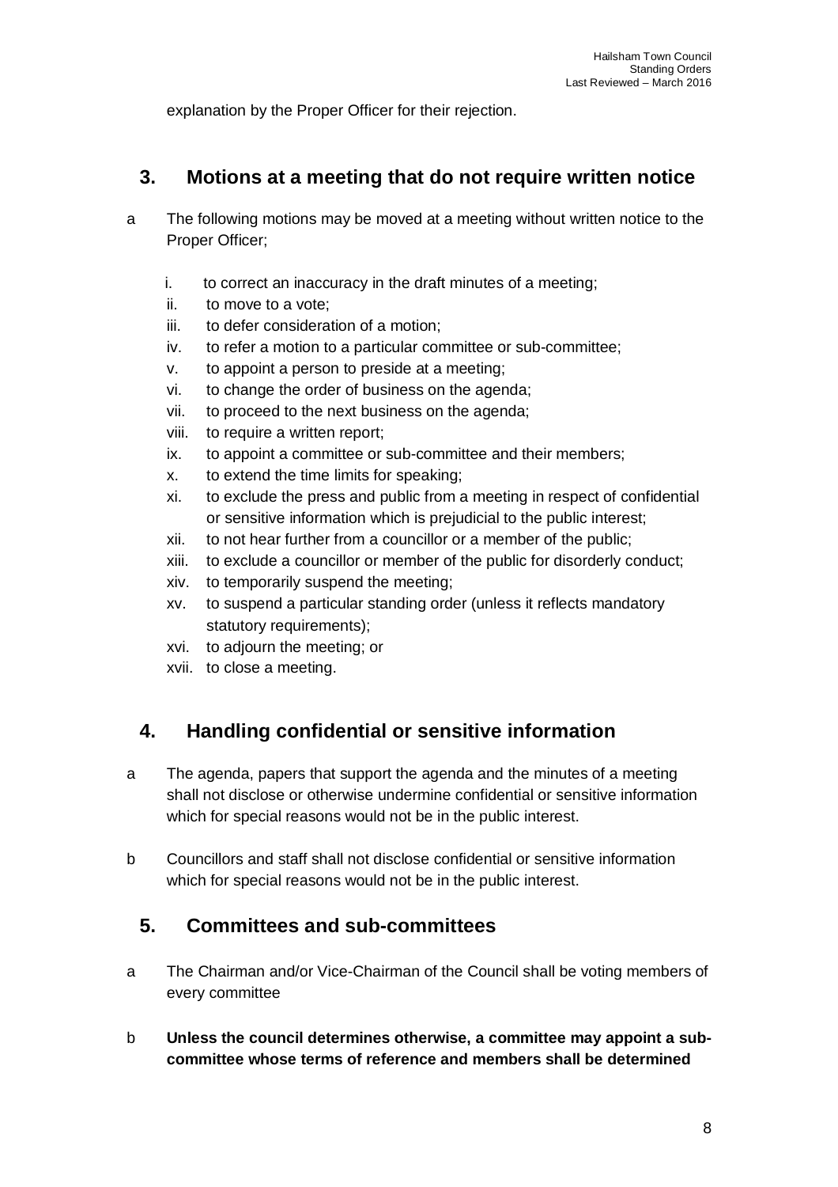explanation by the Proper Officer for their rejection.

## 3. Motions at a meeting that do not require written notice

a The following motions may be moved at a meeting without written notice to the Proper Officer;

i. to correct an inaccuracy in the draft minutes of a meeting;
ii. to move to a vote;
iii. to defer consideration of a motion;
iv. to refer a motion to a particular committee or sub-committee;
v. to appoint a person to preside at a meeting;
vi. to change the order of business on the agenda;
vii. to proceed to the next business on the agenda;
viii. to require a written report;
ix. to appoint a committee or sub-committee and their members;
x. to extend the time limits for speaking;
xi. to exclude the press and public from a meeting in respect of confidential or sensitive information which is prejudicial to the public interest;
xii. to not hear further from a councillor or a member of the public;
xiii. to exclude a councillor or member of the public for disorderly conduct;
xiv. to temporarily suspend the meeting;
xv. to suspend a particular standing order (unless it reflects mandatory statutory requirements);
xvi. to adjourn the meeting; or
xvii. to close a meeting.

## 4. Handling confidential or sensitive information

a The agenda, papers that support the agenda and the minutes of a meeting shall not disclose or otherwise undermine confidential or sensitive information which for special reasons would not be in the public interest.

b Councillors and staff shall not disclose confidential or sensitive information which for special reasons would not be in the public interest.

## 5. Committees and sub-committees

a The Chairman and/or Vice-Chairman of the Council shall be voting members of every committee

b **Unless the council determines otherwise, a committee may appoint a sub-committee whose terms of reference and members shall be determined**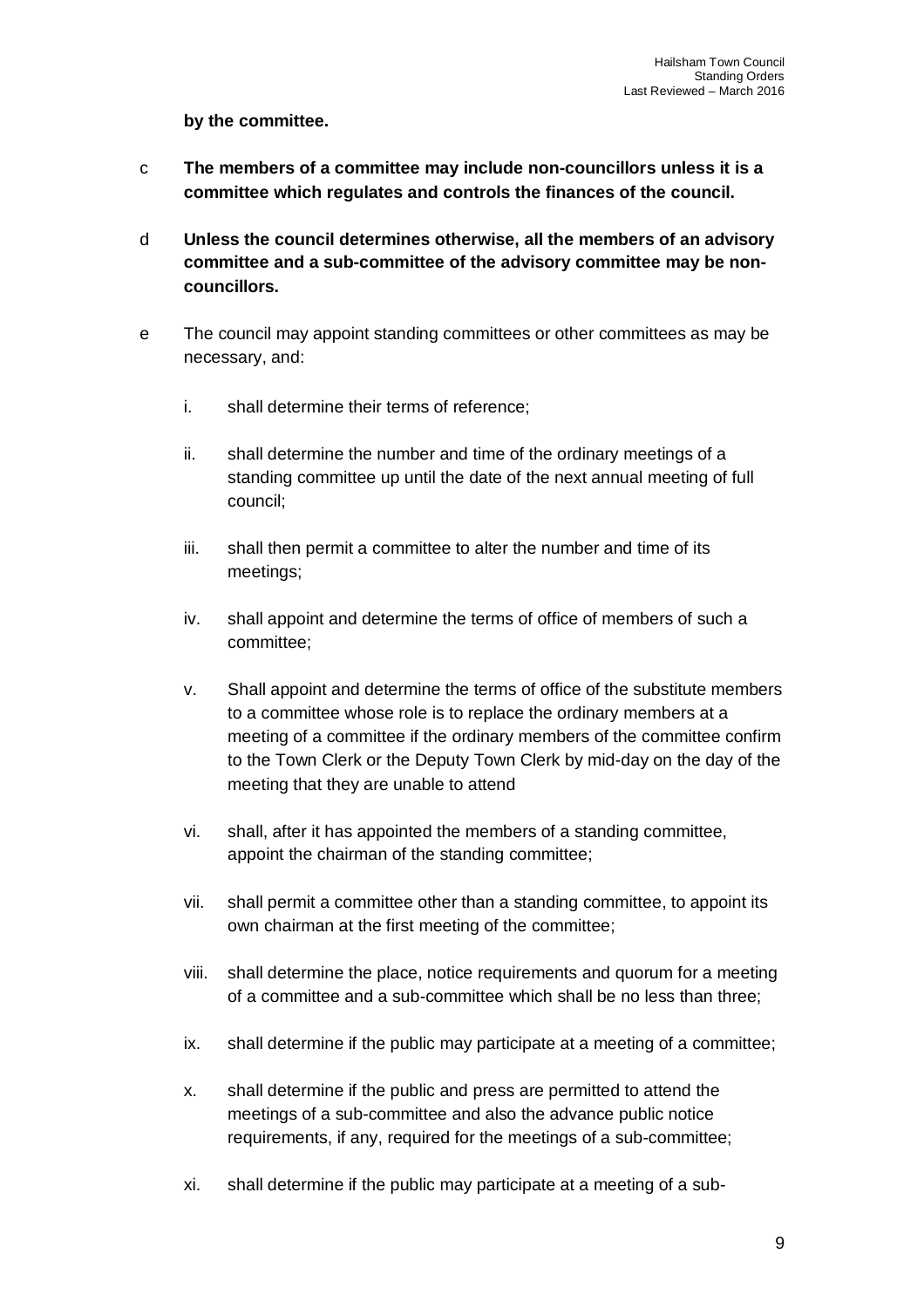**by the committee.**

c **The members of a committee may include non-councillors unless it is a committee which regulates and controls the finances of the council.**

d **Unless the council determines otherwise, all the members of an advisory committee and a sub-committee of the advisory committee may be non-councillors.**

e The council may appoint standing committees or other committees as may be necessary, and:

i. shall determine their terms of reference;

ii. shall determine the number and time of the ordinary meetings of a standing committee up until the date of the next annual meeting of full council;

iii. shall then permit a committee to alter the number and time of its meetings;

iv. shall appoint and determine the terms of office of members of such a committee;

v. Shall appoint and determine the terms of office of the substitute members to a committee whose role is to replace the ordinary members at a meeting of a committee if the ordinary members of the committee confirm to the Town Clerk or the Deputy Town Clerk by mid-day on the day of the meeting that they are unable to attend

vi. shall, after it has appointed the members of a standing committee, appoint the chairman of the standing committee;

vii. shall permit a committee other than a standing committee, to appoint its own chairman at the first meeting of the committee;

viii. shall determine the place, notice requirements and quorum for a meeting of a committee and a sub-committee which shall be no less than three;

ix. shall determine if the public may participate at a meeting of a committee;

x. shall determine if the public and press are permitted to attend the meetings of a sub-committee and also the advance public notice requirements, if any, required for the meetings of a sub-committee;

xi. shall determine if the public may participate at a meeting of a sub-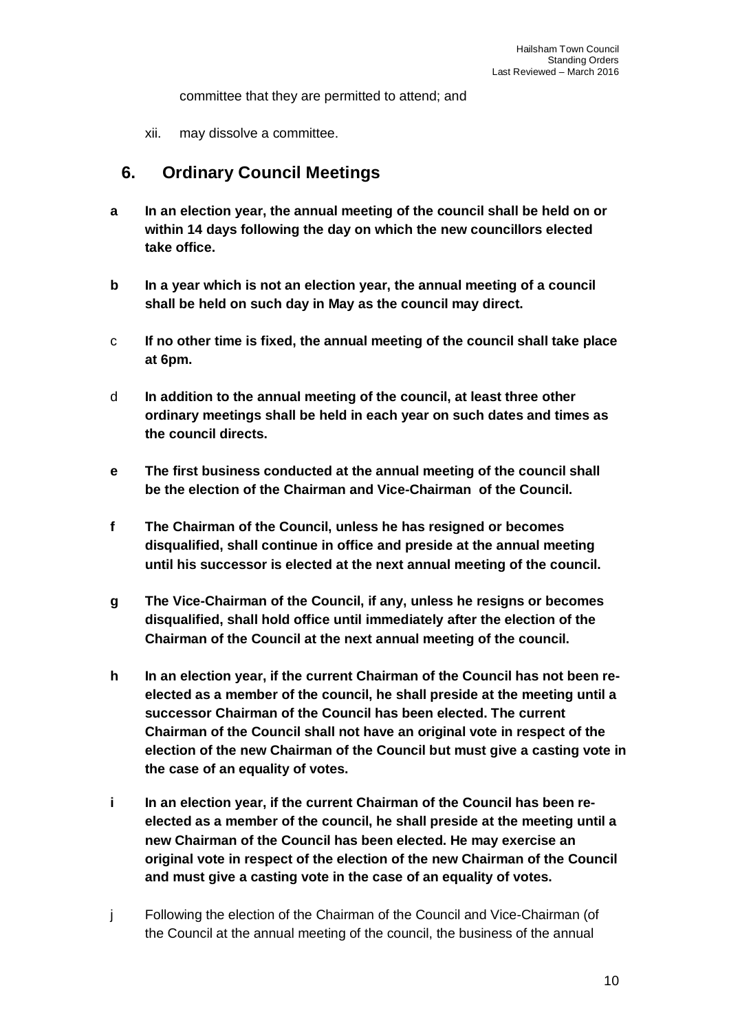committee that they are permitted to attend; and

xii. may dissolve a committee.

## 6. Ordinary Council Meetings

**a In an election year, the annual meeting of the council shall be held on or within 14 days following the day on which the new councillors elected take office.**

**b In a year which is not an election year, the annual meeting of a council shall be held on such day in May as the council may direct.**

c **If no other time is fixed, the annual meeting of the council shall take place at 6pm.**

d **In addition to the annual meeting of the council, at least three other ordinary meetings shall be held in each year on such dates and times as the council directs.**

**e The first business conducted at the annual meeting of the council shall be the election of the Chairman and Vice-Chairman of the Council.**

**f The Chairman of the Council, unless he has resigned or becomes disqualified, shall continue in office and preside at the annual meeting until his successor is elected at the next annual meeting of the council.**

**g The Vice-Chairman of the Council, if any, unless he resigns or becomes disqualified, shall hold office until immediately after the election of the Chairman of the Council at the next annual meeting of the council.**

**h In an election year, if the current Chairman of the Council has not been re-elected as a member of the council, he shall preside at the meeting until a successor Chairman of the Council has been elected. The current Chairman of the Council shall not have an original vote in respect of the election of the new Chairman of the Council but must give a casting vote in the case of an equality of votes.**

**i In an election year, if the current Chairman of the Council has been re-elected as a member of the council, he shall preside at the meeting until a new Chairman of the Council has been elected. He may exercise an original vote in respect of the election of the new Chairman of the Council and must give a casting vote in the case of an equality of votes.**

j Following the election of the Chairman of the Council and Vice-Chairman (of the Council at the annual meeting of the council, the business of the annual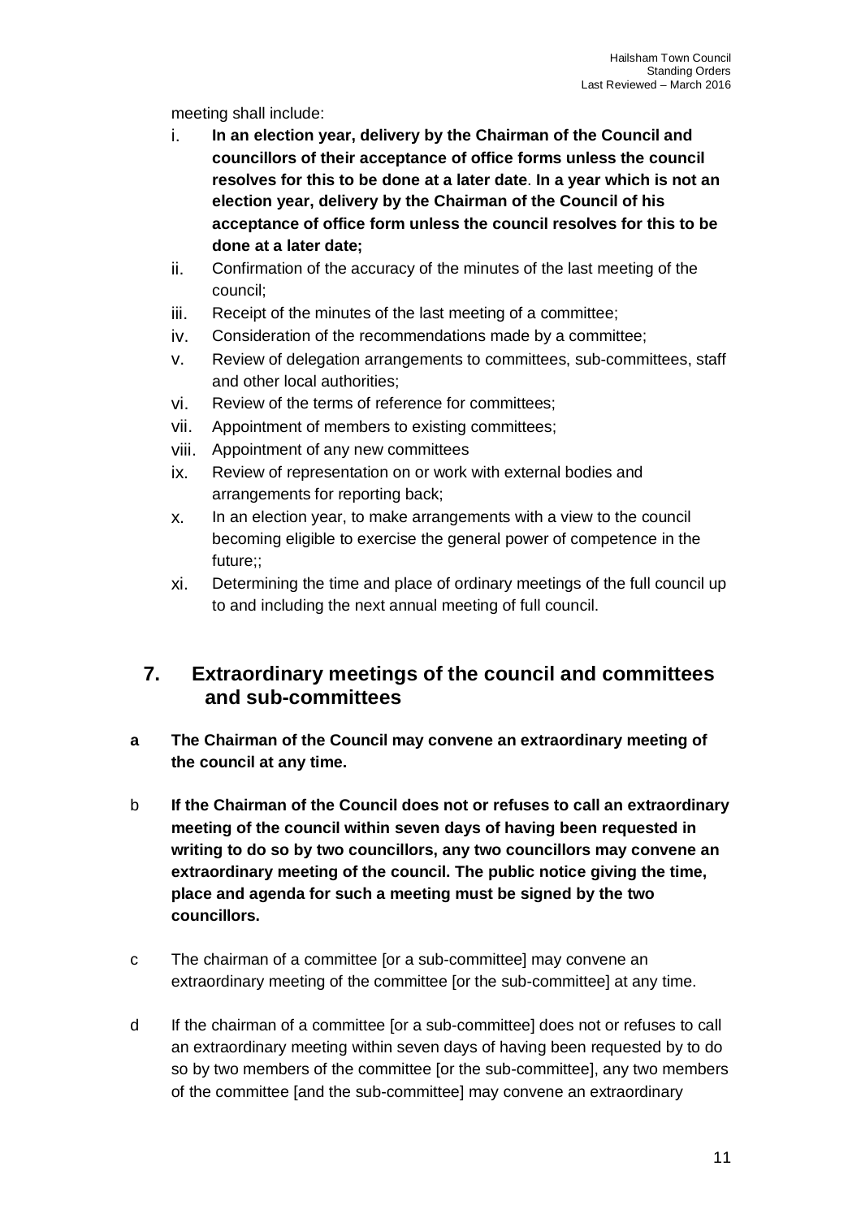meeting shall include:

i. **In an election year, delivery by the Chairman of the Council and councillors of their acceptance of office forms unless the council resolves for this to be done at a later date**. **In a year which is not an election year, delivery by the Chairman of the Council of his acceptance of office form unless the council resolves for this to be done at a later date;**
ii. Confirmation of the accuracy of the minutes of the last meeting of the council;
iii. Receipt of the minutes of the last meeting of a committee;
iv. Consideration of the recommendations made by a committee;
v. Review of delegation arrangements to committees, sub-committees, staff and other local authorities;
vi. Review of the terms of reference for committees;
vii. Appointment of members to existing committees;
viii. Appointment of any new committees
ix. Review of representation on or work with external bodies and arrangements for reporting back;
x. In an election year, to make arrangements with a view to the council becoming eligible to exercise the general power of competence in the future;;
xi. Determining the time and place of ordinary meetings of the full council up to and including the next annual meeting of full council.

## 7. Extraordinary meetings of the council and committees and sub-committees

**a The Chairman of the Council may convene an extraordinary meeting of the council at any time.**

b **If the Chairman of the Council does not or refuses to call an extraordinary meeting of the council within seven days of having been requested in writing to do so by two councillors, any two councillors may convene an extraordinary meeting of the council. The public notice giving the time, place and agenda for such a meeting must be signed by the two councillors.**

c The chairman of a committee [or a sub-committee] may convene an extraordinary meeting of the committee [or the sub-committee] at any time.

d If the chairman of a committee [or a sub-committee] does not or refuses to call an extraordinary meeting within seven days of having been requested by to do so by two members of the committee [or the sub-committee], any two members of the committee [and the sub-committee] may convene an extraordinary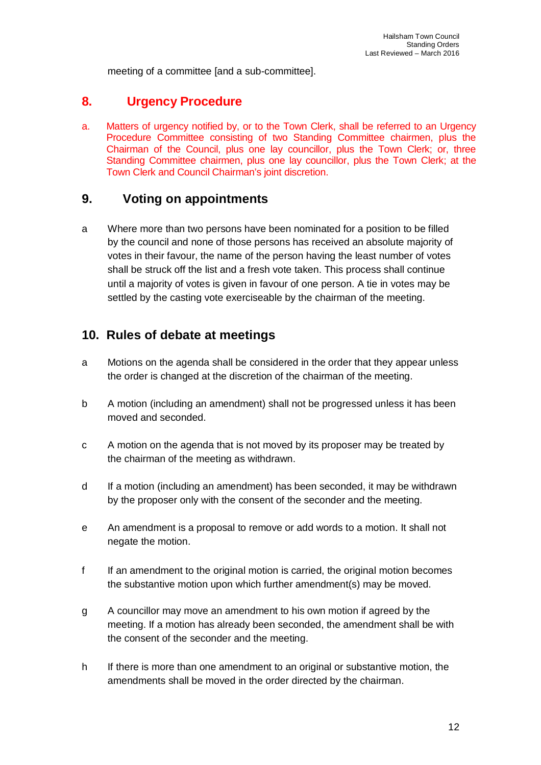meeting of a committee [and a sub-committee].

## 8. Urgency Procedure

a. Matters of urgency notified by, or to the Town Clerk, shall be referred to an Urgency Procedure Committee consisting of two Standing Committee chairmen, plus the Chairman of the Council, plus one lay councillor, plus the Town Clerk; or, three Standing Committee chairmen, plus one lay councillor, plus the Town Clerk; at the Town Clerk and Council Chairman's joint discretion.

## 9. Voting on appointments

a Where more than two persons have been nominated for a position to be filled by the council and none of those persons has received an absolute majority of votes in their favour, the name of the person having the least number of votes shall be struck off the list and a fresh vote taken. This process shall continue until a majority of votes is given in favour of one person. A tie in votes may be settled by the casting vote exerciseable by the chairman of the meeting.

## 10. Rules of debate at meetings

a Motions on the agenda shall be considered in the order that they appear unless the order is changed at the discretion of the chairman of the meeting.

b A motion (including an amendment) shall not be progressed unless it has been moved and seconded.

c A motion on the agenda that is not moved by its proposer may be treated by the chairman of the meeting as withdrawn.

d If a motion (including an amendment) has been seconded, it may be withdrawn by the proposer only with the consent of the seconder and the meeting.

e An amendment is a proposal to remove or add words to a motion. It shall not negate the motion.

f If an amendment to the original motion is carried, the original motion becomes the substantive motion upon which further amendment(s) may be moved.

g A councillor may move an amendment to his own motion if agreed by the meeting. If a motion has already been seconded, the amendment shall be with the consent of the seconder and the meeting.

h If there is more than one amendment to an original or substantive motion, the amendments shall be moved in the order directed by the chairman.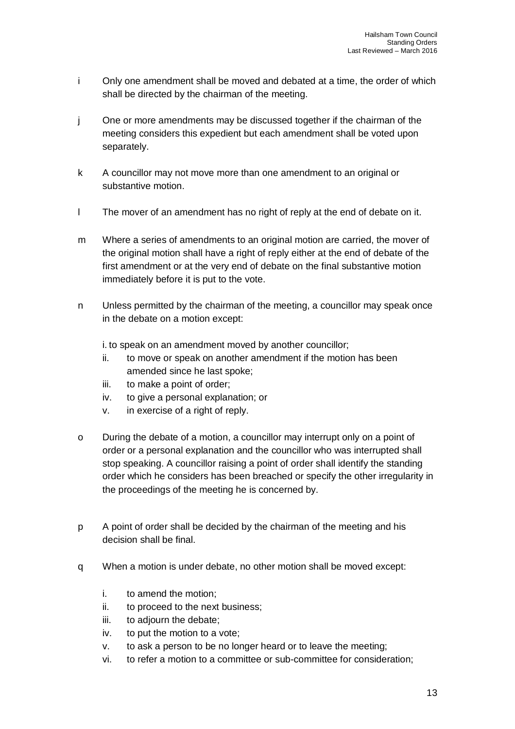i Only one amendment shall be moved and debated at a time, the order of which shall be directed by the chairman of the meeting.

j One or more amendments may be discussed together if the chairman of the meeting considers this expedient but each amendment shall be voted upon separately.

k A councillor may not move more than one amendment to an original or substantive motion.

l The mover of an amendment has no right of reply at the end of debate on it.

m Where a series of amendments to an original motion are carried, the mover of the original motion shall have a right of reply either at the end of debate of the first amendment or at the very end of debate on the final substantive motion immediately before it is put to the vote.

n Unless permitted by the chairman of the meeting, a councillor may speak once in the debate on a motion except:

   i. to speak on an amendment moved by another councillor;
   ii. to move or speak on another amendment if the motion has been amended since he last spoke;
   iii. to make a point of order;
   iv. to give a personal explanation; or
   v. in exercise of a right of reply.

o During the debate of a motion, a councillor may interrupt only on a point of order or a personal explanation and the councillor who was interrupted shall stop speaking. A councillor raising a point of order shall identify the standing order which he considers has been breached or specify the other irregularity in the proceedings of the meeting he is concerned by.

p A point of order shall be decided by the chairman of the meeting and his decision shall be final.

q When a motion is under debate, no other motion shall be moved except:

   i. to amend the motion;
   ii. to proceed to the next business;
   iii. to adjourn the debate;
   iv. to put the motion to a vote;
   v. to ask a person to be no longer heard or to leave the meeting;
   vi. to refer a motion to a committee or sub-committee for consideration;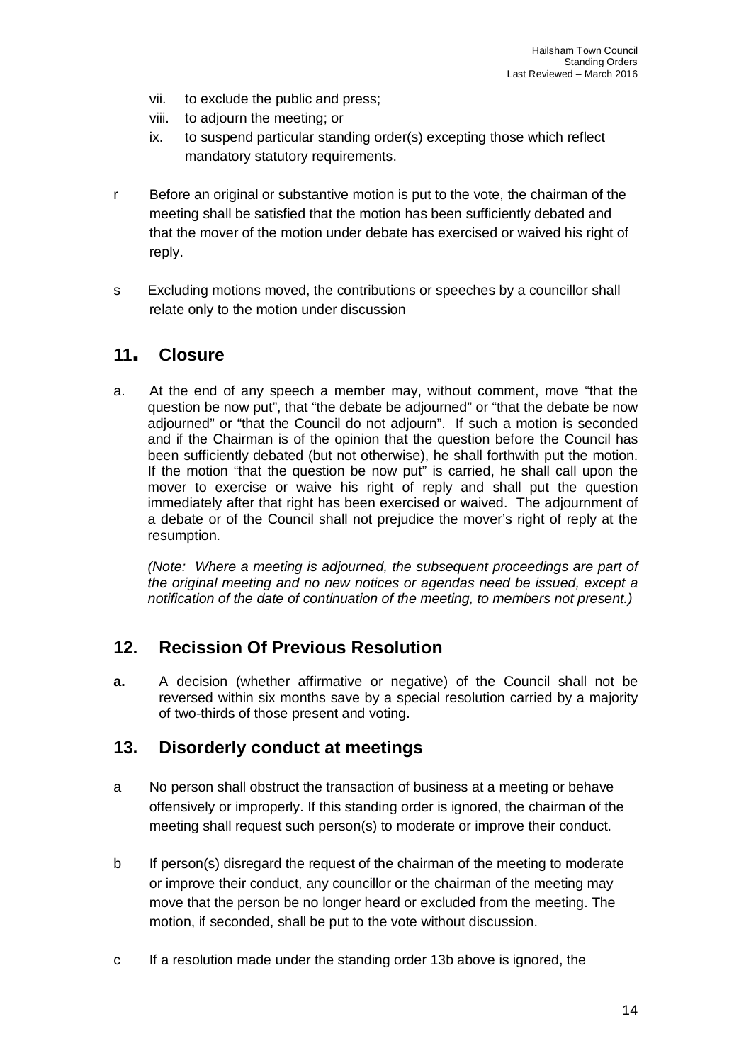vii. to exclude the public and press;

viii. to adjourn the meeting; or

ix. to suspend particular standing order(s) excepting those which reflect mandatory statutory requirements.

r Before an original or substantive motion is put to the vote, the chairman of the meeting shall be satisfied that the motion has been sufficiently debated and that the mover of the motion under debate has exercised or waived his right of reply.

s Excluding motions moved, the contributions or speeches by a councillor shall relate only to the motion under discussion

## 11. Closure

a. At the end of any speech a member may, without comment, move "that the question be now put", that "the debate be adjourned" or "that the debate be now adjourned" or "that the Council do not adjourn". If such a motion is seconded and if the Chairman is of the opinion that the question before the Council has been sufficiently debated (but not otherwise), he shall forthwith put the motion. If the motion "that the question be now put" is carried, he shall call upon the mover to exercise or waive his right of reply and shall put the question immediately after that right has been exercised or waived. The adjournment of a debate or of the Council shall not prejudice the mover's right of reply at the resumption.

*(Note: Where a meeting is adjourned, the subsequent proceedings are part of the original meeting and no new notices or agendas need be issued, except a notification of the date of continuation of the meeting, to members not present.)*

## 12. Recission Of Previous Resolution

**a.** A decision (whether affirmative or negative) of the Council shall not be reversed within six months save by a special resolution carried by a majority of two-thirds of those present and voting.

## 13. Disorderly conduct at meetings

a No person shall obstruct the transaction of business at a meeting or behave offensively or improperly. If this standing order is ignored, the chairman of the meeting shall request such person(s) to moderate or improve their conduct.

b If person(s) disregard the request of the chairman of the meeting to moderate or improve their conduct, any councillor or the chairman of the meeting may move that the person be no longer heard or excluded from the meeting. The motion, if seconded, shall be put to the vote without discussion.

c If a resolution made under the standing order 13b above is ignored, the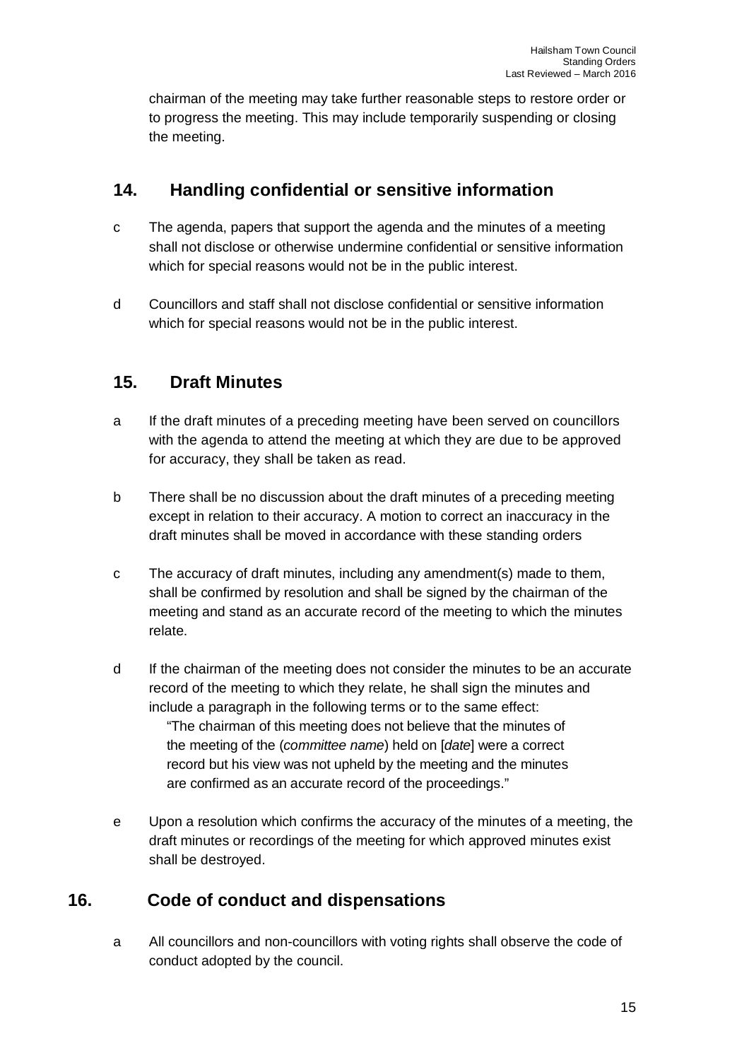chairman of the meeting may take further reasonable steps to restore order or to progress the meeting. This may include temporarily suspending or closing the meeting.

## 14. Handling confidential or sensitive information

c The agenda, papers that support the agenda and the minutes of a meeting shall not disclose or otherwise undermine confidential or sensitive information which for special reasons would not be in the public interest.

d Councillors and staff shall not disclose confidential or sensitive information which for special reasons would not be in the public interest.

## 15. Draft Minutes

a If the draft minutes of a preceding meeting have been served on councillors with the agenda to attend the meeting at which they are due to be approved for accuracy, they shall be taken as read.

b There shall be no discussion about the draft minutes of a preceding meeting except in relation to their accuracy. A motion to correct an inaccuracy in the draft minutes shall be moved in accordance with these standing orders

c The accuracy of draft minutes, including any amendment(s) made to them, shall be confirmed by resolution and shall be signed by the chairman of the meeting and stand as an accurate record of the meeting to which the minutes relate.

d If the chairman of the meeting does not consider the minutes to be an accurate record of the meeting to which they relate, he shall sign the minutes and include a paragraph in the following terms or to the same effect:

> "The chairman of this meeting does not believe that the minutes of the meeting of the (*committee name*) held on [*date*] were a correct record but his view was not upheld by the meeting and the minutes are confirmed as an accurate record of the proceedings."

e Upon a resolution which confirms the accuracy of the minutes of a meeting, the draft minutes or recordings of the meeting for which approved minutes exist shall be destroyed.

## 16. Code of conduct and dispensations

a All councillors and non-councillors with voting rights shall observe the code of conduct adopted by the council.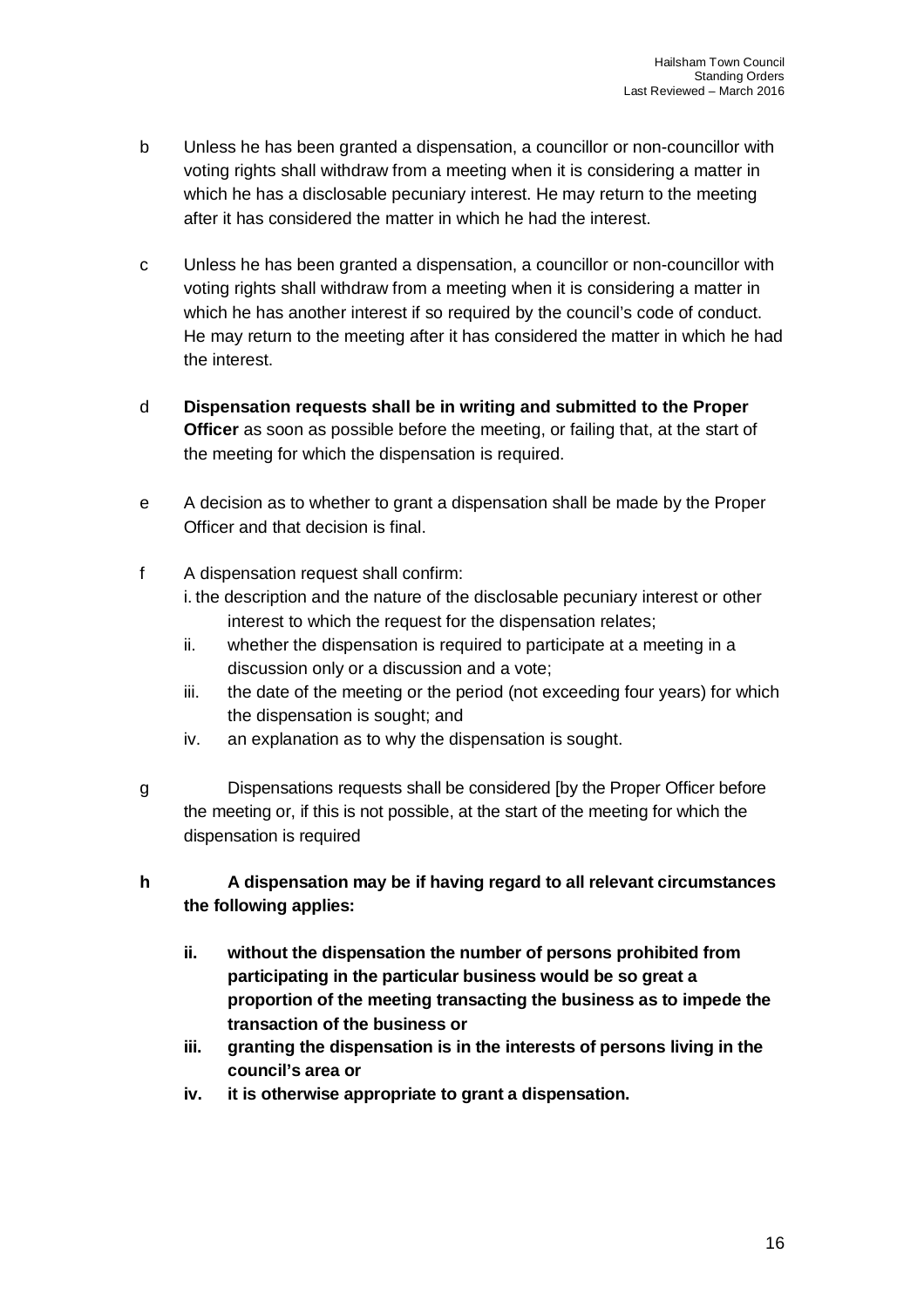b Unless he has been granted a dispensation, a councillor or non-councillor with voting rights shall withdraw from a meeting when it is considering a matter in which he has a disclosable pecuniary interest. He may return to the meeting after it has considered the matter in which he had the interest.

c Unless he has been granted a dispensation, a councillor or non-councillor with voting rights shall withdraw from a meeting when it is considering a matter in which he has another interest if so required by the council's code of conduct. He may return to the meeting after it has considered the matter in which he had the interest.

d **Dispensation requests shall be in writing and submitted to the Proper Officer** as soon as possible before the meeting, or failing that, at the start of the meeting for which the dispensation is required.

e A decision as to whether to grant a dispensation shall be made by the Proper Officer and that decision is final.

f A dispensation request shall confirm:

  i. the description and the nature of the disclosable pecuniary interest or other interest to which the request for the dispensation relates;
  
  ii. whether the dispensation is required to participate at a meeting in a discussion only or a discussion and a vote;
  
  iii. the date of the meeting or the period (not exceeding four years) for which the dispensation is sought; and
  
  iv. an explanation as to why the dispensation is sought.

g Dispensations requests shall be considered [by the Proper Officer before the meeting or, if this is not possible, at the start of the meeting for which the dispensation is required

**h A dispensation may be if having regard to all relevant circumstances the following applies:**

  **ii. without the dispensation the number of persons prohibited from participating in the particular business would be so great a proportion of the meeting transacting the business as to impede the transaction of the business or**
  
  **iii. granting the dispensation is in the interests of persons living in the council's area or**
  
  **iv. it is otherwise appropriate to grant a dispensation.**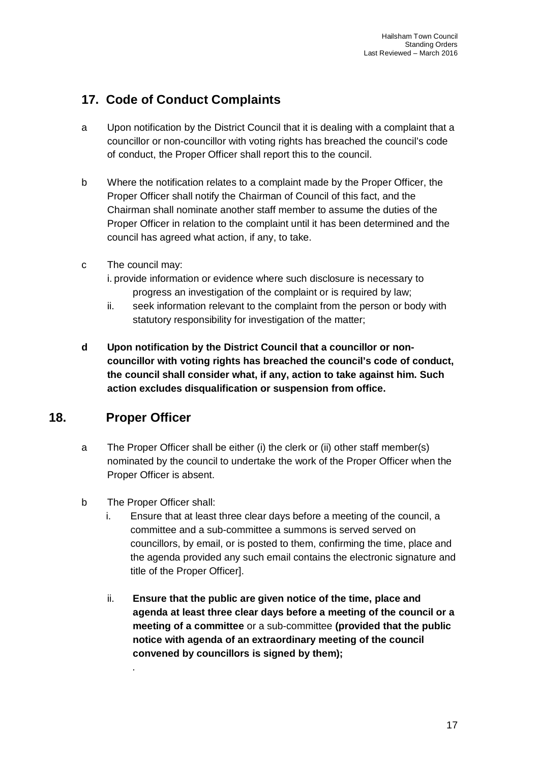## 17. Code of Conduct Complaints

a Upon notification by the District Council that it is dealing with a complaint that a councillor or non-councillor with voting rights has breached the council's code of conduct, the Proper Officer shall report this to the council.

b Where the notification relates to a complaint made by the Proper Officer, the Proper Officer shall notify the Chairman of Council of this fact, and the Chairman shall nominate another staff member to assume the duties of the Proper Officer in relation to the complaint until it has been determined and the council has agreed what action, if any, to take.

c The council may:

   i. provide information or evidence where such disclosure is necessary to progress an investigation of the complaint or is required by law;

   ii. seek information relevant to the complaint from the person or body with statutory responsibility for investigation of the matter;

**d Upon notification by the District Council that a councillor or non-councillor with voting rights has breached the council's code of conduct, the council shall consider what, if any, action to take against him. Such action excludes disqualification or suspension from office.**

## 18. Proper Officer

a The Proper Officer shall be either (i) the clerk or (ii) other staff member(s) nominated by the council to undertake the work of the Proper Officer when the Proper Officer is absent.

b The Proper Officer shall:

   i. Ensure that at least three clear days before a meeting of the council, a committee and a sub-committee a summons is served served on councillors, by email, or is posted to them, confirming the time, place and the agenda provided any such email contains the electronic signature and title of the Proper Officer].

   ii. **Ensure that the public are given notice of the time, place and agenda at least three clear days before a meeting of the council or a meeting of a committee** or a sub-committee **(provided that the public notice with agenda of an extraordinary meeting of the council convened by councillors is signed by them);**

   .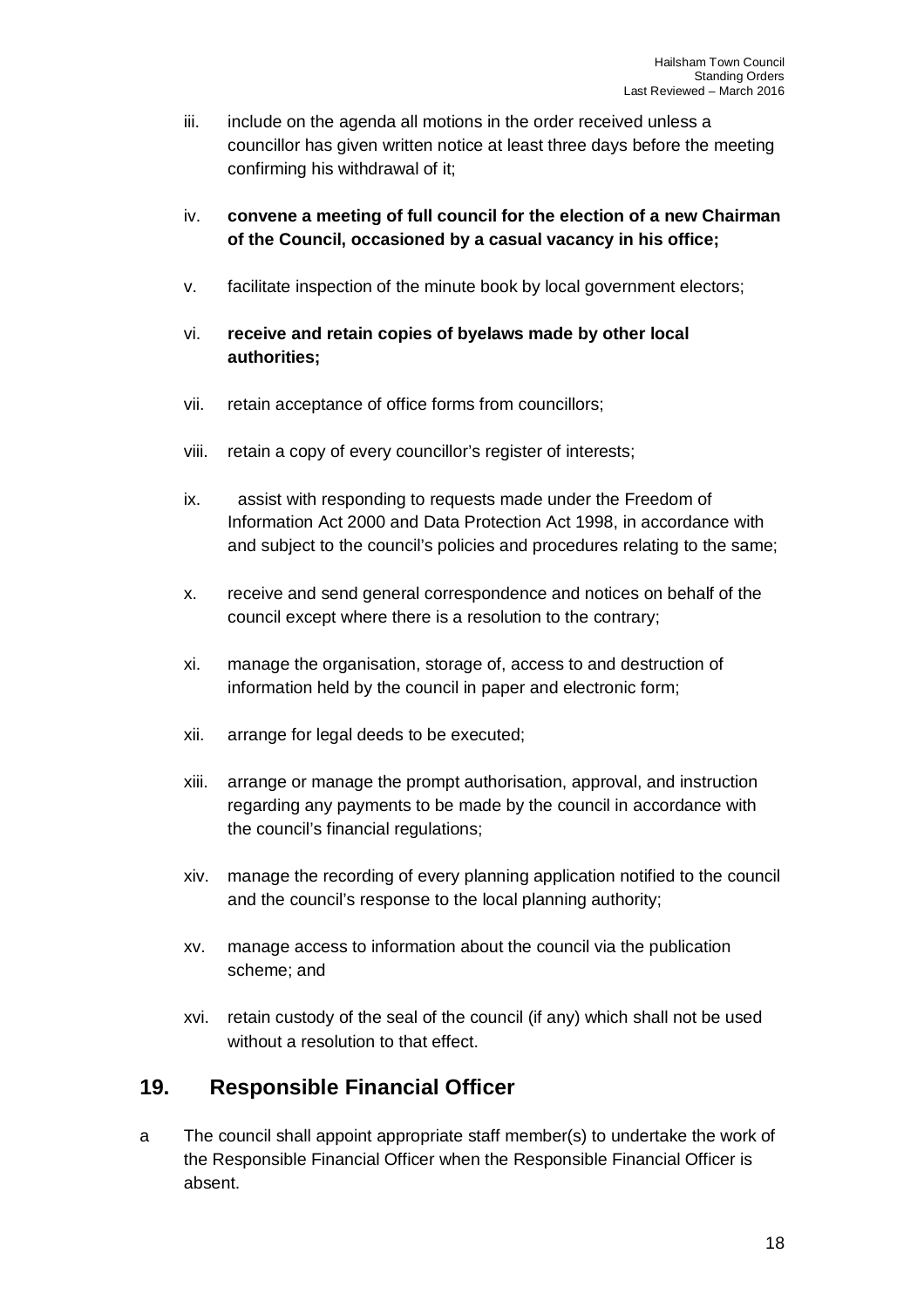iii. include on the agenda all motions in the order received unless a councillor has given written notice at least three days before the meeting confirming his withdrawal of it;

iv. **convene a meeting of full council for the election of a new Chairman of the Council, occasioned by a casual vacancy in his office;**

v. facilitate inspection of the minute book by local government electors;

vi. **receive and retain copies of byelaws made by other local authorities;**

vii. retain acceptance of office forms from councillors;

viii. retain a copy of every councillor's register of interests;

ix. assist with responding to requests made under the Freedom of Information Act 2000 and Data Protection Act 1998, in accordance with and subject to the council's policies and procedures relating to the same;

x. receive and send general correspondence and notices on behalf of the council except where there is a resolution to the contrary;

xi. manage the organisation, storage of, access to and destruction of information held by the council in paper and electronic form;

xii. arrange for legal deeds to be executed;

xiii. arrange or manage the prompt authorisation, approval, and instruction regarding any payments to be made by the council in accordance with the council's financial regulations;

xiv. manage the recording of every planning application notified to the council and the council's response to the local planning authority;

xv. manage access to information about the council via the publication scheme; and

xvi. retain custody of the seal of the council (if any) which shall not be used without a resolution to that effect.

## 19. Responsible Financial Officer

a The council shall appoint appropriate staff member(s) to undertake the work of the Responsible Financial Officer when the Responsible Financial Officer is absent.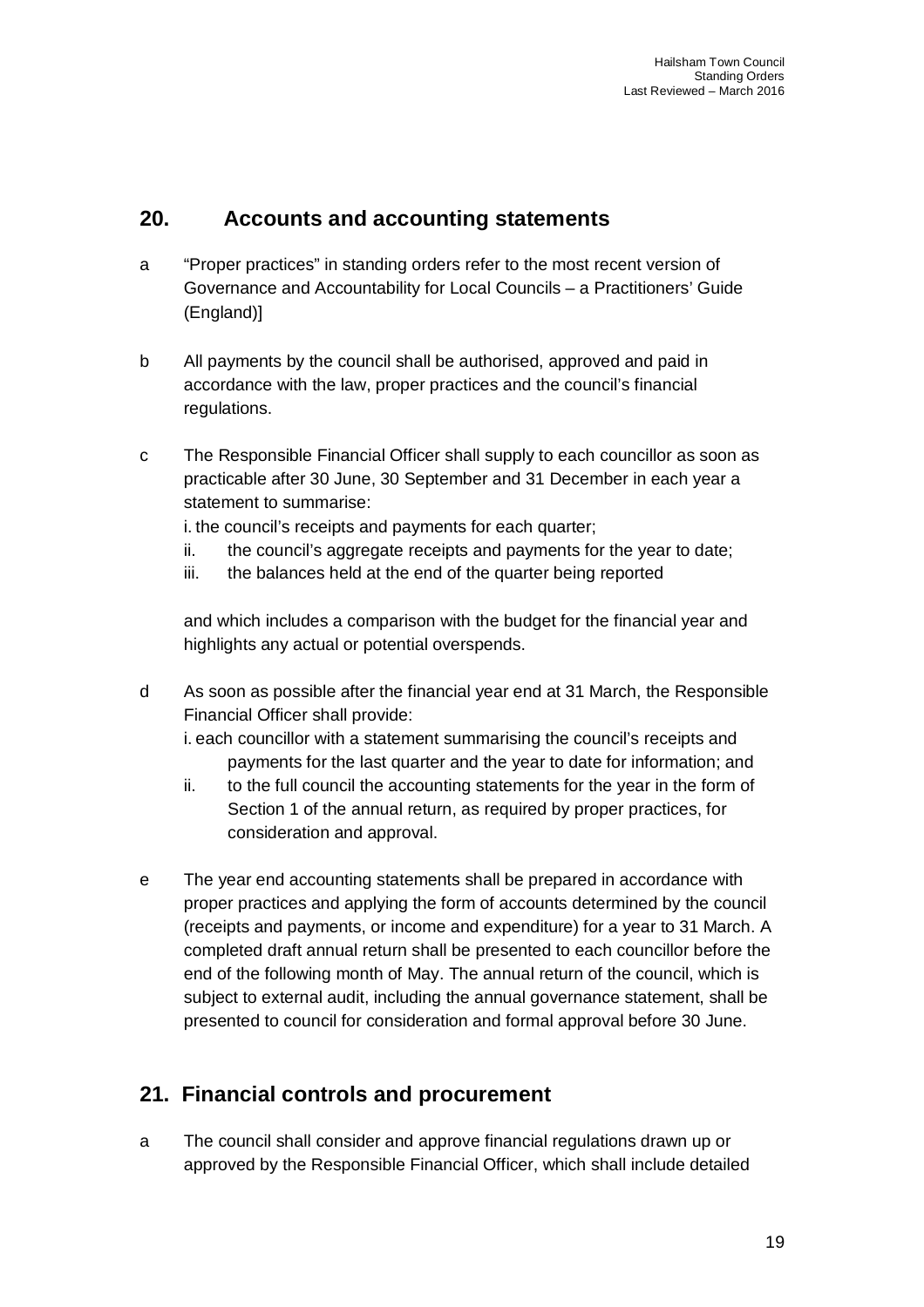## 20. Accounts and accounting statements

a "Proper practices" in standing orders refer to the most recent version of Governance and Accountability for Local Councils – a Practitioners' Guide (England)]

b All payments by the council shall be authorised, approved and paid in accordance with the law, proper practices and the council's financial regulations.

c The Responsible Financial Officer shall supply to each councillor as soon as practicable after 30 June, 30 September and 31 December in each year a statement to summarise:

i. the council's receipts and payments for each quarter;
ii. the council's aggregate receipts and payments for the year to date;
iii. the balances held at the end of the quarter being reported

and which includes a comparison with the budget for the financial year and highlights any actual or potential overspends.

d As soon as possible after the financial year end at 31 March, the Responsible Financial Officer shall provide:

i. each councillor with a statement summarising the council's receipts and payments for the last quarter and the year to date for information; and
ii. to the full council the accounting statements for the year in the form of Section 1 of the annual return, as required by proper practices, for consideration and approval.

e The year end accounting statements shall be prepared in accordance with proper practices and applying the form of accounts determined by the council (receipts and payments, or income and expenditure) for a year to 31 March. A completed draft annual return shall be presented to each councillor before the end of the following month of May. The annual return of the council, which is subject to external audit, including the annual governance statement, shall be presented to council for consideration and formal approval before 30 June.

## 21. Financial controls and procurement

a The council shall consider and approve financial regulations drawn up or approved by the Responsible Financial Officer, which shall include detailed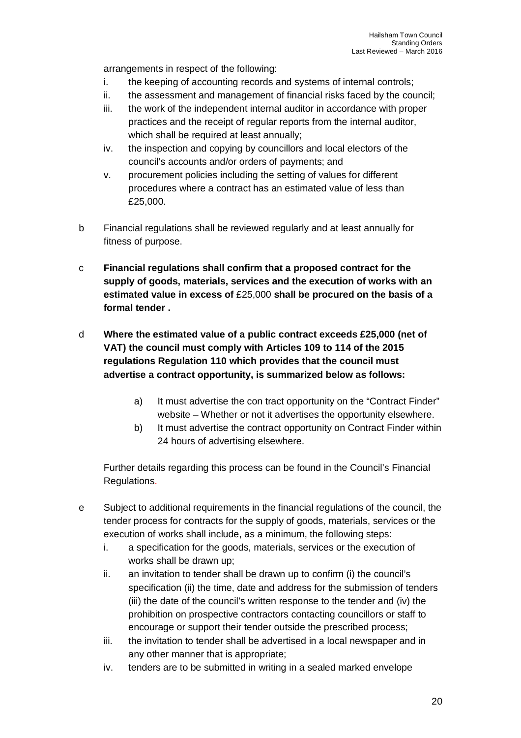arrangements in respect of the following:

- i. the keeping of accounting records and systems of internal controls;
- ii. the assessment and management of financial risks faced by the council;
- iii. the work of the independent internal auditor in accordance with proper practices and the receipt of regular reports from the internal auditor, which shall be required at least annually;
- iv. the inspection and copying by councillors and local electors of the council's accounts and/or orders of payments; and
- v. procurement policies including the setting of values for different procedures where a contract has an estimated value of less than £25,000.

b Financial regulations shall be reviewed regularly and at least annually for fitness of purpose.

c **Financial regulations shall confirm that a proposed contract for the supply of goods, materials, services and the execution of works with an estimated value in excess of** £25,000 **shall be procured on the basis of a formal tender .**

d **Where the estimated value of a public contract exceeds £25,000 (net of VAT) the council must comply with Articles 109 to 114 of the 2015 regulations Regulation 110 which provides that the council must advertise a contract opportunity, is summarized below as follows:**

- a) It must advertise the con tract opportunity on the "Contract Finder" website – Whether or not it advertises the opportunity elsewhere.
- b) It must advertise the contract opportunity on Contract Finder within 24 hours of advertising elsewhere.

Further details regarding this process can be found in the Council's Financial Regulations.

e Subject to additional requirements in the financial regulations of the council, the tender process for contracts for the supply of goods, materials, services or the execution of works shall include, as a minimum, the following steps:

- i. a specification for the goods, materials, services or the execution of works shall be drawn up;
- ii. an invitation to tender shall be drawn up to confirm (i) the council's specification (ii) the time, date and address for the submission of tenders (iii) the date of the council's written response to the tender and (iv) the prohibition on prospective contractors contacting councillors or staff to encourage or support their tender outside the prescribed process;
- iii. the invitation to tender shall be advertised in a local newspaper and in any other manner that is appropriate;
- iv. tenders are to be submitted in writing in a sealed marked envelope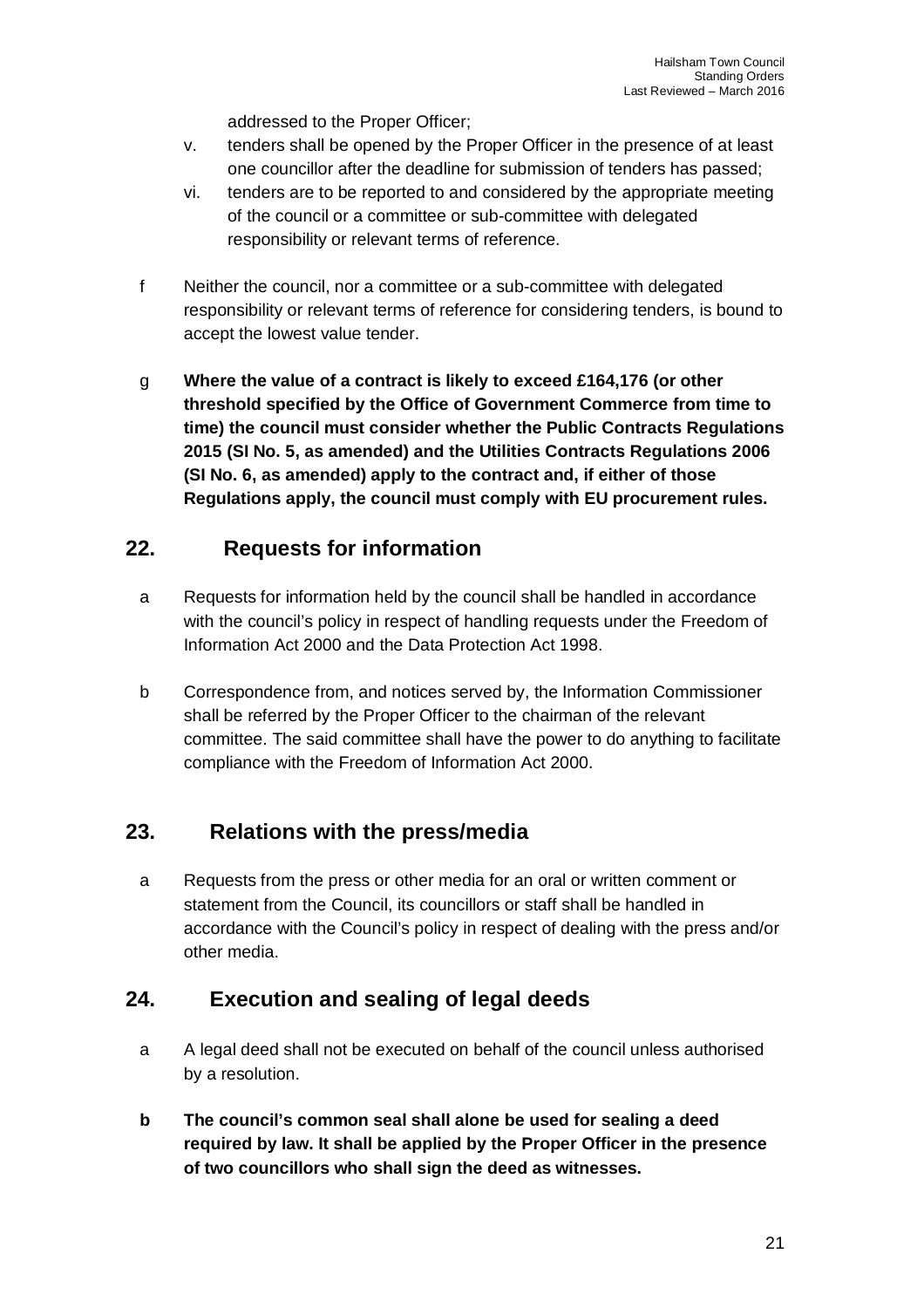addressed to the Proper Officer;

v. tenders shall be opened by the Proper Officer in the presence of at least one councillor after the deadline for submission of tenders has passed;

vi. tenders are to be reported to and considered by the appropriate meeting of the council or a committee or sub-committee with delegated responsibility or relevant terms of reference.

f Neither the council, nor a committee or a sub-committee with delegated responsibility or relevant terms of reference for considering tenders, is bound to accept the lowest value tender.

g **Where the value of a contract is likely to exceed £164,176 (or other threshold specified by the Office of Government Commerce from time to time) the council must consider whether the Public Contracts Regulations 2015 (SI No. 5, as amended) and the Utilities Contracts Regulations 2006 (SI No. 6, as amended) apply to the contract and, if either of those Regulations apply, the council must comply with EU procurement rules.**

## 22. Requests for information

a Requests for information held by the council shall be handled in accordance with the council's policy in respect of handling requests under the Freedom of Information Act 2000 and the Data Protection Act 1998.

b Correspondence from, and notices served by, the Information Commissioner shall be referred by the Proper Officer to the chairman of the relevant committee. The said committee shall have the power to do anything to facilitate compliance with the Freedom of Information Act 2000.

## 23. Relations with the press/media

a Requests from the press or other media for an oral or written comment or statement from the Council, its councillors or staff shall be handled in accordance with the Council's policy in respect of dealing with the press and/or other media.

## 24. Execution and sealing of legal deeds

a A legal deed shall not be executed on behalf of the council unless authorised by a resolution.

**b The council's common seal shall alone be used for sealing a deed required by law. It shall be applied by the Proper Officer in the presence of two councillors who shall sign the deed as witnesses.**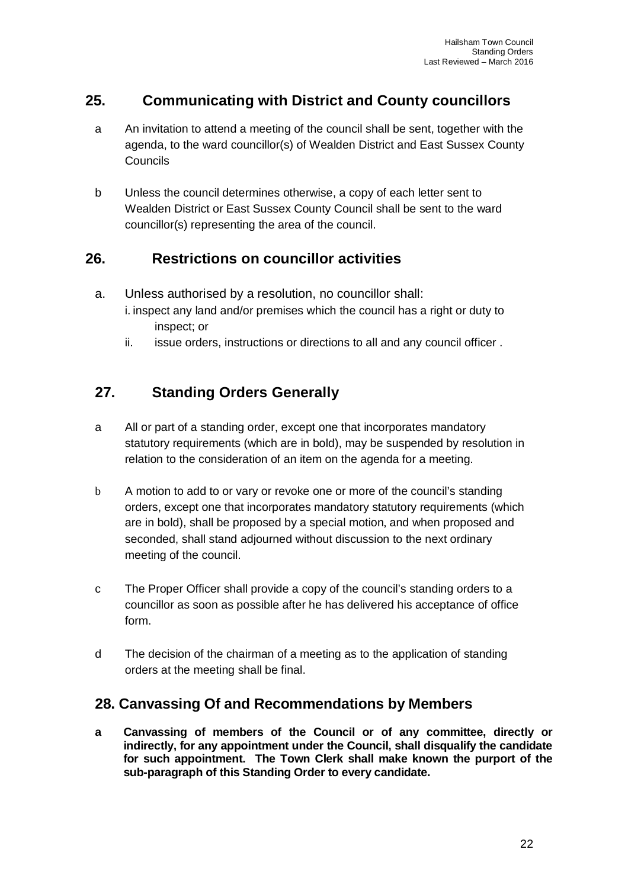## 25. Communicating with District and County councillors

a. An invitation to attend a meeting of the council shall be sent, together with the agenda, to the ward councillor(s) of Wealden District and East Sussex County Councils

b. Unless the council determines otherwise, a copy of each letter sent to Wealden District or East Sussex County Council shall be sent to the ward councillor(s) representing the area of the council.

## 26. Restrictions on councillor activities

a. Unless authorised by a resolution, no councillor shall:
   i. inspect any land and/or premises which the council has a right or duty to inspect; or
   ii. issue orders, instructions or directions to all and any council officer .

## 27. Standing Orders Generally

a. All or part of a standing order, except one that incorporates mandatory statutory requirements (which are in bold), may be suspended by resolution in relation to the consideration of an item on the agenda for a meeting.

b. A motion to add to or vary or revoke one or more of the council's standing orders, except one that incorporates mandatory statutory requirements (which are in bold), shall be proposed by a special motion, and when proposed and seconded, shall stand adjourned without discussion to the next ordinary meeting of the council.

c. The Proper Officer shall provide a copy of the council's standing orders to a councillor as soon as possible after he has delivered his acceptance of office form.

d. The decision of the chairman of a meeting as to the application of standing orders at the meeting shall be final.

## 28. Canvassing Of and Recommendations by Members

**a. Canvassing of members of the Council or of any committee, directly or indirectly, for any appointment under the Council, shall disqualify the candidate for such appointment. The Town Clerk shall make known the purport of the sub-paragraph of this Standing Order to every candidate.**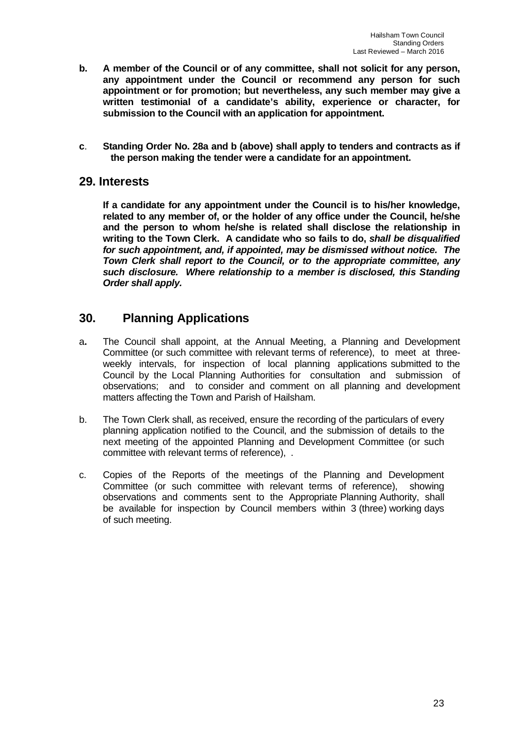**b. A member of the Council or of any committee, shall not solicit for any person, any appointment under the Council or recommend any person for such appointment or for promotion; but nevertheless, any such member may give a written testimonial of a candidate's ability, experience or character, for submission to the Council with an application for appointment.**

**c. Standing Order No. 28a and b (above) shall apply to tenders and contracts as if the person making the tender were a candidate for an appointment.**

## 29. Interests

**If a candidate for any appointment under the Council is to his/her knowledge, related to any member of, or the holder of any office under the Council, he/she and the person to whom he/she is related shall disclose the relationship in writing to the Town Clerk. A candidate who so fails to do, *shall be disqualified for such appointment, and, if appointed, may be dismissed without notice. The Town Clerk shall report to the Council, or to the appropriate committee, any such disclosure. Where relationship to a member is disclosed, this Standing Order shall apply.***

## 30. Planning Applications

a. The Council shall appoint, at the Annual Meeting, a Planning and Development Committee (or such committee with relevant terms of reference), to meet at three-weekly intervals, for inspection of local planning applications submitted to the Council by the Local Planning Authorities for consultation and submission of observations; and to consider and comment on all planning and development matters affecting the Town and Parish of Hailsham.

b. The Town Clerk shall, as received, ensure the recording of the particulars of every planning application notified to the Council, and the submission of details to the next meeting of the appointed Planning and Development Committee (or such committee with relevant terms of reference), .

c. Copies of the Reports of the meetings of the Planning and Development Committee (or such committee with relevant terms of reference), showing observations and comments sent to the Appropriate Planning Authority, shall be available for inspection by Council members within 3 (three) working days of such meeting.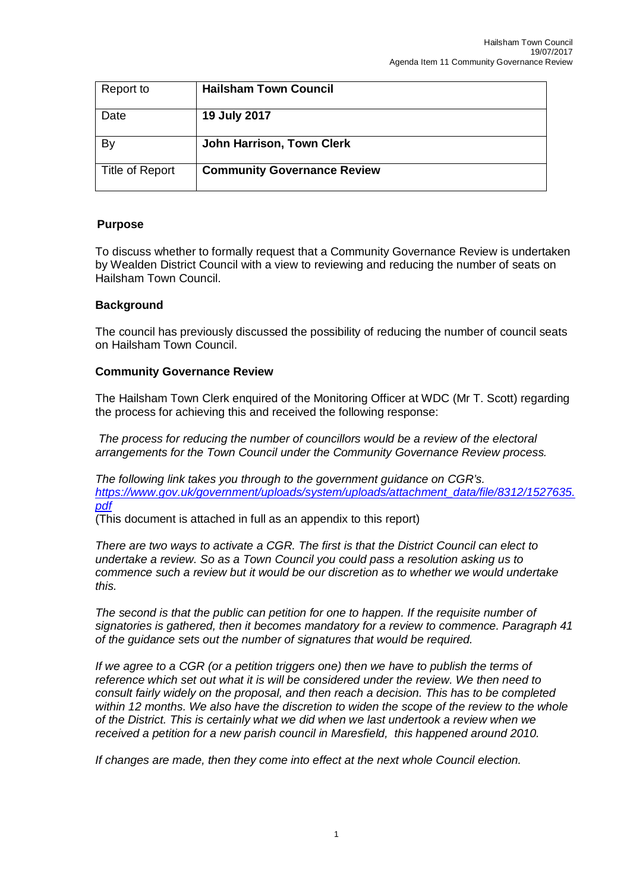| Report to | **Hailsham Town Council** |
|---|---|
| Date | **19 July 2017** |
| By | **John Harrison, Town Clerk** |
| Title of Report | **Community Governance Review** |

**Purpose**

To discuss whether to formally request that a Community Governance Review is undertaken by Wealden District Council with a view to reviewing and reducing the number of seats on Hailsham Town Council.

**Background**

The council has previously discussed the possibility of reducing the number of council seats on Hailsham Town Council.

**Community Governance Review**

The Hailsham Town Clerk enquired of the Monitoring Officer at WDC (Mr T. Scott) regarding the process for achieving this and received the following response:

*The process for reducing the number of councillors would be a review of the electoral arrangements for the Town Council under the Community Governance Review process.*

*The following link takes you through to the government guidance on CGR's.*
*[https://www.gov.uk/government/uploads/system/uploads/attachment_data/file/8312/1527635.pdf](https://www.gov.uk/government/uploads/system/uploads/attachment_data/file/8312/1527635.pdf)*
(This document is attached in full as an appendix to this report)

*There are two ways to activate a CGR. The first is that the District Council can elect to undertake a review. So as a Town Council you could pass a resolution asking us to commence such a review but it would be our discretion as to whether we would undertake this.*

*The second is that the public can petition for one to happen. If the requisite number of signatories is gathered, then it becomes mandatory for a review to commence. Paragraph 41 of the guidance sets out the number of signatures that would be required.*

*If we agree to a CGR (or a petition triggers one) then we have to publish the terms of reference which set out what it is will be considered under the review. We then need to consult fairly widely on the proposal, and then reach a decision. This has to be completed within 12 months. We also have the discretion to widen the scope of the review to the whole of the District. This is certainly what we did when we last undertook a review when we received a petition for a new parish council in Maresfield, this happened around 2010.*

*If changes are made, then they come into effect at the next whole Council election.*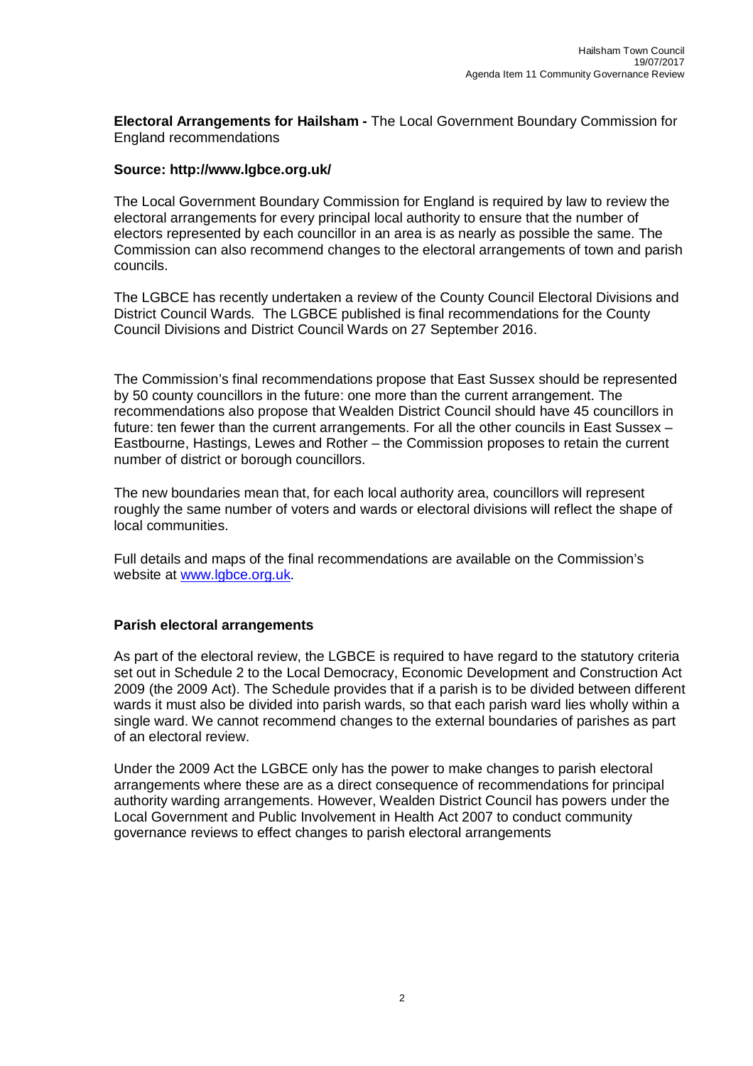**Electoral Arrangements for Hailsham -** The Local Government Boundary Commission for England recommendations

**Source: http://www.lgbce.org.uk/**

The Local Government Boundary Commission for England is required by law to review the electoral arrangements for every principal local authority to ensure that the number of electors represented by each councillor in an area is as nearly as possible the same. The Commission can also recommend changes to the electoral arrangements of town and parish councils.

The LGBCE has recently undertaken a review of the County Council Electoral Divisions and District Council Wards. The LGBCE published is final recommendations for the County Council Divisions and District Council Wards on 27 September 2016.

The Commission's final recommendations propose that East Sussex should be represented by 50 county councillors in the future: one more than the current arrangement. The recommendations also propose that Wealden District Council should have 45 councillors in future: ten fewer than the current arrangements. For all the other councils in East Sussex – Eastbourne, Hastings, Lewes and Rother – the Commission proposes to retain the current number of district or borough councillors.

The new boundaries mean that, for each local authority area, councillors will represent roughly the same number of voters and wards or electoral divisions will reflect the shape of local communities.

Full details and maps of the final recommendations are available on the Commission's website at [www.lgbce.org.uk](http://www.lgbce.org.uk).

**Parish electoral arrangements**

As part of the electoral review, the LGBCE is required to have regard to the statutory criteria set out in Schedule 2 to the Local Democracy, Economic Development and Construction Act 2009 (the 2009 Act). The Schedule provides that if a parish is to be divided between different wards it must also be divided into parish wards, so that each parish ward lies wholly within a single ward. We cannot recommend changes to the external boundaries of parishes as part of an electoral review.

Under the 2009 Act the LGBCE only has the power to make changes to parish electoral arrangements where these are as a direct consequence of recommendations for principal authority warding arrangements. However, Wealden District Council has powers under the Local Government and Public Involvement in Health Act 2007 to conduct community governance reviews to effect changes to parish electoral arrangements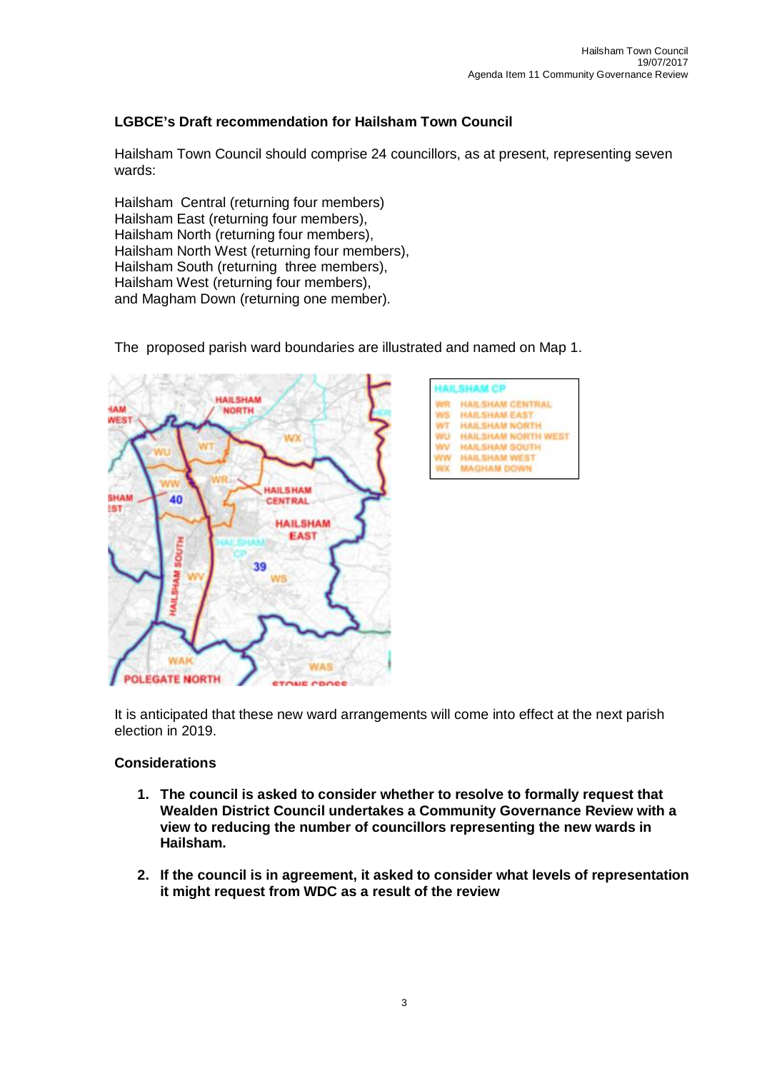**LGBCE's Draft recommendation for Hailsham Town Council**

Hailsham Town Council should comprise 24 councillors, as at present, representing seven wards:

Hailsham Central (returning four members)
Hailsham East (returning four members),
Hailsham North (returning four members),
Hailsham North West (returning four members),
Hailsham South (returning three members),
Hailsham West (returning four members),
and Magham Down (returning one member).

The proposed parish ward boundaries are illustrated and named on Map 1.

It is anticipated that these new ward arrangements will come into effect at the next parish election in 2019.

**Considerations**

1. **The council is asked to consider whether to resolve to formally request that Wealden District Council undertakes a Community Governance Review with a view to reducing the number of councillors representing the new wards in Hailsham.**

2. **If the council is in agreement, it asked to consider what levels of representation it might request from WDC as a result of the review**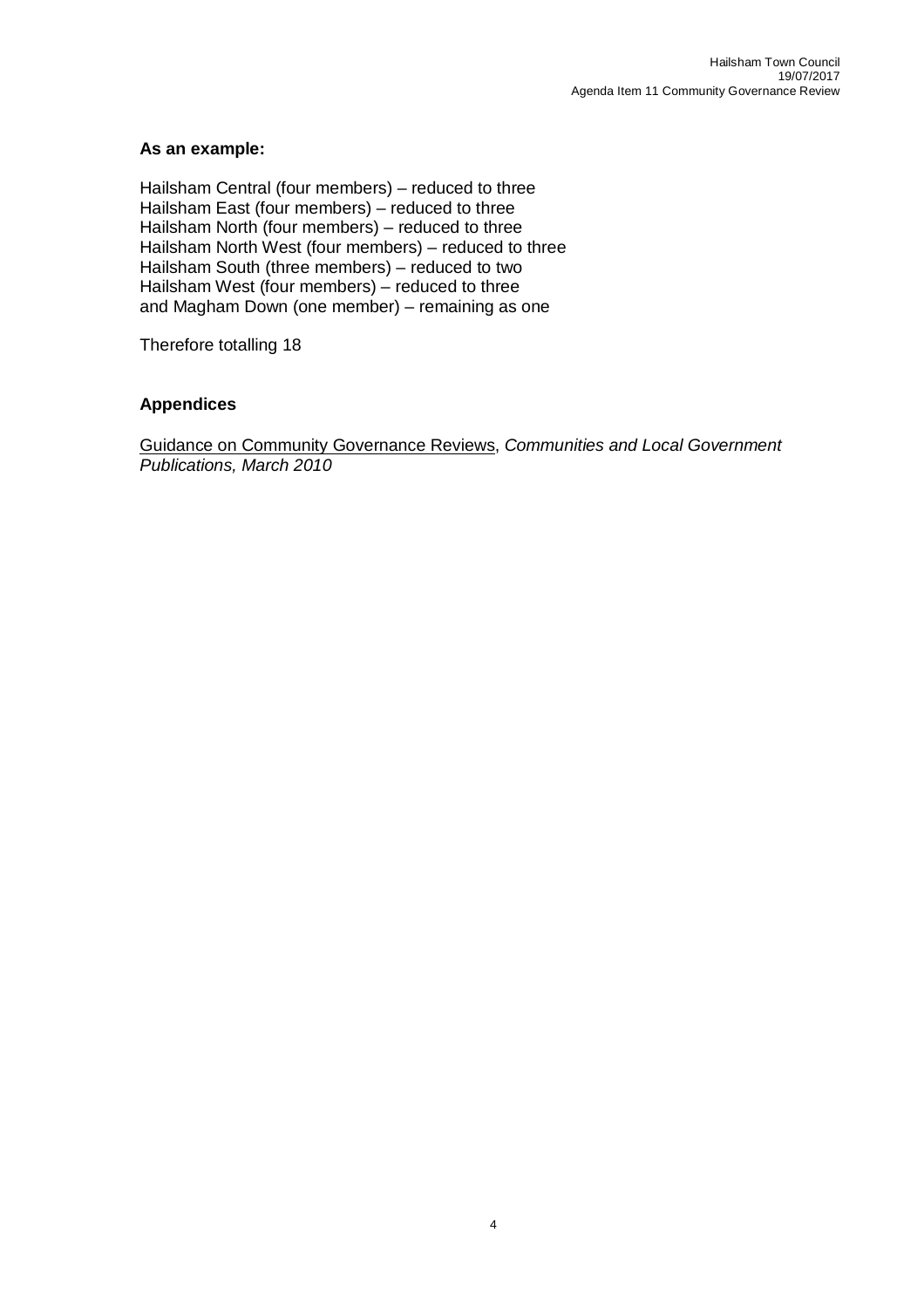**As an example:**

Hailsham Central (four members) – reduced to three
Hailsham East (four members) – reduced to three
Hailsham North (four members) – reduced to three
Hailsham North West (four members) – reduced to three
Hailsham South (three members) – reduced to two
Hailsham West (four members) – reduced to three
and Magham Down (one member) – remaining as one

Therefore totalling 18

**Appendices**

Guidance on Community Governance Reviews, *Communities and Local Government Publications, March 2010*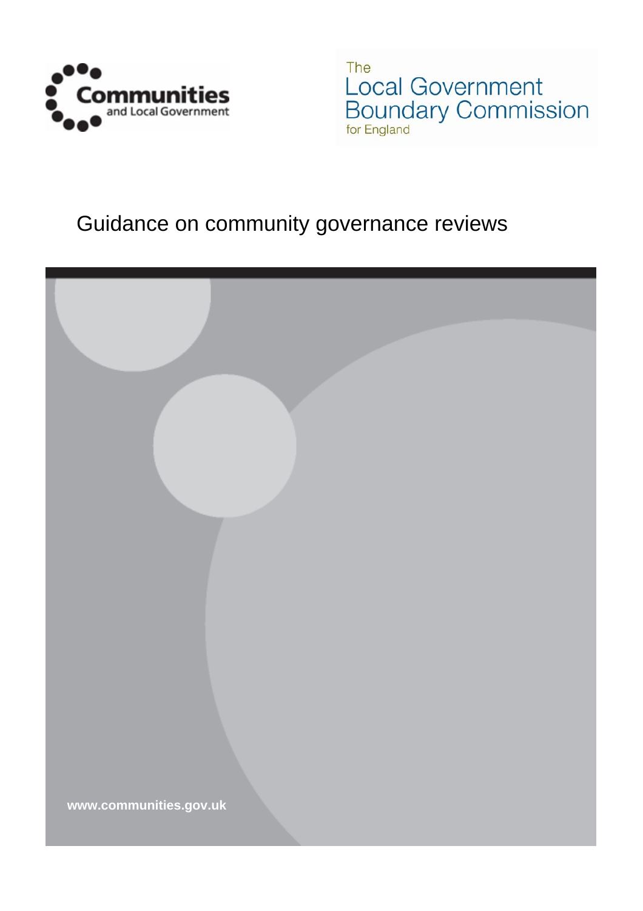Communities and Local Government

The Local Government Boundary Commission for England

# Guidance on community governance reviews

www.communities.gov.uk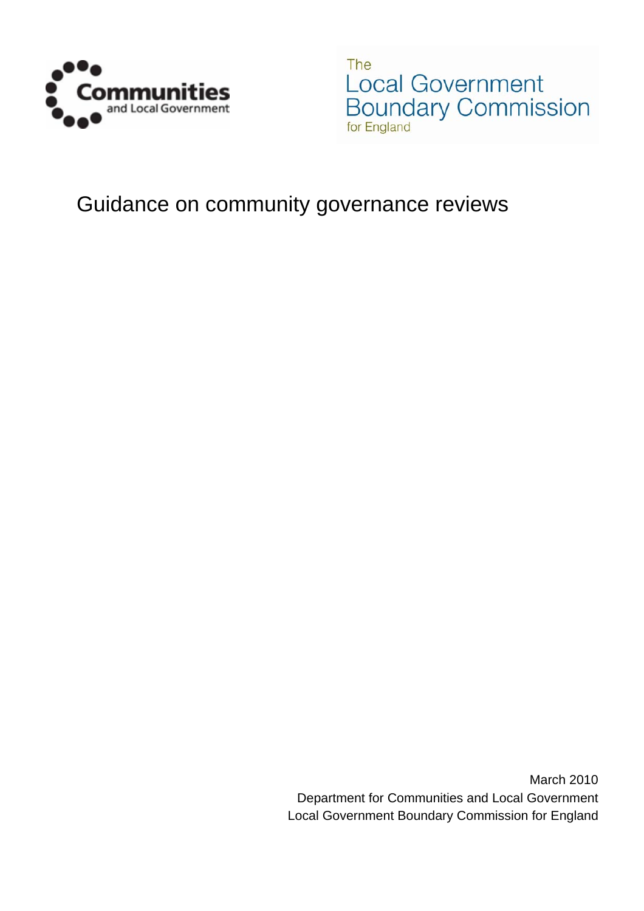Communities and Local Government

The Local Government Boundary Commission for England

# Guidance on community governance reviews

March 2010
Department for Communities and Local Government
Local Government Boundary Commission for England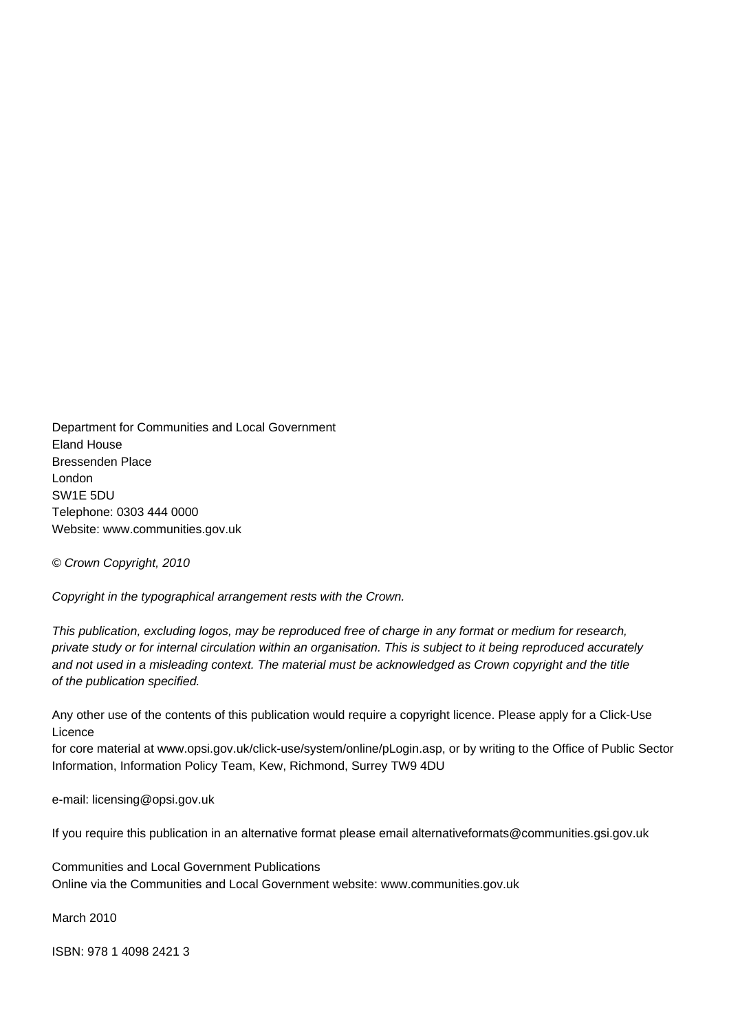Department for Communities and Local Government
Eland House
Bressenden Place
London
SW1E 5DU
Telephone: 0303 444 0000
Website: www.communities.gov.uk

*© Crown Copyright, 2010*

*Copyright in the typographical arrangement rests with the Crown.*

*This publication, excluding logos, may be reproduced free of charge in any format or medium for research, private study or for internal circulation within an organisation. This is subject to it being reproduced accurately and not used in a misleading context. The material must be acknowledged as Crown copyright and the title of the publication specified.*

Any other use of the contents of this publication would require a copyright licence. Please apply for a Click-Use Licence
for core material at www.opsi.gov.uk/click-use/system/online/pLogin.asp, or by writing to the Office of Public Sector Information, Information Policy Team, Kew, Richmond, Surrey TW9 4DU

e-mail: licensing@opsi.gov.uk

If you require this publication in an alternative format please email alternativeformats@communities.gsi.gov.uk

Communities and Local Government Publications
Online via the Communities and Local Government website: www.communities.gov.uk

March 2010

ISBN: 978 1 4098 2421 3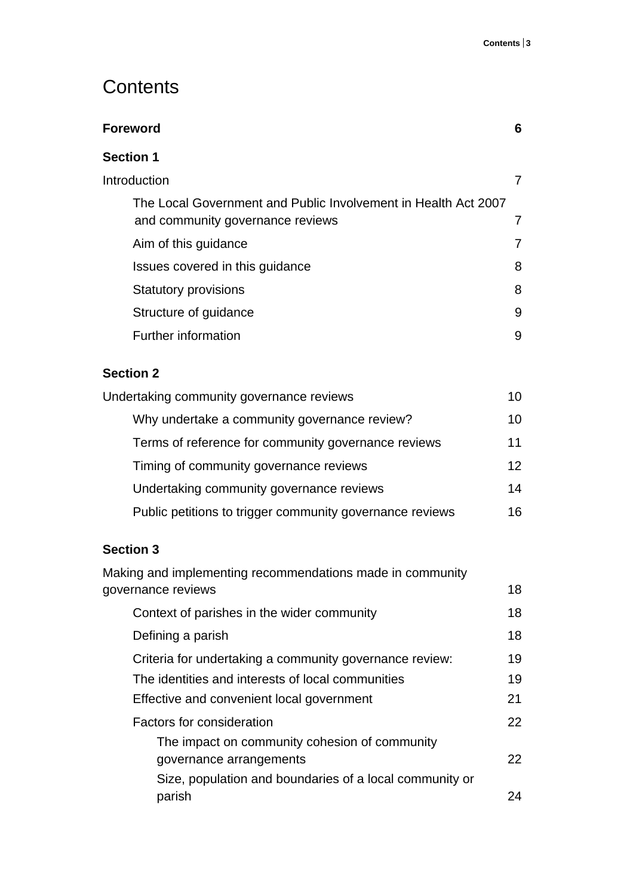# Contents

| | |
|---|---|
| **Foreword** | **6** |
| **Section 1** | |
| Introduction | 7 |
| The Local Government and Public Involvement in Health Act 2007 and community governance reviews | 7 |
| Aim of this guidance | 7 |
| Issues covered in this guidance | 8 |
| Statutory provisions | 8 |
| Structure of guidance | 9 |
| Further information | 9 |
| **Section 2** | |
| Undertaking community governance reviews | 10 |
| Why undertake a community governance review? | 10 |
| Terms of reference for community governance reviews | 11 |
| Timing of community governance reviews | 12 |
| Undertaking community governance reviews | 14 |
| Public petitions to trigger community governance reviews | 16 |
| **Section 3** | |
| Making and implementing recommendations made in community governance reviews | 18 |
| Context of parishes in the wider community | 18 |
| Defining a parish | 18 |
| Criteria for undertaking a community governance review: | 19 |
| The identities and interests of local communities | 19 |
| Effective and convenient local government | 21 |
| Factors for consideration | 22 |
| The impact on community cohesion of community governance arrangements | 22 |
| Size, population and boundaries of a local community or parish | 24 |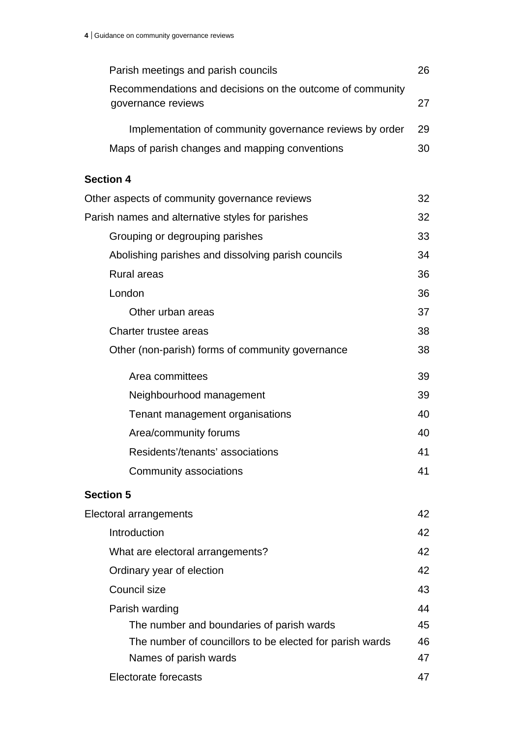| | |
|---|---|
| Parish meetings and parish councils | 26 |
| Recommendations and decisions on the outcome of community governance reviews | 27 |
| Implementation of community governance reviews by order | 29 |
| Maps of parish changes and mapping conventions | 30 |

**Section 4**

| | |
|---|---|
| Other aspects of community governance reviews | 32 |
| Parish names and alternative styles for parishes | 32 |
| Grouping or degrouping parishes | 33 |
| Abolishing parishes and dissolving parish councils | 34 |
| Rural areas | 36 |
| London | 36 |
| Other urban areas | 37 |
| Charter trustee areas | 38 |
| Other (non-parish) forms of community governance | 38 |
| Area committees | 39 |
| Neighbourhood management | 39 |
| Tenant management organisations | 40 |
| Area/community forums | 40 |
| Residents'/tenants' associations | 41 |
| Community associations | 41 |

**Section 5**

| | |
|---|---|
| Electoral arrangements | 42 |
| Introduction | 42 |
| What are electoral arrangements? | 42 |
| Ordinary year of election | 42 |
| Council size | 43 |
| Parish warding | 44 |
| The number and boundaries of parish wards | 45 |
| The number of councillors to be elected for parish wards | 46 |
| Names of parish wards | 47 |
| Electorate forecasts | 47 |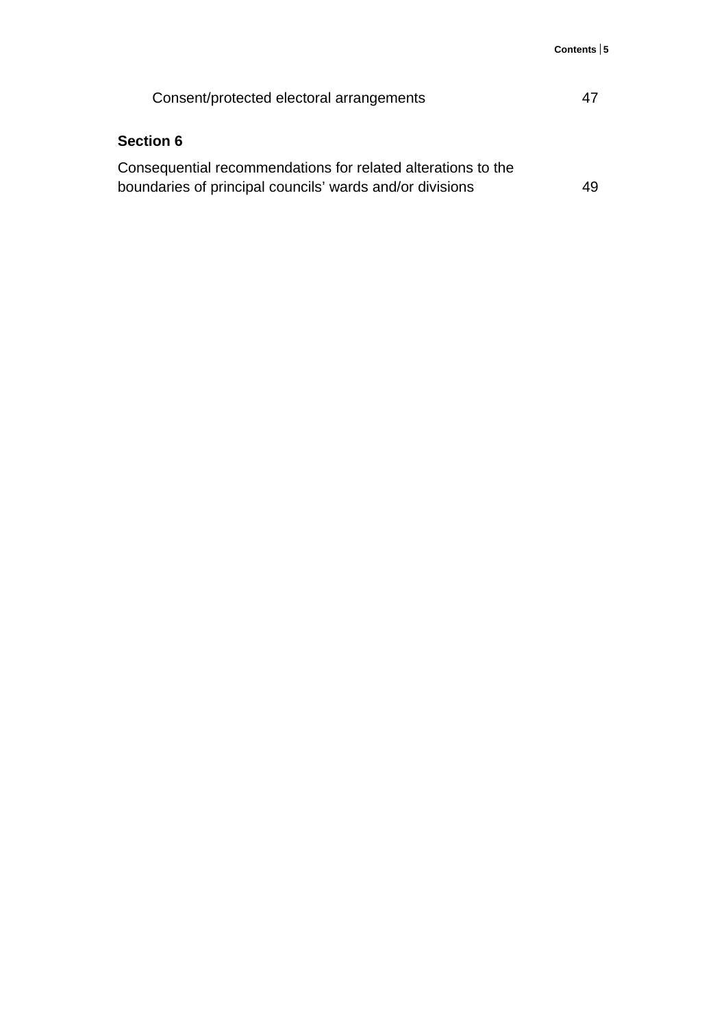Consent/protected electoral arrangements 47

**Section 6**

Consequential recommendations for related alterations to the boundaries of principal councils' wards and/or divisions 49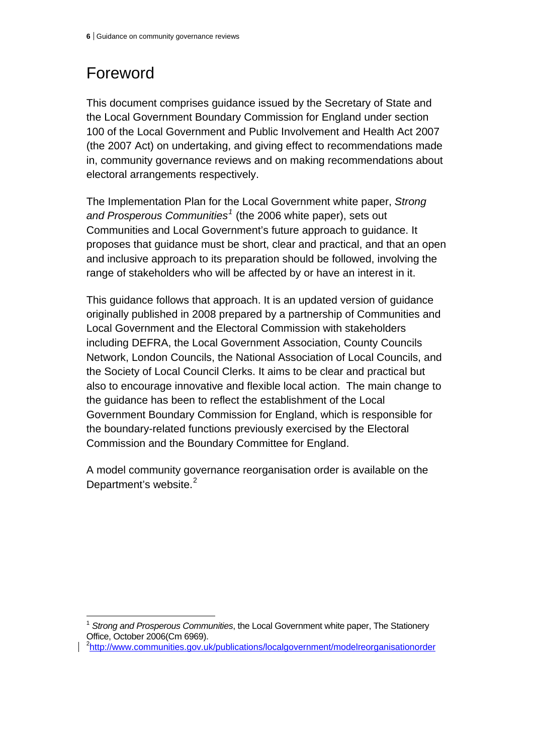# Foreword

This document comprises guidance issued by the Secretary of State and the Local Government Boundary Commission for England under section 100 of the Local Government and Public Involvement and Health Act 2007 (the 2007 Act) on undertaking, and giving effect to recommendations made in, community governance reviews and on making recommendations about electoral arrangements respectively.

The Implementation Plan for the Local Government white paper, *Strong and Prosperous Communities*[1] (the 2006 white paper), sets out Communities and Local Government's future approach to guidance. It proposes that guidance must be short, clear and practical, and that an open and inclusive approach to its preparation should be followed, involving the range of stakeholders who will be affected by or have an interest in it.

This guidance follows that approach. It is an updated version of guidance originally published in 2008 prepared by a partnership of Communities and Local Government and the Electoral Commission with stakeholders including DEFRA, the Local Government Association, County Councils Network, London Councils, the National Association of Local Councils, and the Society of Local Council Clerks. It aims to be clear and practical but also to encourage innovative and flexible local action. The main change to the guidance has been to reflect the establishment of the Local Government Boundary Commission for England, which is responsible for the boundary-related functions previously exercised by the Electoral Commission and the Boundary Committee for England.

A model community governance reorganisation order is available on the Department's website.[2]

---

[1] *Strong and Prosperous Communities*, the Local Government white paper, The Stationery Office, October 2006(Cm 6969).

[2] http://www.communities.gov.uk/publications/localgovernment/modelreorganisationorder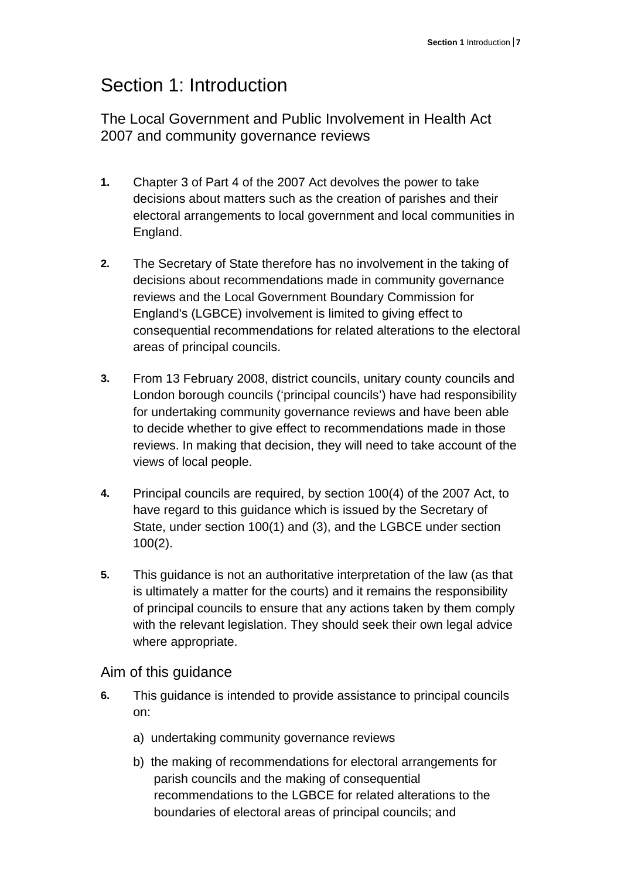# Section 1: Introduction

## The Local Government and Public Involvement in Health Act 2007 and community governance reviews

**1.** Chapter 3 of Part 4 of the 2007 Act devolves the power to take decisions about matters such as the creation of parishes and their electoral arrangements to local government and local communities in England.

**2.** The Secretary of State therefore has no involvement in the taking of decisions about recommendations made in community governance reviews and the Local Government Boundary Commission for England's (LGBCE) involvement is limited to giving effect to consequential recommendations for related alterations to the electoral areas of principal councils.

**3.** From 13 February 2008, district councils, unitary county councils and London borough councils ('principal councils') have had responsibility for undertaking community governance reviews and have been able to decide whether to give effect to recommendations made in those reviews. In making that decision, they will need to take account of the views of local people.

**4.** Principal councils are required, by section 100(4) of the 2007 Act, to have regard to this guidance which is issued by the Secretary of State, under section 100(1) and (3), and the LGBCE under section 100(2).

**5.** This guidance is not an authoritative interpretation of the law (as that is ultimately a matter for the courts) and it remains the responsibility of principal councils to ensure that any actions taken by them comply with the relevant legislation. They should seek their own legal advice where appropriate.

### Aim of this guidance

**6.** This guidance is intended to provide assistance to principal councils on:

a) undertaking community governance reviews

b) the making of recommendations for electoral arrangements for parish councils and the making of consequential recommendations to the LGBCE for related alterations to the boundaries of electoral areas of principal councils; and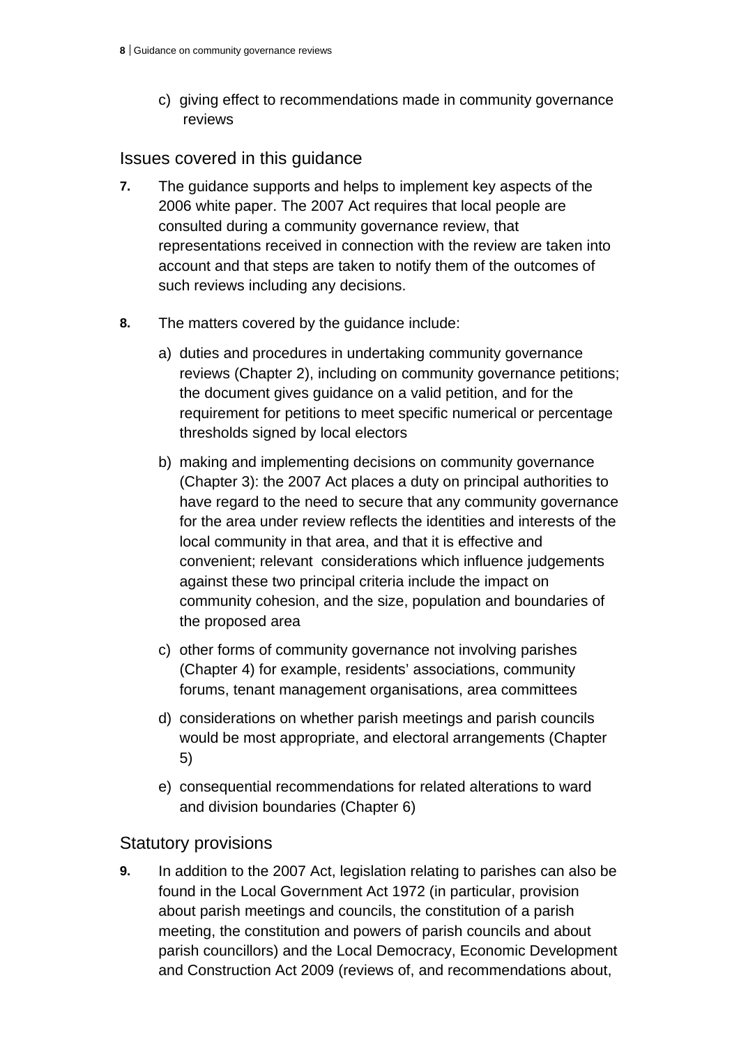c) giving effect to recommendations made in community governance reviews

## Issues covered in this guidance

**7.** The guidance supports and helps to implement key aspects of the 2006 white paper. The 2007 Act requires that local people are consulted during a community governance review, that representations received in connection with the review are taken into account and that steps are taken to notify them of the outcomes of such reviews including any decisions.

**8.** The matters covered by the guidance include:

a) duties and procedures in undertaking community governance reviews (Chapter 2), including on community governance petitions; the document gives guidance on a valid petition, and for the requirement for petitions to meet specific numerical or percentage thresholds signed by local electors

b) making and implementing decisions on community governance (Chapter 3): the 2007 Act places a duty on principal authorities to have regard to the need to secure that any community governance for the area under review reflects the identities and interests of the local community in that area, and that it is effective and convenient; relevant considerations which influence judgements against these two principal criteria include the impact on community cohesion, and the size, population and boundaries of the proposed area

c) other forms of community governance not involving parishes (Chapter 4) for example, residents' associations, community forums, tenant management organisations, area committees

d) considerations on whether parish meetings and parish councils would be most appropriate, and electoral arrangements (Chapter 5)

e) consequential recommendations for related alterations to ward and division boundaries (Chapter 6)

## Statutory provisions

**9.** In addition to the 2007 Act, legislation relating to parishes can also be found in the Local Government Act 1972 (in particular, provision about parish meetings and councils, the constitution of a parish meeting, the constitution and powers of parish councils and about parish councillors) and the Local Democracy, Economic Development and Construction Act 2009 (reviews of, and recommendations about,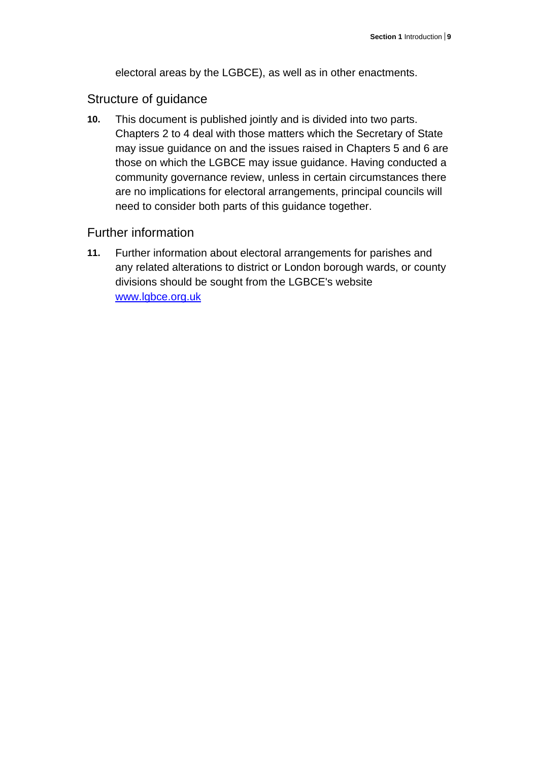electoral areas by the LGBCE), as well as in other enactments.

## Structure of guidance

**10.** This document is published jointly and is divided into two parts. Chapters 2 to 4 deal with those matters which the Secretary of State may issue guidance on and the issues raised in Chapters 5 and 6 are those on which the LGBCE may issue guidance. Having conducted a community governance review, unless in certain circumstances there are no implications for electoral arrangements, principal councils will need to consider both parts of this guidance together.

## Further information

**11.** Further information about electoral arrangements for parishes and any related alterations to district or London borough wards, or county divisions should be sought from the LGBCE's website [www.lgbce.org.uk](http://www.lgbce.org.uk)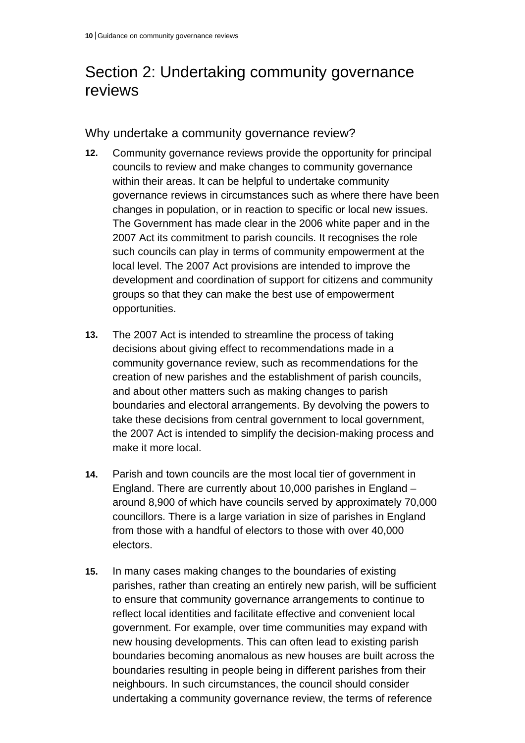# Section 2: Undertaking community governance reviews

## Why undertake a community governance review?

**12.** Community governance reviews provide the opportunity for principal councils to review and make changes to community governance within their areas. It can be helpful to undertake community governance reviews in circumstances such as where there have been changes in population, or in reaction to specific or local new issues. The Government has made clear in the 2006 white paper and in the 2007 Act its commitment to parish councils. It recognises the role such councils can play in terms of community empowerment at the local level. The 2007 Act provisions are intended to improve the development and coordination of support for citizens and community groups so that they can make the best use of empowerment opportunities.

**13.** The 2007 Act is intended to streamline the process of taking decisions about giving effect to recommendations made in a community governance review, such as recommendations for the creation of new parishes and the establishment of parish councils, and about other matters such as making changes to parish boundaries and electoral arrangements. By devolving the powers to take these decisions from central government to local government, the 2007 Act is intended to simplify the decision-making process and make it more local.

**14.** Parish and town councils are the most local tier of government in England. There are currently about 10,000 parishes in England – around 8,900 of which have councils served by approximately 70,000 councillors. There is a large variation in size of parishes in England from those with a handful of electors to those with over 40,000 electors.

**15.** In many cases making changes to the boundaries of existing parishes, rather than creating an entirely new parish, will be sufficient to ensure that community governance arrangements to continue to reflect local identities and facilitate effective and convenient local government. For example, over time communities may expand with new housing developments. This can often lead to existing parish boundaries becoming anomalous as new houses are built across the boundaries resulting in people being in different parishes from their neighbours. In such circumstances, the council should consider undertaking a community governance review, the terms of reference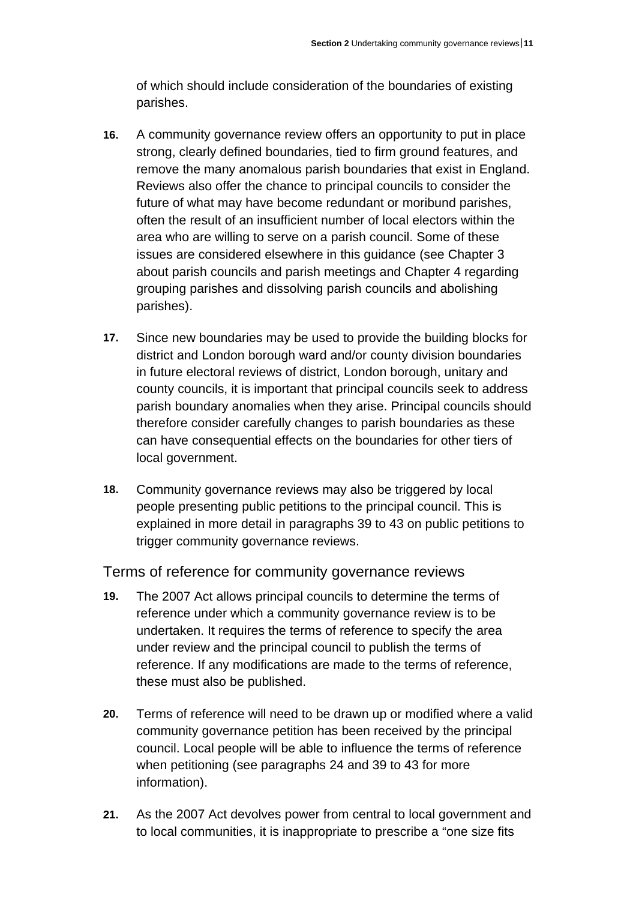of which should include consideration of the boundaries of existing parishes.

**16.** A community governance review offers an opportunity to put in place strong, clearly defined boundaries, tied to firm ground features, and remove the many anomalous parish boundaries that exist in England. Reviews also offer the chance to principal councils to consider the future of what may have become redundant or moribund parishes, often the result of an insufficient number of local electors within the area who are willing to serve on a parish council. Some of these issues are considered elsewhere in this guidance (see Chapter 3 about parish councils and parish meetings and Chapter 4 regarding grouping parishes and dissolving parish councils and abolishing parishes).

**17.** Since new boundaries may be used to provide the building blocks for district and London borough ward and/or county division boundaries in future electoral reviews of district, London borough, unitary and county councils, it is important that principal councils seek to address parish boundary anomalies when they arise. Principal councils should therefore consider carefully changes to parish boundaries as these can have consequential effects on the boundaries for other tiers of local government.

**18.** Community governance reviews may also be triggered by local people presenting public petitions to the principal council. This is explained in more detail in paragraphs 39 to 43 on public petitions to trigger community governance reviews.

## Terms of reference for community governance reviews

**19.** The 2007 Act allows principal councils to determine the terms of reference under which a community governance review is to be undertaken. It requires the terms of reference to specify the area under review and the principal council to publish the terms of reference. If any modifications are made to the terms of reference, these must also be published.

**20.** Terms of reference will need to be drawn up or modified where a valid community governance petition has been received by the principal council. Local people will be able to influence the terms of reference when petitioning (see paragraphs 24 and 39 to 43 for more information).

**21.** As the 2007 Act devolves power from central to local government and to local communities, it is inappropriate to prescribe a “one size fits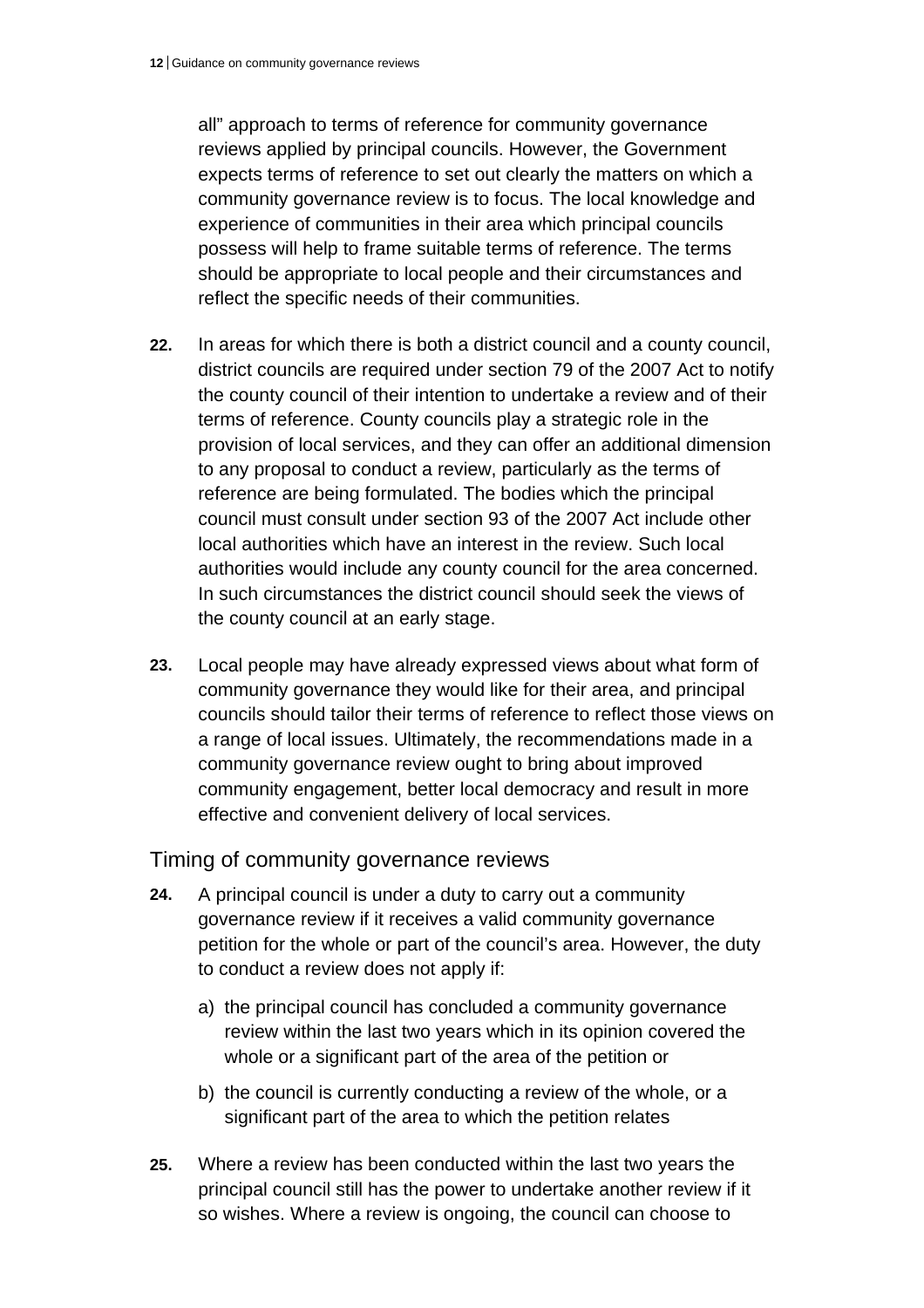all" approach to terms of reference for community governance reviews applied by principal councils. However, the Government expects terms of reference to set out clearly the matters on which a community governance review is to focus. The local knowledge and experience of communities in their area which principal councils possess will help to frame suitable terms of reference. The terms should be appropriate to local people and their circumstances and reflect the specific needs of their communities.

**22.** In areas for which there is both a district council and a county council, district councils are required under section 79 of the 2007 Act to notify the county council of their intention to undertake a review and of their terms of reference. County councils play a strategic role in the provision of local services, and they can offer an additional dimension to any proposal to conduct a review, particularly as the terms of reference are being formulated. The bodies which the principal council must consult under section 93 of the 2007 Act include other local authorities which have an interest in the review. Such local authorities would include any county council for the area concerned. In such circumstances the district council should seek the views of the county council at an early stage.

**23.** Local people may have already expressed views about what form of community governance they would like for their area, and principal councils should tailor their terms of reference to reflect those views on a range of local issues. Ultimately, the recommendations made in a community governance review ought to bring about improved community engagement, better local democracy and result in more effective and convenient delivery of local services.

## Timing of community governance reviews

**24.** A principal council is under a duty to carry out a community governance review if it receives a valid community governance petition for the whole or part of the council's area. However, the duty to conduct a review does not apply if:

a) the principal council has concluded a community governance review within the last two years which in its opinion covered the whole or a significant part of the area of the petition or

b) the council is currently conducting a review of the whole, or a significant part of the area to which the petition relates

**25.** Where a review has been conducted within the last two years the principal council still has the power to undertake another review if it so wishes. Where a review is ongoing, the council can choose to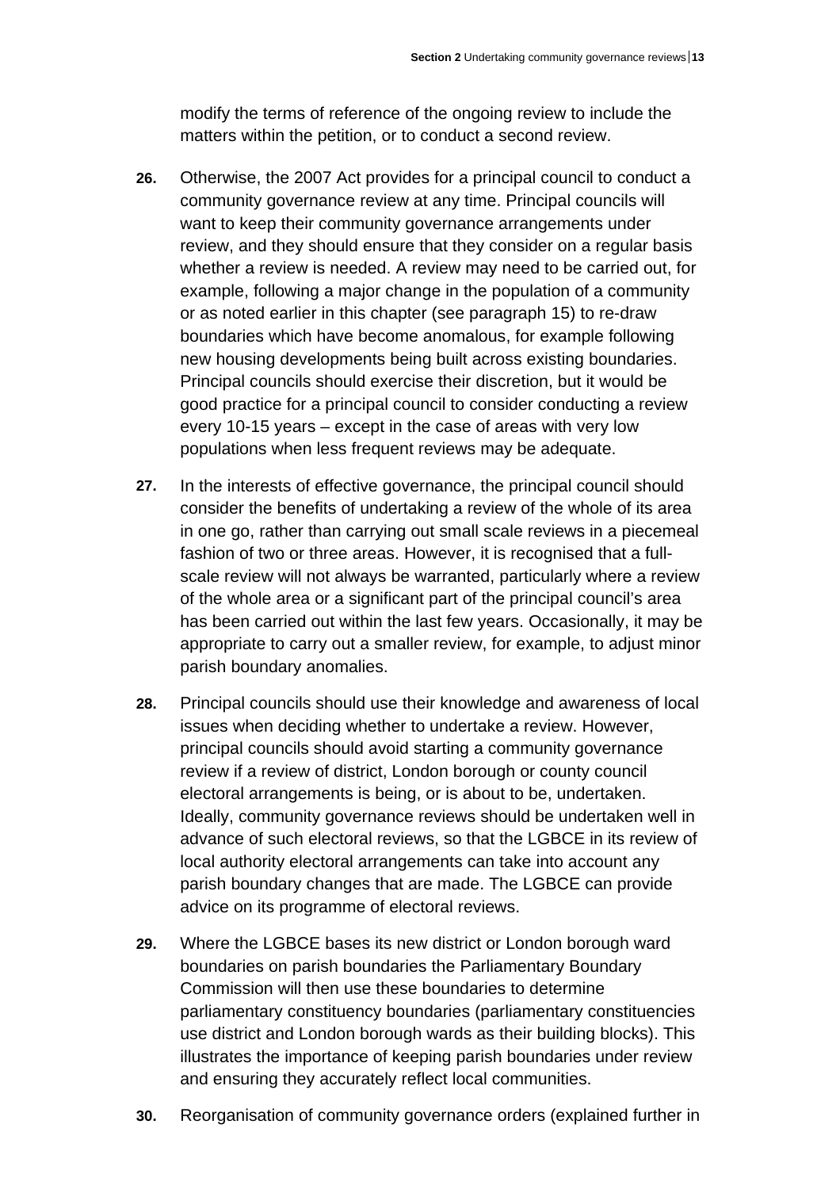modify the terms of reference of the ongoing review to include the matters within the petition, or to conduct a second review.

**26.** Otherwise, the 2007 Act provides for a principal council to conduct a community governance review at any time. Principal councils will want to keep their community governance arrangements under review, and they should ensure that they consider on a regular basis whether a review is needed. A review may need to be carried out, for example, following a major change in the population of a community or as noted earlier in this chapter (see paragraph 15) to re-draw boundaries which have become anomalous, for example following new housing developments being built across existing boundaries. Principal councils should exercise their discretion, but it would be good practice for a principal council to consider conducting a review every 10-15 years – except in the case of areas with very low populations when less frequent reviews may be adequate.

**27.** In the interests of effective governance, the principal council should consider the benefits of undertaking a review of the whole of its area in one go, rather than carrying out small scale reviews in a piecemeal fashion of two or three areas. However, it is recognised that a full-scale review will not always be warranted, particularly where a review of the whole area or a significant part of the principal council's area has been carried out within the last few years. Occasionally, it may be appropriate to carry out a smaller review, for example, to adjust minor parish boundary anomalies.

**28.** Principal councils should use their knowledge and awareness of local issues when deciding whether to undertake a review. However, principal councils should avoid starting a community governance review if a review of district, London borough or county council electoral arrangements is being, or is about to be, undertaken. Ideally, community governance reviews should be undertaken well in advance of such electoral reviews, so that the LGBCE in its review of local authority electoral arrangements can take into account any parish boundary changes that are made. The LGBCE can provide advice on its programme of electoral reviews.

**29.** Where the LGBCE bases its new district or London borough ward boundaries on parish boundaries the Parliamentary Boundary Commission will then use these boundaries to determine parliamentary constituency boundaries (parliamentary constituencies use district and London borough wards as their building blocks). This illustrates the importance of keeping parish boundaries under review and ensuring they accurately reflect local communities.

**30.** Reorganisation of community governance orders (explained further in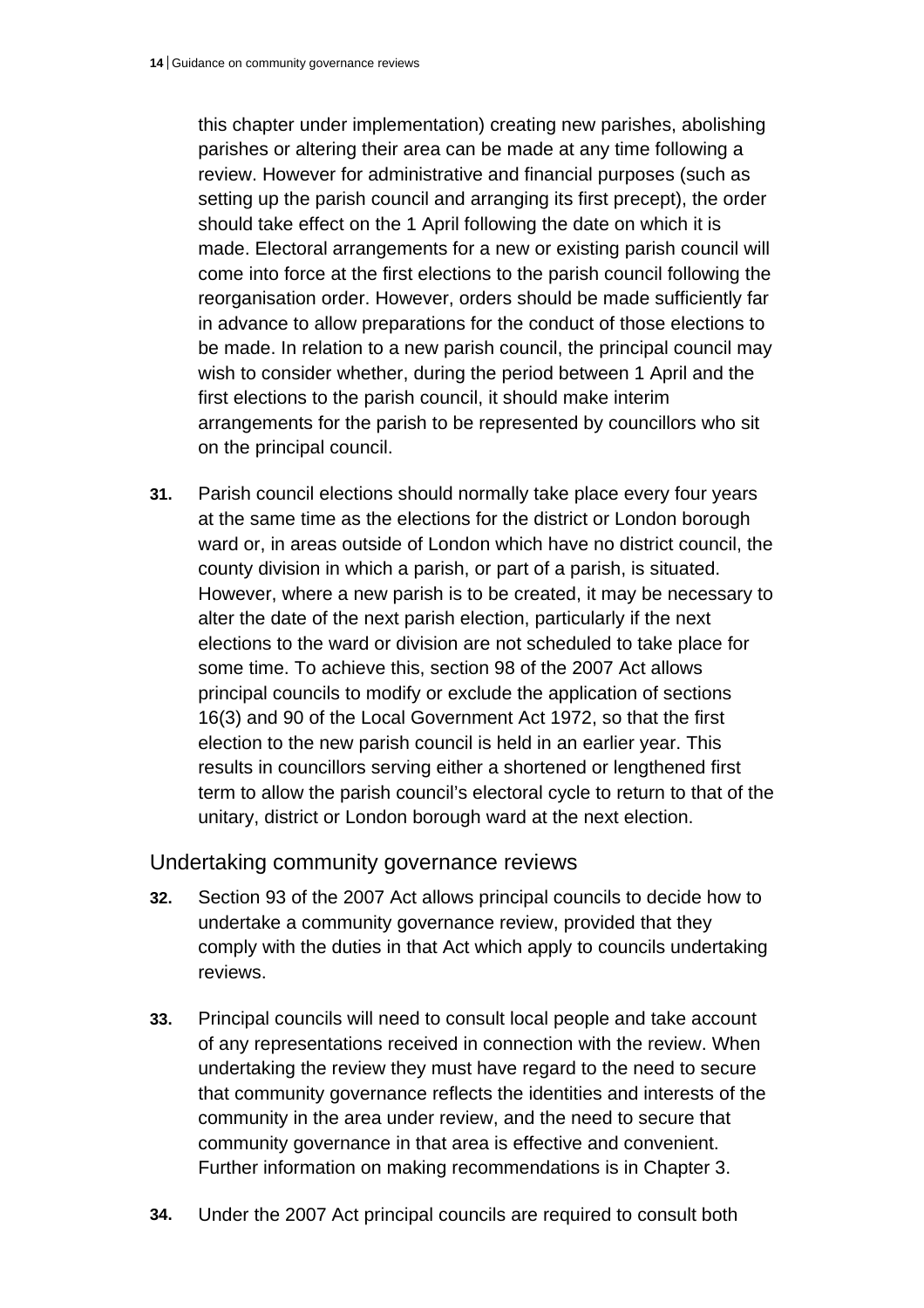this chapter under implementation) creating new parishes, abolishing parishes or altering their area can be made at any time following a review. However for administrative and financial purposes (such as setting up the parish council and arranging its first precept), the order should take effect on the 1 April following the date on which it is made. Electoral arrangements for a new or existing parish council will come into force at the first elections to the parish council following the reorganisation order. However, orders should be made sufficiently far in advance to allow preparations for the conduct of those elections to be made. In relation to a new parish council, the principal council may wish to consider whether, during the period between 1 April and the first elections to the parish council, it should make interim arrangements for the parish to be represented by councillors who sit on the principal council.

**31.** Parish council elections should normally take place every four years at the same time as the elections for the district or London borough ward or, in areas outside of London which have no district council, the county division in which a parish, or part of a parish, is situated. However, where a new parish is to be created, it may be necessary to alter the date of the next parish election, particularly if the next elections to the ward or division are not scheduled to take place for some time. To achieve this, section 98 of the 2007 Act allows principal councils to modify or exclude the application of sections 16(3) and 90 of the Local Government Act 1972, so that the first election to the new parish council is held in an earlier year. This results in councillors serving either a shortened or lengthened first term to allow the parish council's electoral cycle to return to that of the unitary, district or London borough ward at the next election.

## Undertaking community governance reviews

**32.** Section 93 of the 2007 Act allows principal councils to decide how to undertake a community governance review, provided that they comply with the duties in that Act which apply to councils undertaking reviews.

**33.** Principal councils will need to consult local people and take account of any representations received in connection with the review. When undertaking the review they must have regard to the need to secure that community governance reflects the identities and interests of the community in the area under review, and the need to secure that community governance in that area is effective and convenient. Further information on making recommendations is in Chapter 3.

**34.** Under the 2007 Act principal councils are required to consult both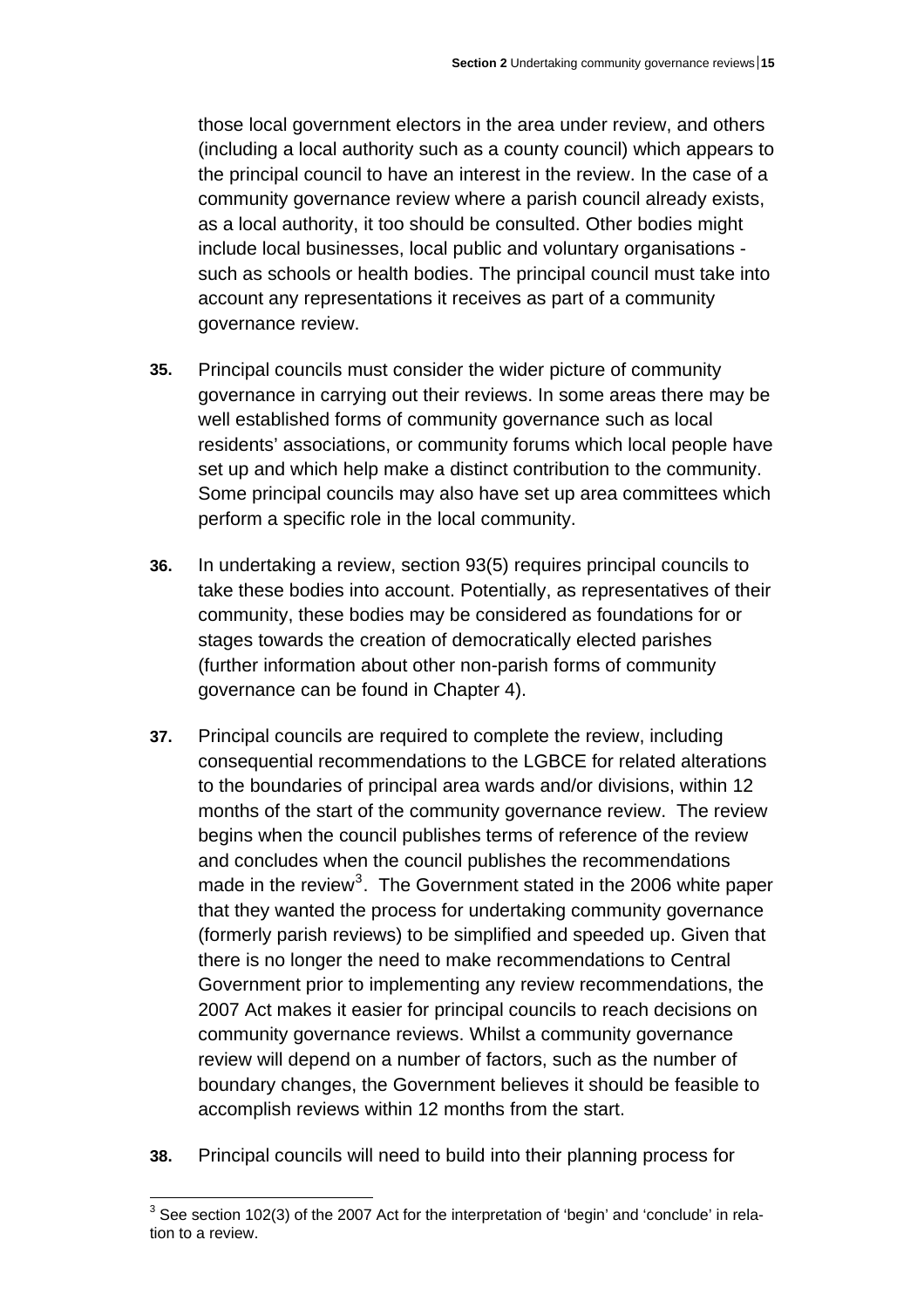those local government electors in the area under review, and others (including a local authority such as a county council) which appears to the principal council to have an interest in the review. In the case of a community governance review where a parish council already exists, as a local authority, it too should be consulted. Other bodies might include local businesses, local public and voluntary organisations - such as schools or health bodies. The principal council must take into account any representations it receives as part of a community governance review.

**35.** Principal councils must consider the wider picture of community governance in carrying out their reviews. In some areas there may be well established forms of community governance such as local residents' associations, or community forums which local people have set up and which help make a distinct contribution to the community. Some principal councils may also have set up area committees which perform a specific role in the local community.

**36.** In undertaking a review, section 93(5) requires principal councils to take these bodies into account. Potentially, as representatives of their community, these bodies may be considered as foundations for or stages towards the creation of democratically elected parishes (further information about other non-parish forms of community governance can be found in Chapter 4).

**37.** Principal councils are required to complete the review, including consequential recommendations to the LGBCE for related alterations to the boundaries of principal area wards and/or divisions, within 12 months of the start of the community governance review. The review begins when the council publishes terms of reference of the review and concludes when the council publishes the recommendations made in the review[3]. The Government stated in the 2006 white paper that they wanted the process for undertaking community governance (formerly parish reviews) to be simplified and speeded up. Given that there is no longer the need to make recommendations to Central Government prior to implementing any review recommendations, the 2007 Act makes it easier for principal councils to reach decisions on community governance reviews. Whilst a community governance review will depend on a number of factors, such as the number of boundary changes, the Government believes it should be feasible to accomplish reviews within 12 months from the start.

**38.** Principal councils will need to build into their planning process for

[3] See section 102(3) of the 2007 Act for the interpretation of 'begin' and 'conclude' in relation to a review.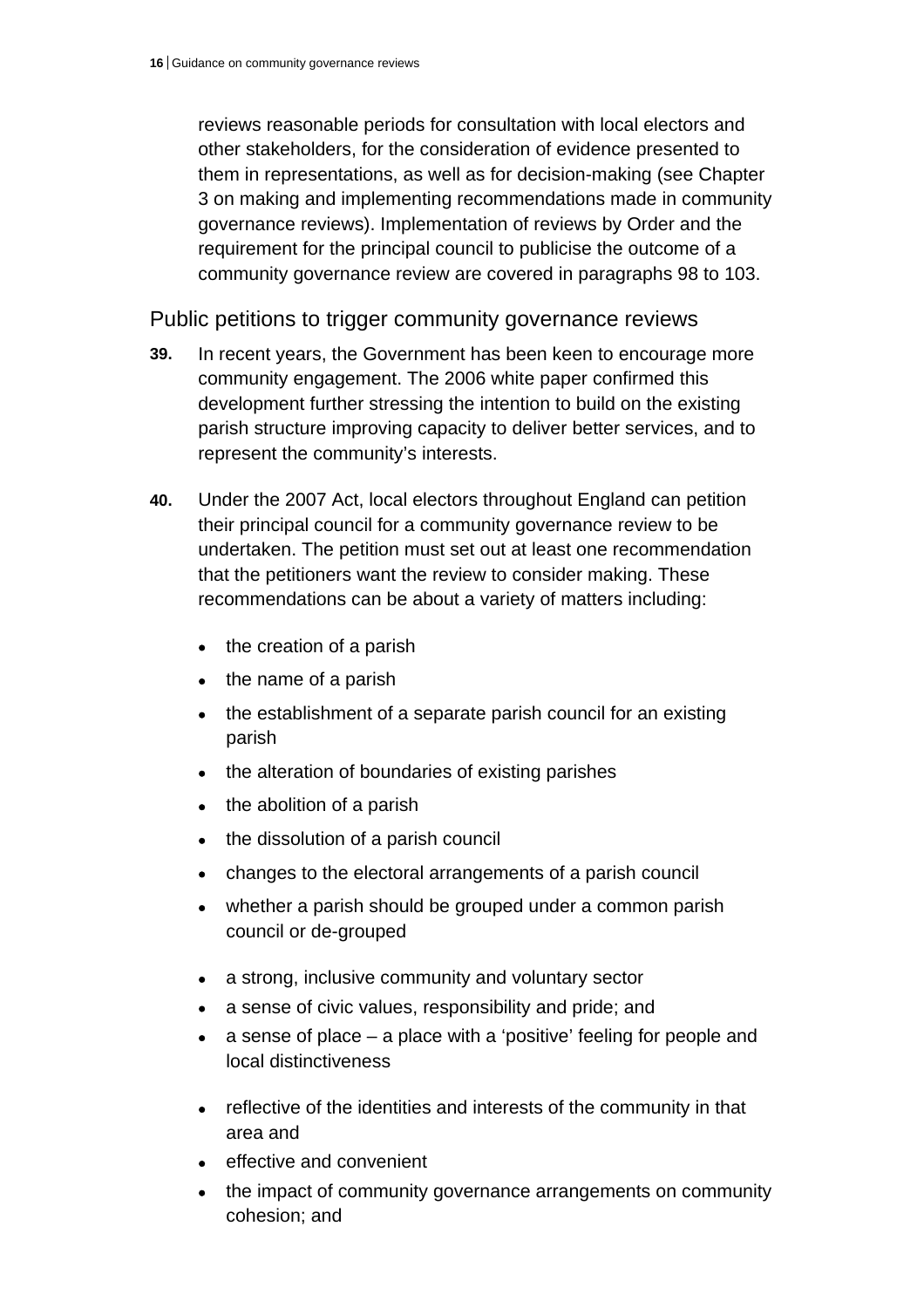reviews reasonable periods for consultation with local electors and other stakeholders, for the consideration of evidence presented to them in representations, as well as for decision-making (see Chapter 3 on making and implementing recommendations made in community governance reviews). Implementation of reviews by Order and the requirement for the principal council to publicise the outcome of a community governance review are covered in paragraphs 98 to 103.

## Public petitions to trigger community governance reviews

**39.** In recent years, the Government has been keen to encourage more community engagement. The 2006 white paper confirmed this development further stressing the intention to build on the existing parish structure improving capacity to deliver better services, and to represent the community's interests.

**40.** Under the 2007 Act, local electors throughout England can petition their principal council for a community governance review to be undertaken. The petition must set out at least one recommendation that the petitioners want the review to consider making. These recommendations can be about a variety of matters including:

- the creation of a parish
- the name of a parish
- the establishment of a separate parish council for an existing parish
- the alteration of boundaries of existing parishes
- the abolition of a parish
- the dissolution of a parish council
- changes to the electoral arrangements of a parish council
- whether a parish should be grouped under a common parish council or de-grouped

- a strong, inclusive community and voluntary sector
- a sense of civic values, responsibility and pride; and
- a sense of place – a place with a 'positive' feeling for people and local distinctiveness

- reflective of the identities and interests of the community in that area and
- effective and convenient
- the impact of community governance arrangements on community cohesion; and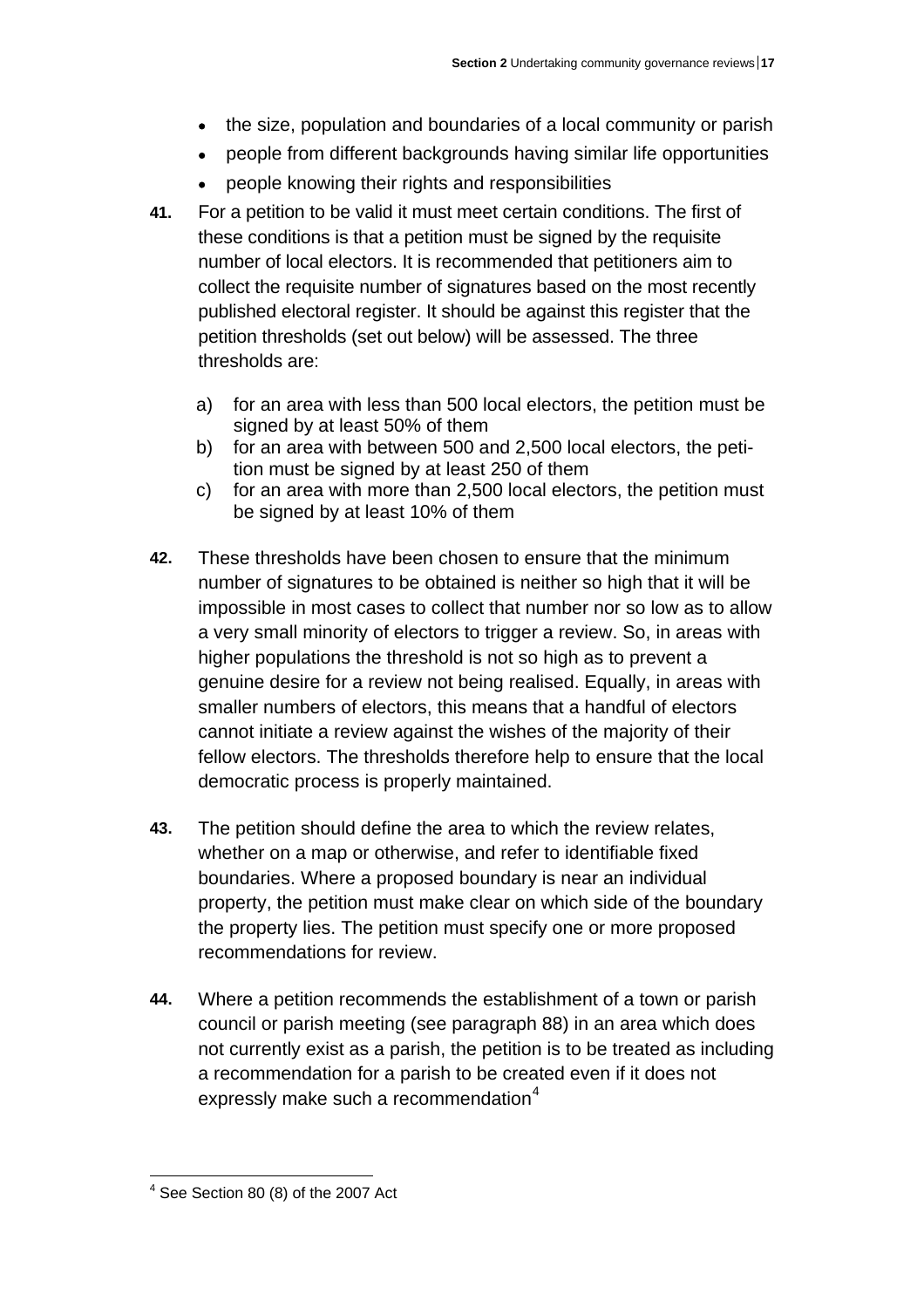- the size, population and boundaries of a local community or parish
- people from different backgrounds having similar life opportunities
- people knowing their rights and responsibilities

**41.** For a petition to be valid it must meet certain conditions. The first of these conditions is that a petition must be signed by the requisite number of local electors. It is recommended that petitioners aim to collect the requisite number of signatures based on the most recently published electoral register. It should be against this register that the petition thresholds (set out below) will be assessed. The three thresholds are:

a) for an area with less than 500 local electors, the petition must be signed by at least 50% of them
b) for an area with between 500 and 2,500 local electors, the petition must be signed by at least 250 of them
c) for an area with more than 2,500 local electors, the petition must be signed by at least 10% of them

**42.** These thresholds have been chosen to ensure that the minimum number of signatures to be obtained is neither so high that it will be impossible in most cases to collect that number nor so low as to allow a very small minority of electors to trigger a review. So, in areas with higher populations the threshold is not so high as to prevent a genuine desire for a review not being realised. Equally, in areas with smaller numbers of electors, this means that a handful of electors cannot initiate a review against the wishes of the majority of their fellow electors. The thresholds therefore help to ensure that the local democratic process is properly maintained.

**43.** The petition should define the area to which the review relates, whether on a map or otherwise, and refer to identifiable fixed boundaries. Where a proposed boundary is near an individual property, the petition must make clear on which side of the boundary the property lies. The petition must specify one or more proposed recommendations for review.

**44.** Where a petition recommends the establishment of a town or parish council or parish meeting (see paragraph 88) in an area which does not currently exist as a parish, the petition is to be treated as including a recommendation for a parish to be created even if it does not expressly make such a recommendation[4]

---

[4] See Section 80 (8) of the 2007 Act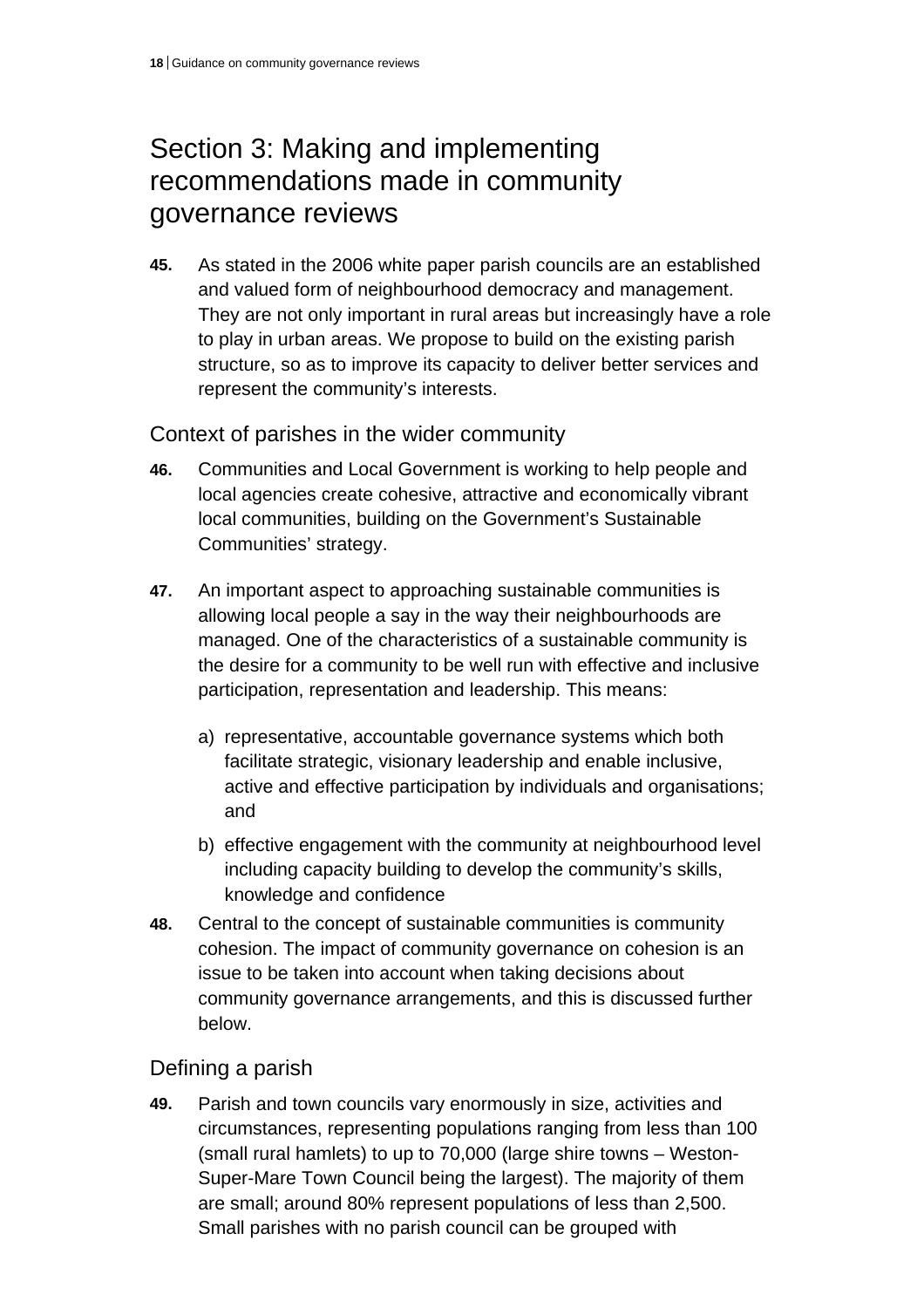# Section 3: Making and implementing recommendations made in community governance reviews

**45.** As stated in the 2006 white paper parish councils are an established and valued form of neighbourhood democracy and management. They are not only important in rural areas but increasingly have a role to play in urban areas. We propose to build on the existing parish structure, so as to improve its capacity to deliver better services and represent the community's interests.

## Context of parishes in the wider community

**46.** Communities and Local Government is working to help people and local agencies create cohesive, attractive and economically vibrant local communities, building on the Government's Sustainable Communities' strategy.

**47.** An important aspect to approaching sustainable communities is allowing local people a say in the way their neighbourhoods are managed. One of the characteristics of a sustainable community is the desire for a community to be well run with effective and inclusive participation, representation and leadership. This means:

a) representative, accountable governance systems which both facilitate strategic, visionary leadership and enable inclusive, active and effective participation by individuals and organisations; and

b) effective engagement with the community at neighbourhood level including capacity building to develop the community's skills, knowledge and confidence

**48.** Central to the concept of sustainable communities is community cohesion. The impact of community governance on cohesion is an issue to be taken into account when taking decisions about community governance arrangements, and this is discussed further below.

## Defining a parish

**49.** Parish and town councils vary enormously in size, activities and circumstances, representing populations ranging from less than 100 (small rural hamlets) to up to 70,000 (large shire towns – Weston-Super-Mare Town Council being the largest). The majority of them are small; around 80% represent populations of less than 2,500. Small parishes with no parish council can be grouped with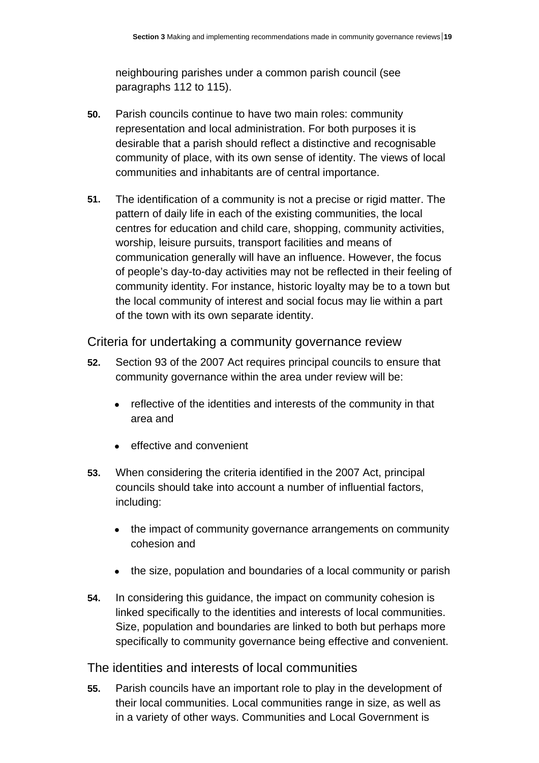neighbouring parishes under a common parish council (see paragraphs 112 to 115).

**50.** Parish councils continue to have two main roles: community representation and local administration. For both purposes it is desirable that a parish should reflect a distinctive and recognisable community of place, with its own sense of identity. The views of local communities and inhabitants are of central importance.

**51.** The identification of a community is not a precise or rigid matter. The pattern of daily life in each of the existing communities, the local centres for education and child care, shopping, community activities, worship, leisure pursuits, transport facilities and means of communication generally will have an influence. However, the focus of people's day-to-day activities may not be reflected in their feeling of community identity. For instance, historic loyalty may be to a town but the local community of interest and social focus may lie within a part of the town with its own separate identity.

## Criteria for undertaking a community governance review

**52.** Section 93 of the 2007 Act requires principal councils to ensure that community governance within the area under review will be:

- reflective of the identities and interests of the community in that area and
- effective and convenient

**53.** When considering the criteria identified in the 2007 Act, principal councils should take into account a number of influential factors, including:

- the impact of community governance arrangements on community cohesion and
- the size, population and boundaries of a local community or parish

**54.** In considering this guidance, the impact on community cohesion is linked specifically to the identities and interests of local communities. Size, population and boundaries are linked to both but perhaps more specifically to community governance being effective and convenient.

## The identities and interests of local communities

**55.** Parish councils have an important role to play in the development of their local communities. Local communities range in size, as well as in a variety of other ways. Communities and Local Government is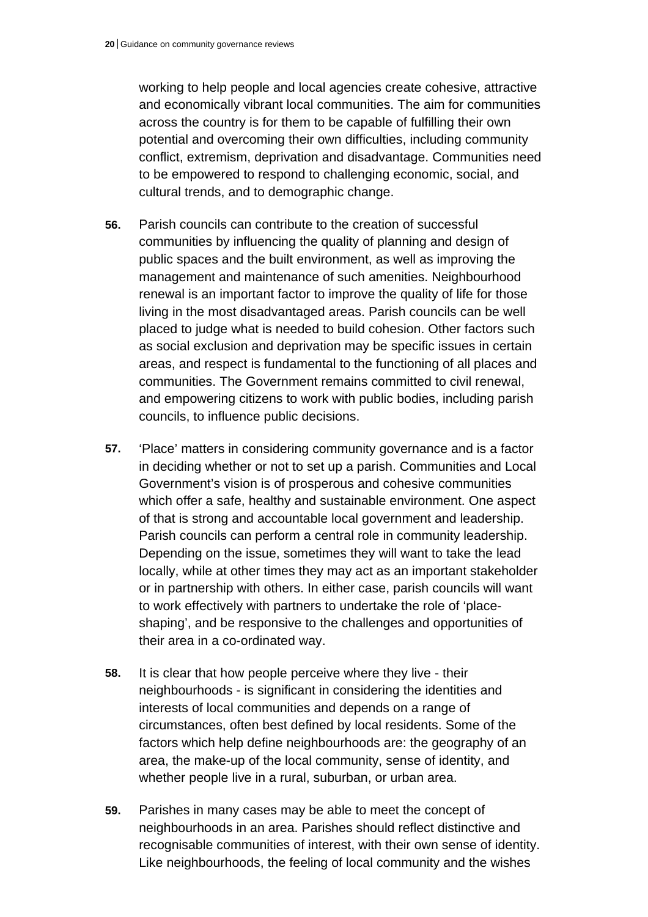working to help people and local agencies create cohesive, attractive and economically vibrant local communities. The aim for communities across the country is for them to be capable of fulfilling their own potential and overcoming their own difficulties, including community conflict, extremism, deprivation and disadvantage. Communities need to be empowered to respond to challenging economic, social, and cultural trends, and to demographic change.

**56.** Parish councils can contribute to the creation of successful communities by influencing the quality of planning and design of public spaces and the built environment, as well as improving the management and maintenance of such amenities. Neighbourhood renewal is an important factor to improve the quality of life for those living in the most disadvantaged areas. Parish councils can be well placed to judge what is needed to build cohesion. Other factors such as social exclusion and deprivation may be specific issues in certain areas, and respect is fundamental to the functioning of all places and communities. The Government remains committed to civil renewal, and empowering citizens to work with public bodies, including parish councils, to influence public decisions.

**57.** 'Place' matters in considering community governance and is a factor in deciding whether or not to set up a parish. Communities and Local Government's vision is of prosperous and cohesive communities which offer a safe, healthy and sustainable environment. One aspect of that is strong and accountable local government and leadership. Parish councils can perform a central role in community leadership. Depending on the issue, sometimes they will want to take the lead locally, while at other times they may act as an important stakeholder or in partnership with others. In either case, parish councils will want to work effectively with partners to undertake the role of 'place-shaping', and be responsive to the challenges and opportunities of their area in a co-ordinated way.

**58.** It is clear that how people perceive where they live - their neighbourhoods - is significant in considering the identities and interests of local communities and depends on a range of circumstances, often best defined by local residents. Some of the factors which help define neighbourhoods are: the geography of an area, the make-up of the local community, sense of identity, and whether people live in a rural, suburban, or urban area.

**59.** Parishes in many cases may be able to meet the concept of neighbourhoods in an area. Parishes should reflect distinctive and recognisable communities of interest, with their own sense of identity. Like neighbourhoods, the feeling of local community and the wishes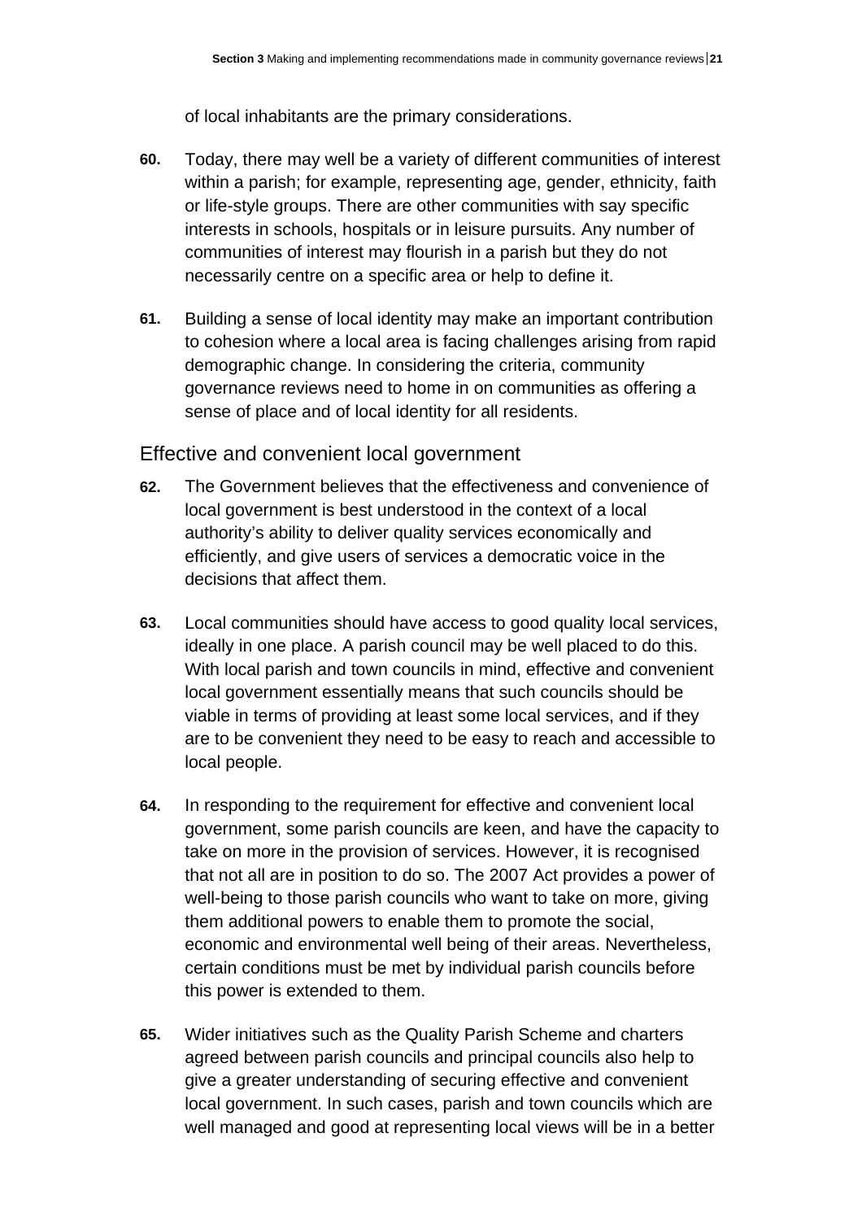of local inhabitants are the primary considerations.

**60.** Today, there may well be a variety of different communities of interest within a parish; for example, representing age, gender, ethnicity, faith or life-style groups. There are other communities with say specific interests in schools, hospitals or in leisure pursuits. Any number of communities of interest may flourish in a parish but they do not necessarily centre on a specific area or help to define it.

**61.** Building a sense of local identity may make an important contribution to cohesion where a local area is facing challenges arising from rapid demographic change. In considering the criteria, community governance reviews need to home in on communities as offering a sense of place and of local identity for all residents.

## Effective and convenient local government

**62.** The Government believes that the effectiveness and convenience of local government is best understood in the context of a local authority's ability to deliver quality services economically and efficiently, and give users of services a democratic voice in the decisions that affect them.

**63.** Local communities should have access to good quality local services, ideally in one place. A parish council may be well placed to do this. With local parish and town councils in mind, effective and convenient local government essentially means that such councils should be viable in terms of providing at least some local services, and if they are to be convenient they need to be easy to reach and accessible to local people.

**64.** In responding to the requirement for effective and convenient local government, some parish councils are keen, and have the capacity to take on more in the provision of services. However, it is recognised that not all are in position to do so. The 2007 Act provides a power of well-being to those parish councils who want to take on more, giving them additional powers to enable them to promote the social, economic and environmental well being of their areas. Nevertheless, certain conditions must be met by individual parish councils before this power is extended to them.

**65.** Wider initiatives such as the Quality Parish Scheme and charters agreed between parish councils and principal councils also help to give a greater understanding of securing effective and convenient local government. In such cases, parish and town councils which are well managed and good at representing local views will be in a better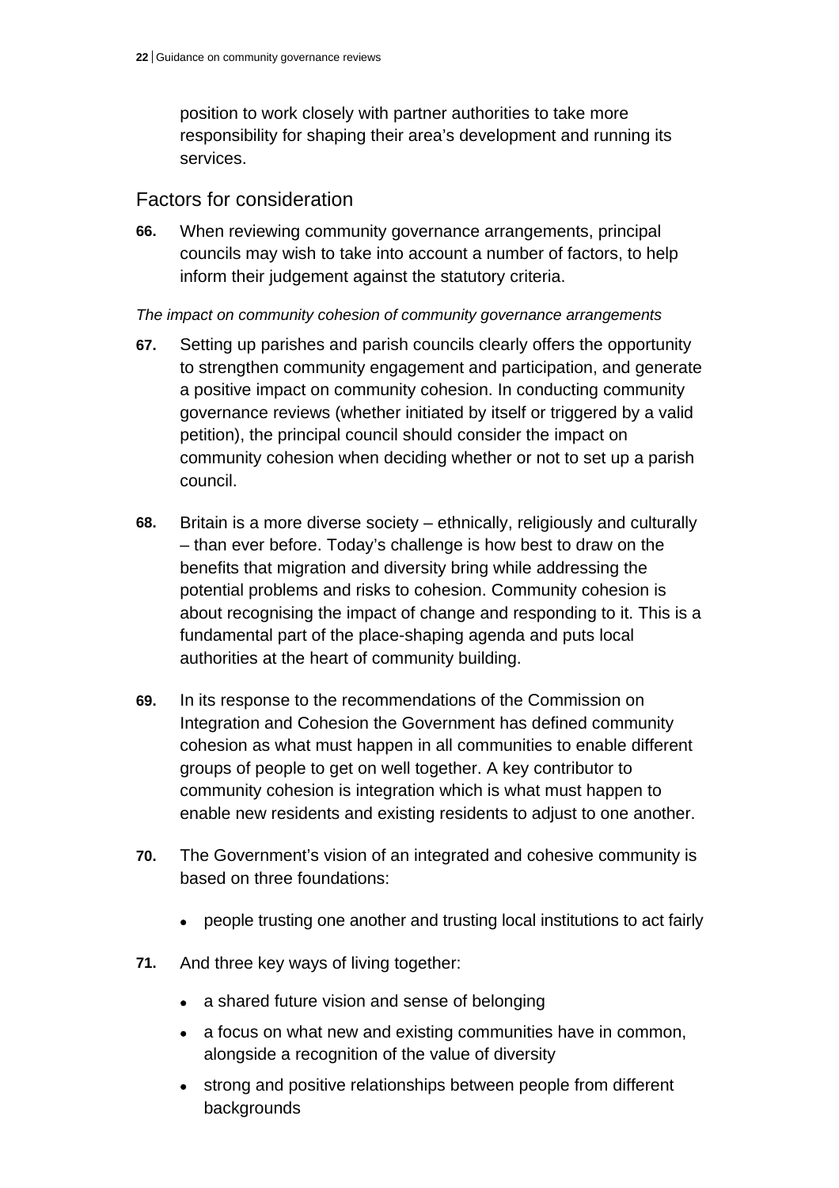position to work closely with partner authorities to take more responsibility for shaping their area's development and running its services.

## Factors for consideration

**66.** When reviewing community governance arrangements, principal councils may wish to take into account a number of factors, to help inform their judgement against the statutory criteria.

*The impact on community cohesion of community governance arrangements*

**67.** Setting up parishes and parish councils clearly offers the opportunity to strengthen community engagement and participation, and generate a positive impact on community cohesion. In conducting community governance reviews (whether initiated by itself or triggered by a valid petition), the principal council should consider the impact on community cohesion when deciding whether or not to set up a parish council.

**68.** Britain is a more diverse society – ethnically, religiously and culturally – than ever before. Today's challenge is how best to draw on the benefits that migration and diversity bring while addressing the potential problems and risks to cohesion. Community cohesion is about recognising the impact of change and responding to it. This is a fundamental part of the place-shaping agenda and puts local authorities at the heart of community building.

**69.** In its response to the recommendations of the Commission on Integration and Cohesion the Government has defined community cohesion as what must happen in all communities to enable different groups of people to get on well together. A key contributor to community cohesion is integration which is what must happen to enable new residents and existing residents to adjust to one another.

**70.** The Government's vision of an integrated and cohesive community is based on three foundations:

- people trusting one another and trusting local institutions to act fairly

**71.** And three key ways of living together:

- a shared future vision and sense of belonging
- a focus on what new and existing communities have in common, alongside a recognition of the value of diversity
- strong and positive relationships between people from different backgrounds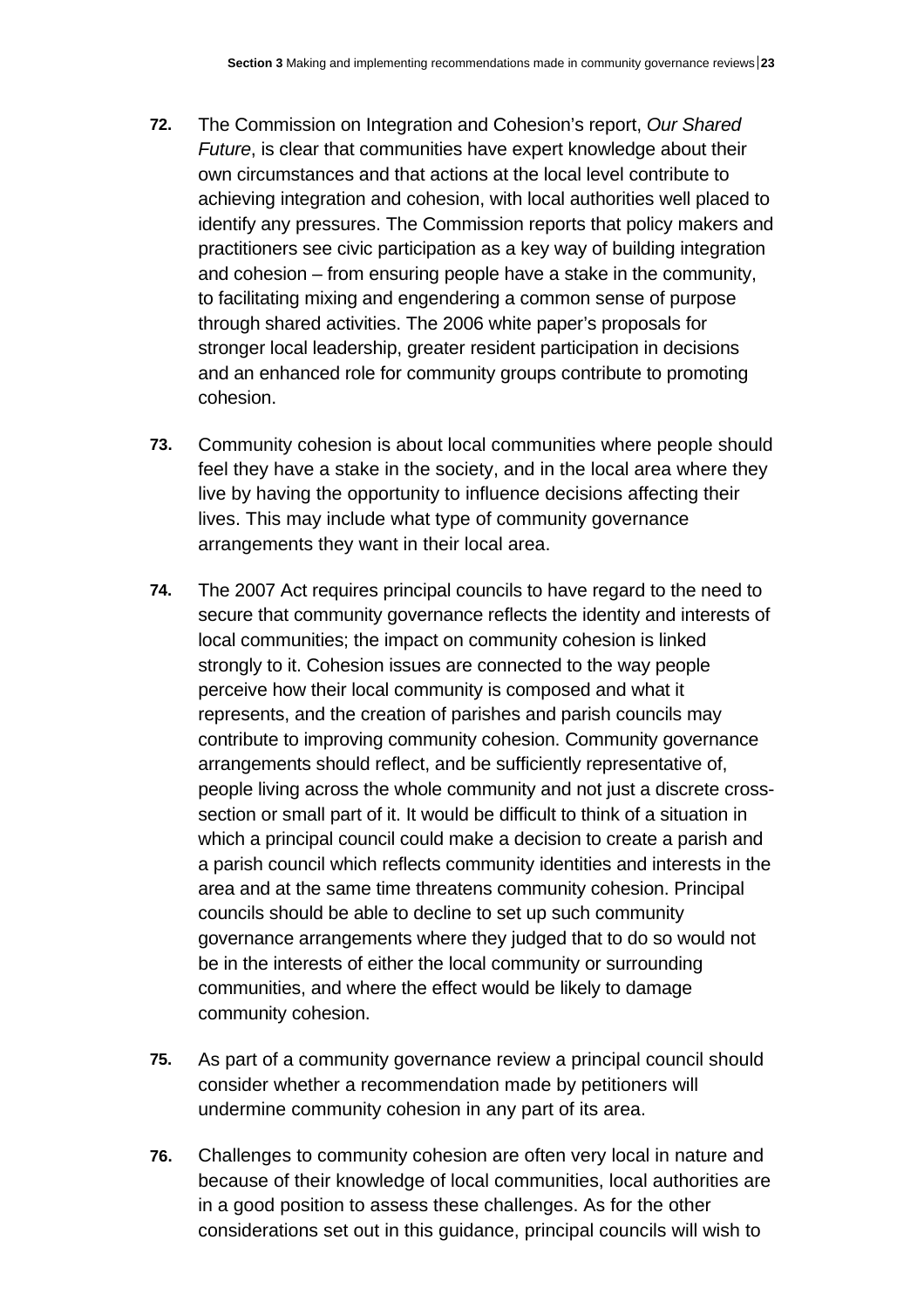**72.** The Commission on Integration and Cohesion's report, *Our Shared Future*, is clear that communities have expert knowledge about their own circumstances and that actions at the local level contribute to achieving integration and cohesion, with local authorities well placed to identify any pressures. The Commission reports that policy makers and practitioners see civic participation as a key way of building integration and cohesion – from ensuring people have a stake in the community, to facilitating mixing and engendering a common sense of purpose through shared activities. The 2006 white paper's proposals for stronger local leadership, greater resident participation in decisions and an enhanced role for community groups contribute to promoting cohesion.

**73.** Community cohesion is about local communities where people should feel they have a stake in the society, and in the local area where they live by having the opportunity to influence decisions affecting their lives. This may include what type of community governance arrangements they want in their local area.

**74.** The 2007 Act requires principal councils to have regard to the need to secure that community governance reflects the identity and interests of local communities; the impact on community cohesion is linked strongly to it. Cohesion issues are connected to the way people perceive how their local community is composed and what it represents, and the creation of parishes and parish councils may contribute to improving community cohesion. Community governance arrangements should reflect, and be sufficiently representative of, people living across the whole community and not just a discrete cross-section or small part of it. It would be difficult to think of a situation in which a principal council could make a decision to create a parish and a parish council which reflects community identities and interests in the area and at the same time threatens community cohesion. Principal councils should be able to decline to set up such community governance arrangements where they judged that to do so would not be in the interests of either the local community or surrounding communities, and where the effect would be likely to damage community cohesion.

**75.** As part of a community governance review a principal council should consider whether a recommendation made by petitioners will undermine community cohesion in any part of its area.

**76.** Challenges to community cohesion are often very local in nature and because of their knowledge of local communities, local authorities are in a good position to assess these challenges. As for the other considerations set out in this guidance, principal councils will wish to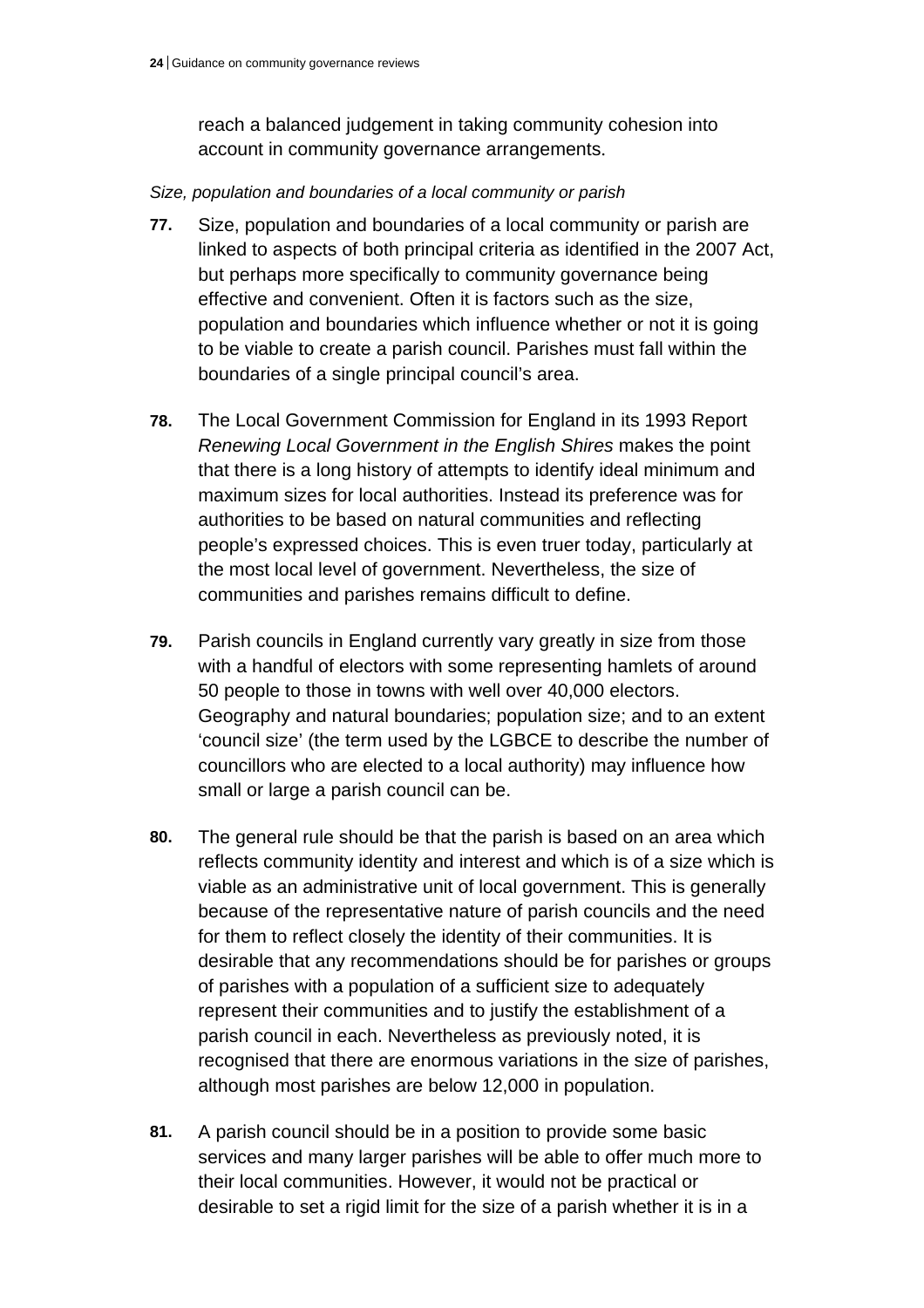reach a balanced judgement in taking community cohesion into account in community governance arrangements.

*Size, population and boundaries of a local community or parish*

**77.** Size, population and boundaries of a local community or parish are linked to aspects of both principal criteria as identified in the 2007 Act, but perhaps more specifically to community governance being effective and convenient. Often it is factors such as the size, population and boundaries which influence whether or not it is going to be viable to create a parish council. Parishes must fall within the boundaries of a single principal council's area.

**78.** The Local Government Commission for England in its 1993 Report *Renewing Local Government in the English Shires* makes the point that there is a long history of attempts to identify ideal minimum and maximum sizes for local authorities. Instead its preference was for authorities to be based on natural communities and reflecting people's expressed choices. This is even truer today, particularly at the most local level of government. Nevertheless, the size of communities and parishes remains difficult to define.

**79.** Parish councils in England currently vary greatly in size from those with a handful of electors with some representing hamlets of around 50 people to those in towns with well over 40,000 electors. Geography and natural boundaries; population size; and to an extent 'council size' (the term used by the LGBCE to describe the number of councillors who are elected to a local authority) may influence how small or large a parish council can be.

**80.** The general rule should be that the parish is based on an area which reflects community identity and interest and which is of a size which is viable as an administrative unit of local government. This is generally because of the representative nature of parish councils and the need for them to reflect closely the identity of their communities. It is desirable that any recommendations should be for parishes or groups of parishes with a population of a sufficient size to adequately represent their communities and to justify the establishment of a parish council in each. Nevertheless as previously noted, it is recognised that there are enormous variations in the size of parishes, although most parishes are below 12,000 in population.

**81.** A parish council should be in a position to provide some basic services and many larger parishes will be able to offer much more to their local communities. However, it would not be practical or desirable to set a rigid limit for the size of a parish whether it is in a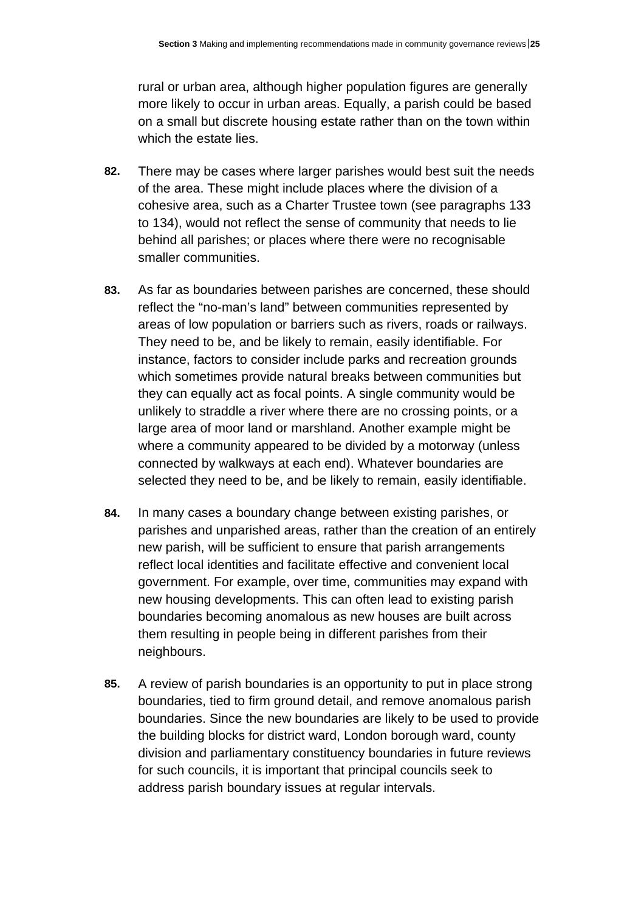rural or urban area, although higher population figures are generally more likely to occur in urban areas. Equally, a parish could be based on a small but discrete housing estate rather than on the town within which the estate lies.

**82.** There may be cases where larger parishes would best suit the needs of the area. These might include places where the division of a cohesive area, such as a Charter Trustee town (see paragraphs 133 to 134), would not reflect the sense of community that needs to lie behind all parishes; or places where there were no recognisable smaller communities.

**83.** As far as boundaries between parishes are concerned, these should reflect the "no-man's land" between communities represented by areas of low population or barriers such as rivers, roads or railways. They need to be, and be likely to remain, easily identifiable. For instance, factors to consider include parks and recreation grounds which sometimes provide natural breaks between communities but they can equally act as focal points. A single community would be unlikely to straddle a river where there are no crossing points, or a large area of moor land or marshland. Another example might be where a community appeared to be divided by a motorway (unless connected by walkways at each end). Whatever boundaries are selected they need to be, and be likely to remain, easily identifiable.

**84.** In many cases a boundary change between existing parishes, or parishes and unparished areas, rather than the creation of an entirely new parish, will be sufficient to ensure that parish arrangements reflect local identities and facilitate effective and convenient local government. For example, over time, communities may expand with new housing developments. This can often lead to existing parish boundaries becoming anomalous as new houses are built across them resulting in people being in different parishes from their neighbours.

**85.** A review of parish boundaries is an opportunity to put in place strong boundaries, tied to firm ground detail, and remove anomalous parish boundaries. Since the new boundaries are likely to be used to provide the building blocks for district ward, London borough ward, county division and parliamentary constituency boundaries in future reviews for such councils, it is important that principal councils seek to address parish boundary issues at regular intervals.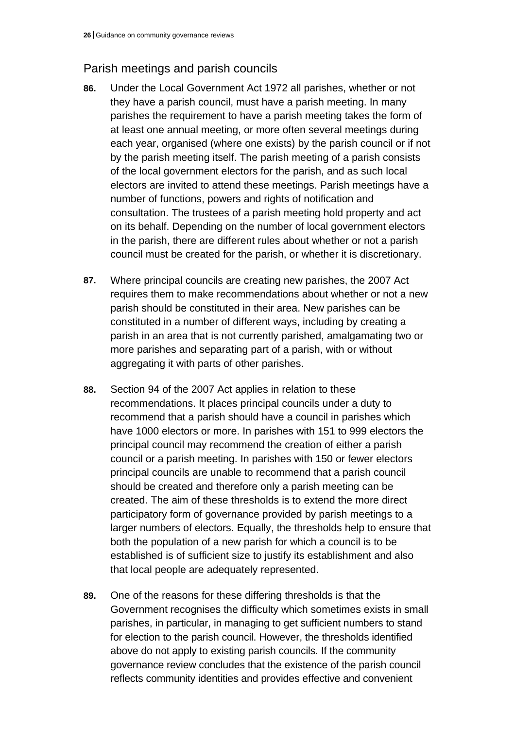## Parish meetings and parish councils

**86.** Under the Local Government Act 1972 all parishes, whether or not they have a parish council, must have a parish meeting. In many parishes the requirement to have a parish meeting takes the form of at least one annual meeting, or more often several meetings during each year, organised (where one exists) by the parish council or if not by the parish meeting itself. The parish meeting of a parish consists of the local government electors for the parish, and as such local electors are invited to attend these meetings. Parish meetings have a number of functions, powers and rights of notification and consultation. The trustees of a parish meeting hold property and act on its behalf. Depending on the number of local government electors in the parish, there are different rules about whether or not a parish council must be created for the parish, or whether it is discretionary.

**87.** Where principal councils are creating new parishes, the 2007 Act requires them to make recommendations about whether or not a new parish should be constituted in their area. New parishes can be constituted in a number of different ways, including by creating a parish in an area that is not currently parished, amalgamating two or more parishes and separating part of a parish, with or without aggregating it with parts of other parishes.

**88.** Section 94 of the 2007 Act applies in relation to these recommendations. It places principal councils under a duty to recommend that a parish should have a council in parishes which have 1000 electors or more. In parishes with 151 to 999 electors the principal council may recommend the creation of either a parish council or a parish meeting. In parishes with 150 or fewer electors principal councils are unable to recommend that a parish council should be created and therefore only a parish meeting can be created. The aim of these thresholds is to extend the more direct participatory form of governance provided by parish meetings to a larger numbers of electors. Equally, the thresholds help to ensure that both the population of a new parish for which a council is to be established is of sufficient size to justify its establishment and also that local people are adequately represented.

**89.** One of the reasons for these differing thresholds is that the Government recognises the difficulty which sometimes exists in small parishes, in particular, in managing to get sufficient numbers to stand for election to the parish council. However, the thresholds identified above do not apply to existing parish councils. If the community governance review concludes that the existence of the parish council reflects community identities and provides effective and convenient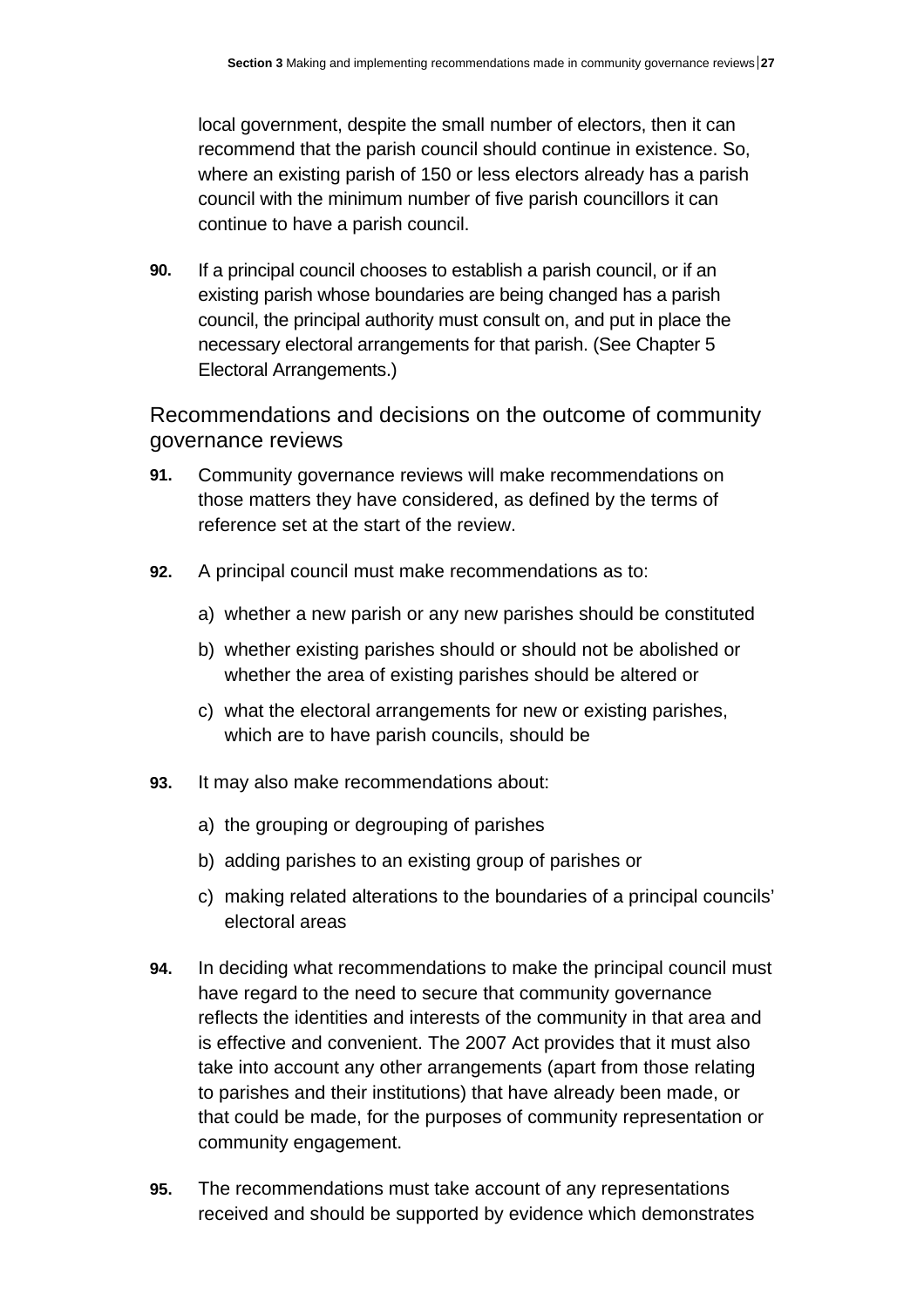local government, despite the small number of electors, then it can recommend that the parish council should continue in existence. So, where an existing parish of 150 or less electors already has a parish council with the minimum number of five parish councillors it can continue to have a parish council.

**90.** If a principal council chooses to establish a parish council, or if an existing parish whose boundaries are being changed has a parish council, the principal authority must consult on, and put in place the necessary electoral arrangements for that parish. (See Chapter 5 Electoral Arrangements.)

## Recommendations and decisions on the outcome of community governance reviews

**91.** Community governance reviews will make recommendations on those matters they have considered, as defined by the terms of reference set at the start of the review.

**92.** A principal council must make recommendations as to:

a) whether a new parish or any new parishes should be constituted

b) whether existing parishes should or should not be abolished or whether the area of existing parishes should be altered or

c) what the electoral arrangements for new or existing parishes, which are to have parish councils, should be

**93.** It may also make recommendations about:

a) the grouping or degrouping of parishes

b) adding parishes to an existing group of parishes or

c) making related alterations to the boundaries of a principal councils' electoral areas

**94.** In deciding what recommendations to make the principal council must have regard to the need to secure that community governance reflects the identities and interests of the community in that area and is effective and convenient. The 2007 Act provides that it must also take into account any other arrangements (apart from those relating to parishes and their institutions) that have already been made, or that could be made, for the purposes of community representation or community engagement.

**95.** The recommendations must take account of any representations received and should be supported by evidence which demonstrates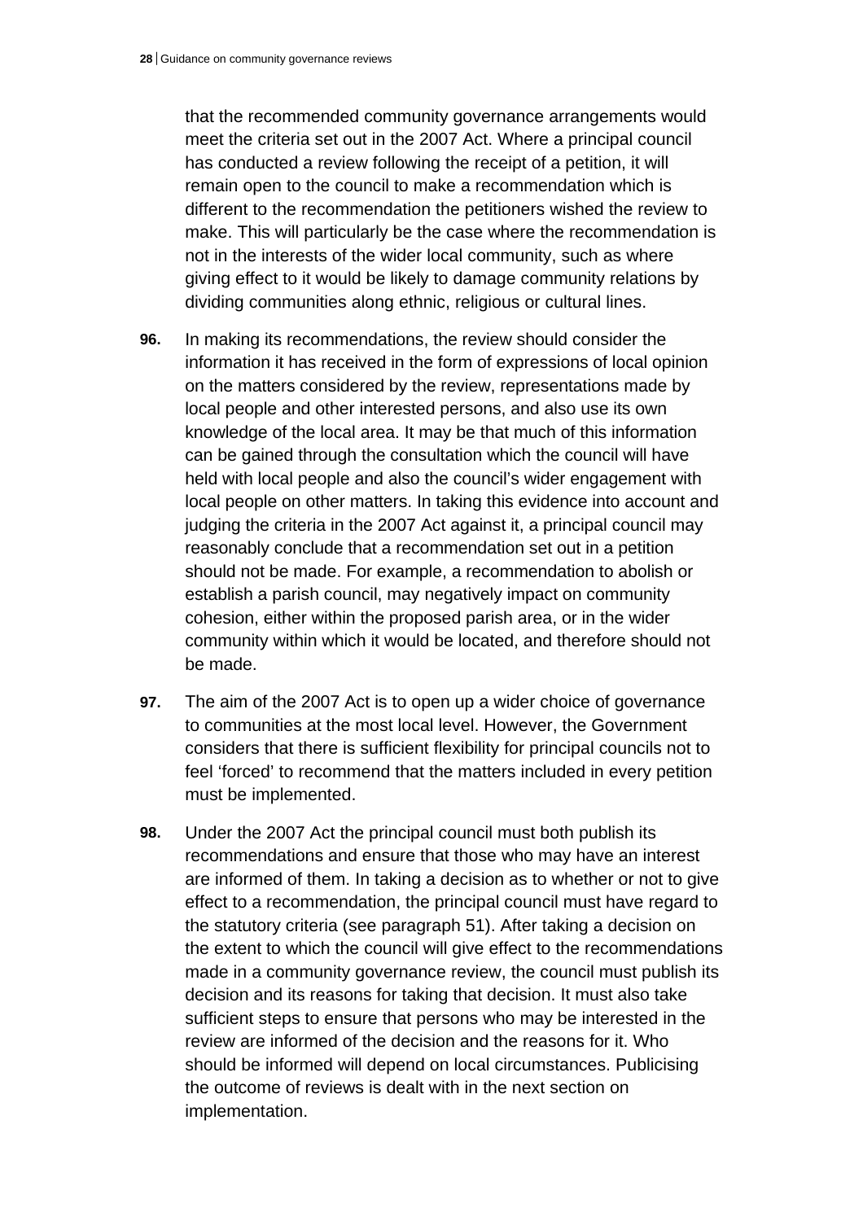that the recommended community governance arrangements would meet the criteria set out in the 2007 Act. Where a principal council has conducted a review following the receipt of a petition, it will remain open to the council to make a recommendation which is different to the recommendation the petitioners wished the review to make. This will particularly be the case where the recommendation is not in the interests of the wider local community, such as where giving effect to it would be likely to damage community relations by dividing communities along ethnic, religious or cultural lines.

**96.** In making its recommendations, the review should consider the information it has received in the form of expressions of local opinion on the matters considered by the review, representations made by local people and other interested persons, and also use its own knowledge of the local area. It may be that much of this information can be gained through the consultation which the council will have held with local people and also the council's wider engagement with local people on other matters. In taking this evidence into account and judging the criteria in the 2007 Act against it, a principal council may reasonably conclude that a recommendation set out in a petition should not be made. For example, a recommendation to abolish or establish a parish council, may negatively impact on community cohesion, either within the proposed parish area, or in the wider community within which it would be located, and therefore should not be made.

**97.** The aim of the 2007 Act is to open up a wider choice of governance to communities at the most local level. However, the Government considers that there is sufficient flexibility for principal councils not to feel 'forced' to recommend that the matters included in every petition must be implemented.

**98.** Under the 2007 Act the principal council must both publish its recommendations and ensure that those who may have an interest are informed of them. In taking a decision as to whether or not to give effect to a recommendation, the principal council must have regard to the statutory criteria (see paragraph 51). After taking a decision on the extent to which the council will give effect to the recommendations made in a community governance review, the council must publish its decision and its reasons for taking that decision. It must also take sufficient steps to ensure that persons who may be interested in the review are informed of the decision and the reasons for it. Who should be informed will depend on local circumstances. Publicising the outcome of reviews is dealt with in the next section on implementation.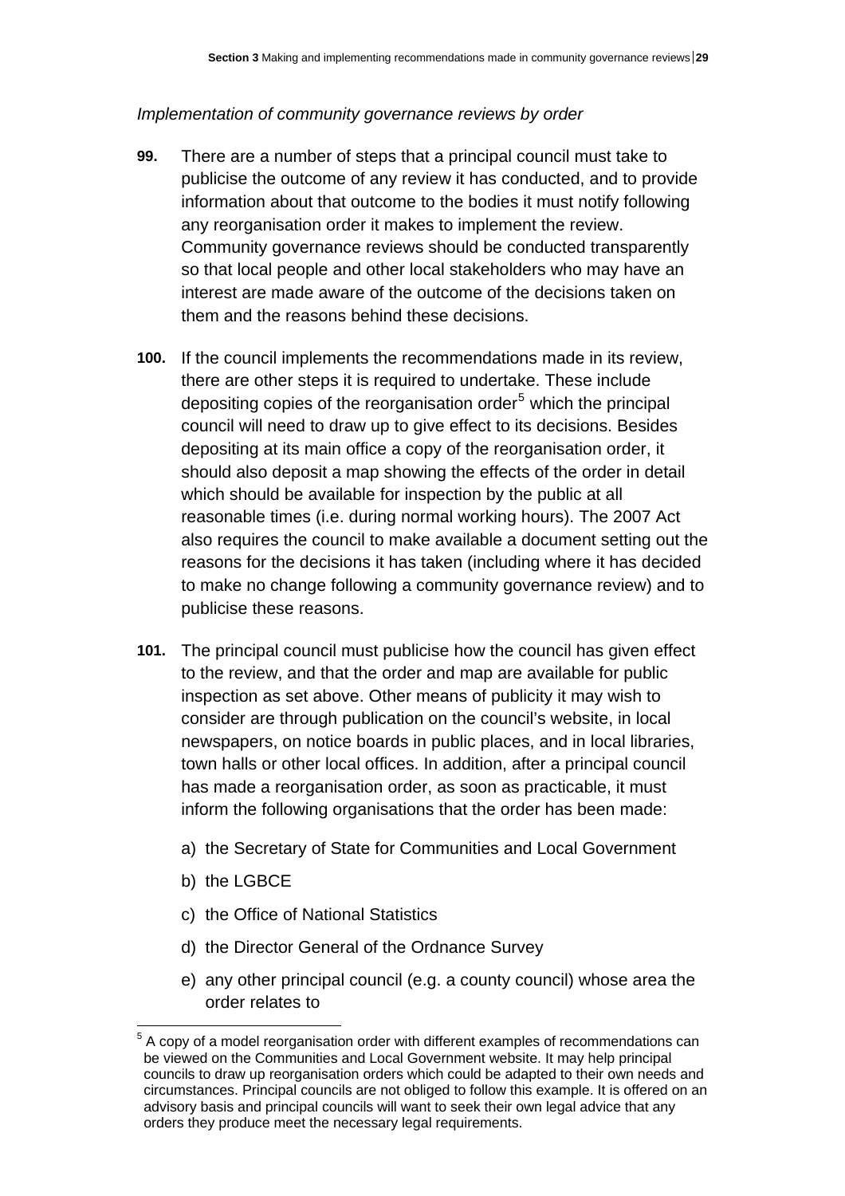*Implementation of community governance reviews by order*

**99.** There are a number of steps that a principal council must take to publicise the outcome of any review it has conducted, and to provide information about that outcome to the bodies it must notify following any reorganisation order it makes to implement the review. Community governance reviews should be conducted transparently so that local people and other local stakeholders who may have an interest are made aware of the outcome of the decisions taken on them and the reasons behind these decisions.

**100.** If the council implements the recommendations made in its review, there are other steps it is required to undertake. These include depositing copies of the reorganisation order[5] which the principal council will need to draw up to give effect to its decisions. Besides depositing at its main office a copy of the reorganisation order, it should also deposit a map showing the effects of the order in detail which should be available for inspection by the public at all reasonable times (i.e. during normal working hours). The 2007 Act also requires the council to make available a document setting out the reasons for the decisions it has taken (including where it has decided to make no change following a community governance review) and to publicise these reasons.

**101.** The principal council must publicise how the council has given effect to the review, and that the order and map are available for public inspection as set above. Other means of publicity it may wish to consider are through publication on the council's website, in local newspapers, on notice boards in public places, and in local libraries, town halls or other local offices. In addition, after a principal council has made a reorganisation order, as soon as practicable, it must inform the following organisations that the order has been made:

a) the Secretary of State for Communities and Local Government

b) the LGBCE

c) the Office of National Statistics

d) the Director General of the Ordnance Survey

e) any other principal council (e.g. a county council) whose area the order relates to

[5] A copy of a model reorganisation order with different examples of recommendations can be viewed on the Communities and Local Government website. It may help principal councils to draw up reorganisation orders which could be adapted to their own needs and circumstances. Principal councils are not obliged to follow this example. It is offered on an advisory basis and principal councils will want to seek their own legal advice that any orders they produce meet the necessary legal requirements.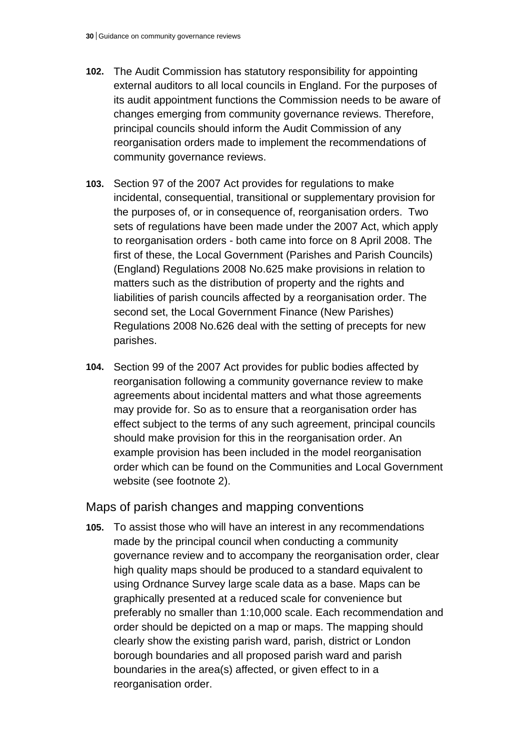**102.** The Audit Commission has statutory responsibility for appointing external auditors to all local councils in England. For the purposes of its audit appointment functions the Commission needs to be aware of changes emerging from community governance reviews. Therefore, principal councils should inform the Audit Commission of any reorganisation orders made to implement the recommendations of community governance reviews.

**103.** Section 97 of the 2007 Act provides for regulations to make incidental, consequential, transitional or supplementary provision for the purposes of, or in consequence of, reorganisation orders. Two sets of regulations have been made under the 2007 Act, which apply to reorganisation orders - both came into force on 8 April 2008. The first of these, the Local Government (Parishes and Parish Councils) (England) Regulations 2008 No.625 make provisions in relation to matters such as the distribution of property and the rights and liabilities of parish councils affected by a reorganisation order. The second set, the Local Government Finance (New Parishes) Regulations 2008 No.626 deal with the setting of precepts for new parishes.

**104.** Section 99 of the 2007 Act provides for public bodies affected by reorganisation following a community governance review to make agreements about incidental matters and what those agreements may provide for. So as to ensure that a reorganisation order has effect subject to the terms of any such agreement, principal councils should make provision for this in the reorganisation order. An example provision has been included in the model reorganisation order which can be found on the Communities and Local Government website (see footnote 2).

## Maps of parish changes and mapping conventions

**105.** To assist those who will have an interest in any recommendations made by the principal council when conducting a community governance review and to accompany the reorganisation order, clear high quality maps should be produced to a standard equivalent to using Ordnance Survey large scale data as a base. Maps can be graphically presented at a reduced scale for convenience but preferably no smaller than 1:10,000 scale. Each recommendation and order should be depicted on a map or maps. The mapping should clearly show the existing parish ward, parish, district or London borough boundaries and all proposed parish ward and parish boundaries in the area(s) affected, or given effect to in a reorganisation order.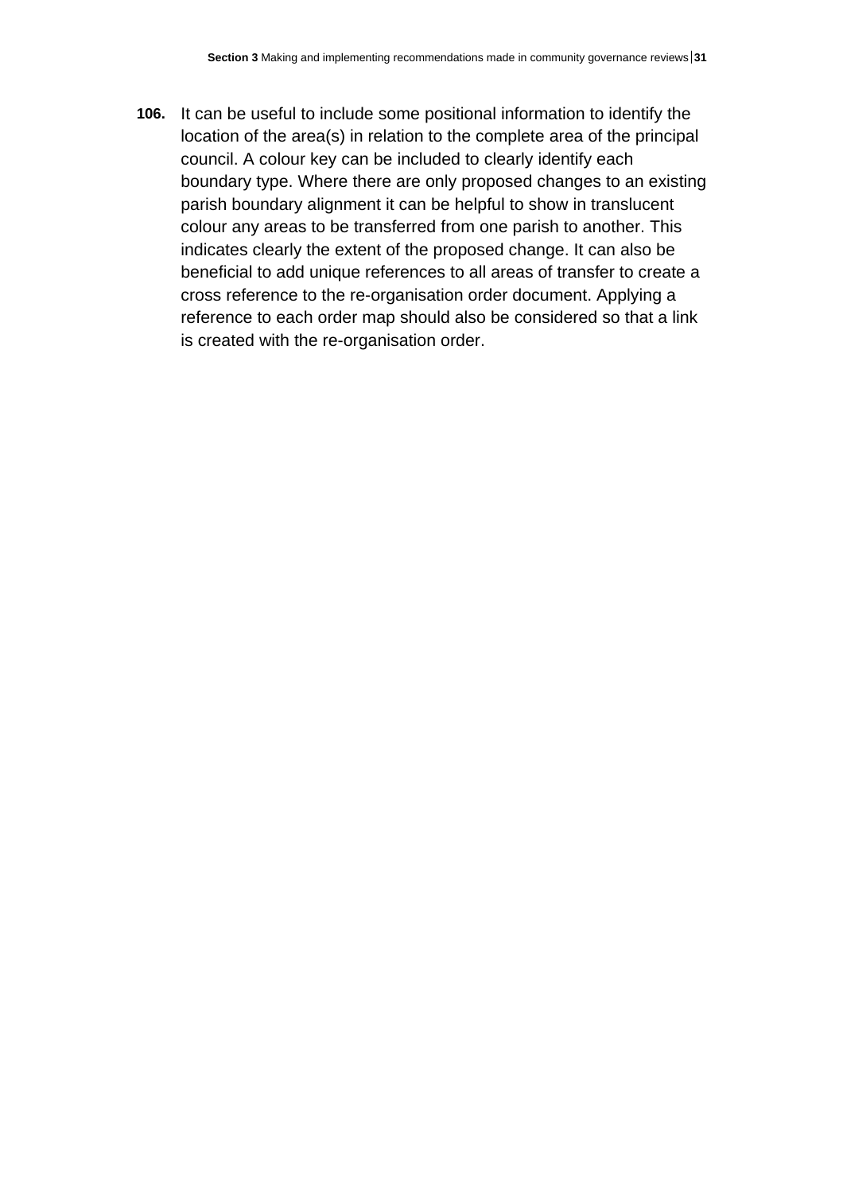**106.** It can be useful to include some positional information to identify the location of the area(s) in relation to the complete area of the principal council. A colour key can be included to clearly identify each boundary type. Where there are only proposed changes to an existing parish boundary alignment it can be helpful to show in translucent colour any areas to be transferred from one parish to another. This indicates clearly the extent of the proposed change. It can also be beneficial to add unique references to all areas of transfer to create a cross reference to the re-organisation order document. Applying a reference to each order map should also be considered so that a link is created with the re-organisation order.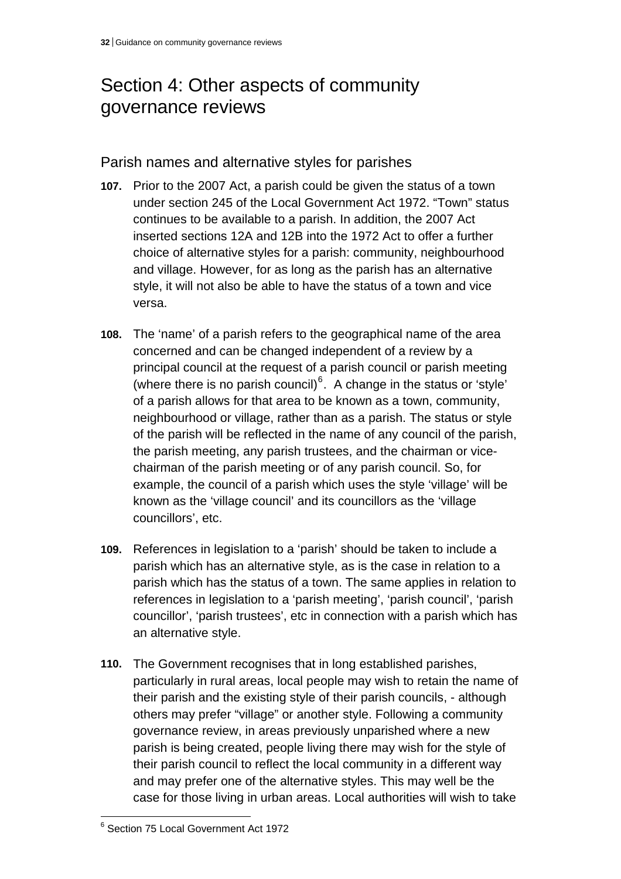# Section 4: Other aspects of community governance reviews

## Parish names and alternative styles for parishes

**107.** Prior to the 2007 Act, a parish could be given the status of a town under section 245 of the Local Government Act 1972. "Town" status continues to be available to a parish. In addition, the 2007 Act inserted sections 12A and 12B into the 1972 Act to offer a further choice of alternative styles for a parish: community, neighbourhood and village. However, for as long as the parish has an alternative style, it will not also be able to have the status of a town and vice versa.

**108.** The 'name' of a parish refers to the geographical name of the area concerned and can be changed independent of a review by a principal council at the request of a parish council or parish meeting (where there is no parish council)[6]. A change in the status or 'style' of a parish allows for that area to be known as a town, community, neighbourhood or village, rather than as a parish. The status or style of the parish will be reflected in the name of any council of the parish, the parish meeting, any parish trustees, and the chairman or vice-chairman of the parish meeting or of any parish council. So, for example, the council of a parish which uses the style 'village' will be known as the 'village council' and its councillors as the 'village councillors', etc.

**109.** References in legislation to a 'parish' should be taken to include a parish which has an alternative style, as is the case in relation to a parish which has the status of a town. The same applies in relation to references in legislation to a 'parish meeting', 'parish council', 'parish councillor', 'parish trustees', etc in connection with a parish which has an alternative style.

**110.** The Government recognises that in long established parishes, particularly in rural areas, local people may wish to retain the name of their parish and the existing style of their parish councils, - although others may prefer "village" or another style. Following a community governance review, in areas previously unparished where a new parish is being created, people living there may wish for the style of their parish council to reflect the local community in a different way and may prefer one of the alternative styles. This may well be the case for those living in urban areas. Local authorities will wish to take

---

[6] Section 75 Local Government Act 1972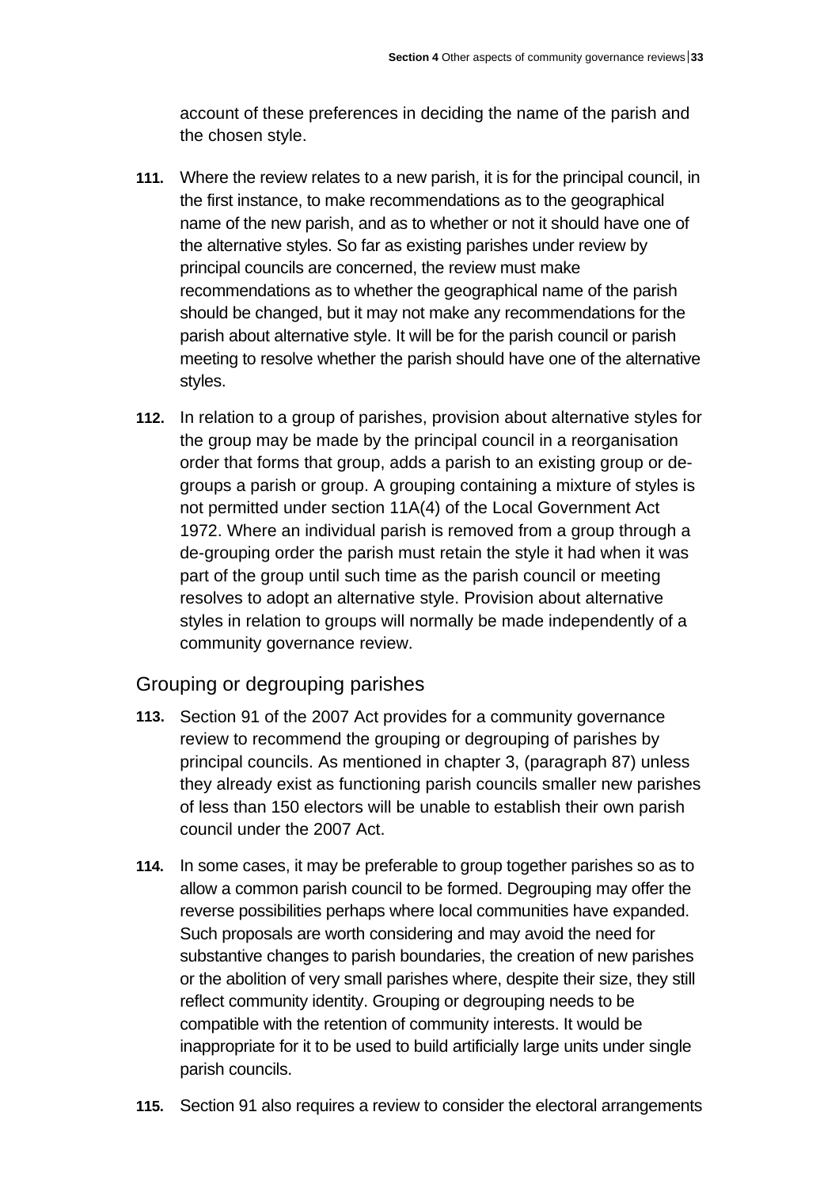account of these preferences in deciding the name of the parish and the chosen style.

**111.** Where the review relates to a new parish, it is for the principal council, in the first instance, to make recommendations as to the geographical name of the new parish, and as to whether or not it should have one of the alternative styles. So far as existing parishes under review by principal councils are concerned, the review must make recommendations as to whether the geographical name of the parish should be changed, but it may not make any recommendations for the parish about alternative style. It will be for the parish council or parish meeting to resolve whether the parish should have one of the alternative styles.

**112.** In relation to a group of parishes, provision about alternative styles for the group may be made by the principal council in a reorganisation order that forms that group, adds a parish to an existing group or de-groups a parish or group. A grouping containing a mixture of styles is not permitted under section 11A(4) of the Local Government Act 1972. Where an individual parish is removed from a group through a de-grouping order the parish must retain the style it had when it was part of the group until such time as the parish council or meeting resolves to adopt an alternative style. Provision about alternative styles in relation to groups will normally be made independently of a community governance review.

## Grouping or degrouping parishes

**113.** Section 91 of the 2007 Act provides for a community governance review to recommend the grouping or degrouping of parishes by principal councils. As mentioned in chapter 3, (paragraph 87) unless they already exist as functioning parish councils smaller new parishes of less than 150 electors will be unable to establish their own parish council under the 2007 Act.

**114.** In some cases, it may be preferable to group together parishes so as to allow a common parish council to be formed. Degrouping may offer the reverse possibilities perhaps where local communities have expanded. Such proposals are worth considering and may avoid the need for substantive changes to parish boundaries, the creation of new parishes or the abolition of very small parishes where, despite their size, they still reflect community identity. Grouping or degrouping needs to be compatible with the retention of community interests. It would be inappropriate for it to be used to build artificially large units under single parish councils.

**115.** Section 91 also requires a review to consider the electoral arrangements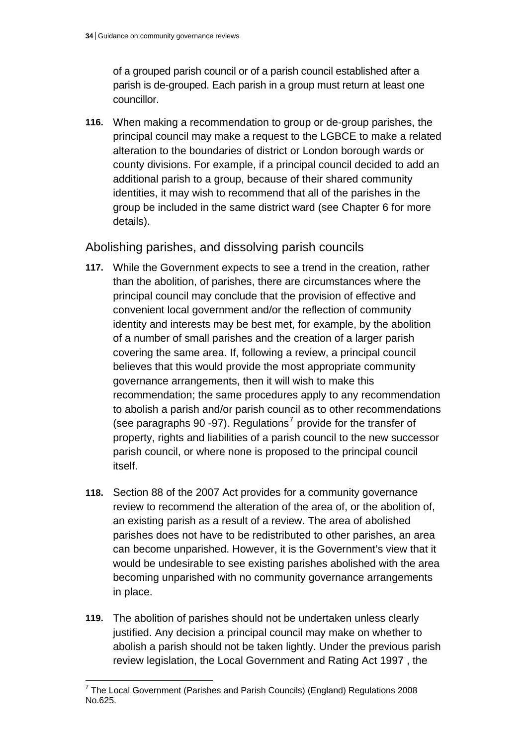of a grouped parish council or of a parish council established after a parish is de-grouped. Each parish in a group must return at least one councillor.

**116.** When making a recommendation to group or de-group parishes, the principal council may make a request to the LGBCE to make a related alteration to the boundaries of district or London borough wards or county divisions. For example, if a principal council decided to add an additional parish to a group, because of their shared community identities, it may wish to recommend that all of the parishes in the group be included in the same district ward (see Chapter 6 for more details).

## Abolishing parishes, and dissolving parish councils

**117.** While the Government expects to see a trend in the creation, rather than the abolition, of parishes, there are circumstances where the principal council may conclude that the provision of effective and convenient local government and/or the reflection of community identity and interests may be best met, for example, by the abolition of a number of small parishes and the creation of a larger parish covering the same area. If, following a review, a principal council believes that this would provide the most appropriate community governance arrangements, then it will wish to make this recommendation; the same procedures apply to any recommendation to abolish a parish and/or parish council as to other recommendations (see paragraphs 90 -97). Regulations[7] provide for the transfer of property, rights and liabilities of a parish council to the new successor parish council, or where none is proposed to the principal council itself.

**118.** Section 88 of the 2007 Act provides for a community governance review to recommend the alteration of the area of, or the abolition of, an existing parish as a result of a review. The area of abolished parishes does not have to be redistributed to other parishes, an area can become unparished. However, it is the Government's view that it would be undesirable to see existing parishes abolished with the area becoming unparished with no community governance arrangements in place.

**119.** The abolition of parishes should not be undertaken unless clearly justified. Any decision a principal council may make on whether to abolish a parish should not be taken lightly. Under the previous parish review legislation, the Local Government and Rating Act 1997 , the

[7] The Local Government (Parishes and Parish Councils) (England) Regulations 2008 No.625.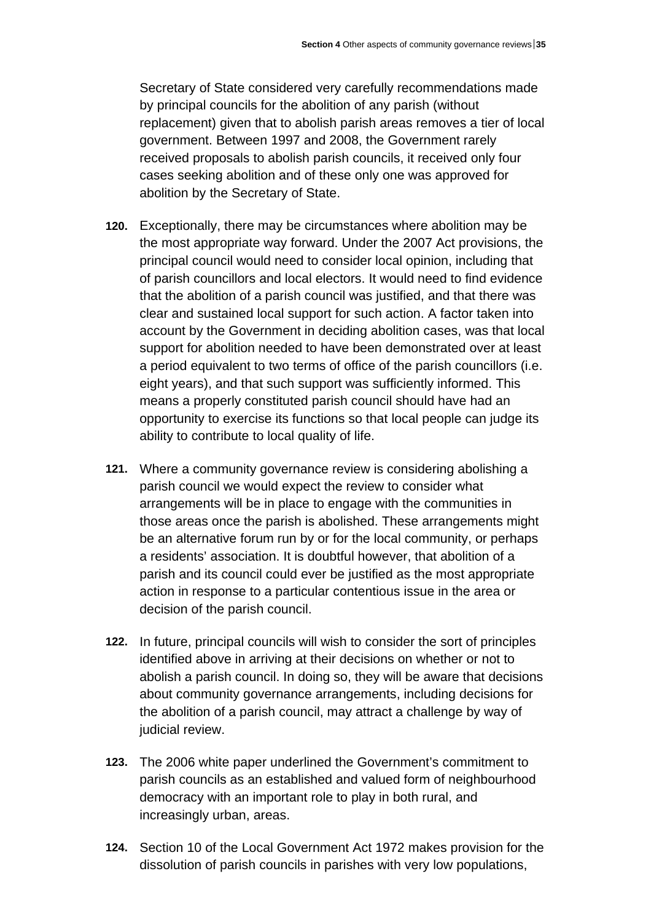Secretary of State considered very carefully recommendations made by principal councils for the abolition of any parish (without replacement) given that to abolish parish areas removes a tier of local government. Between 1997 and 2008, the Government rarely received proposals to abolish parish councils, it received only four cases seeking abolition and of these only one was approved for abolition by the Secretary of State.

**120.** Exceptionally, there may be circumstances where abolition may be the most appropriate way forward. Under the 2007 Act provisions, the principal council would need to consider local opinion, including that of parish councillors and local electors. It would need to find evidence that the abolition of a parish council was justified, and that there was clear and sustained local support for such action. A factor taken into account by the Government in deciding abolition cases, was that local support for abolition needed to have been demonstrated over at least a period equivalent to two terms of office of the parish councillors (i.e. eight years), and that such support was sufficiently informed. This means a properly constituted parish council should have had an opportunity to exercise its functions so that local people can judge its ability to contribute to local quality of life.

**121.** Where a community governance review is considering abolishing a parish council we would expect the review to consider what arrangements will be in place to engage with the communities in those areas once the parish is abolished. These arrangements might be an alternative forum run by or for the local community, or perhaps a residents' association. It is doubtful however, that abolition of a parish and its council could ever be justified as the most appropriate action in response to a particular contentious issue in the area or decision of the parish council.

**122.** In future, principal councils will wish to consider the sort of principles identified above in arriving at their decisions on whether or not to abolish a parish council. In doing so, they will be aware that decisions about community governance arrangements, including decisions for the abolition of a parish council, may attract a challenge by way of judicial review.

**123.** The 2006 white paper underlined the Government's commitment to parish councils as an established and valued form of neighbourhood democracy with an important role to play in both rural, and increasingly urban, areas.

**124.** Section 10 of the Local Government Act 1972 makes provision for the dissolution of parish councils in parishes with very low populations,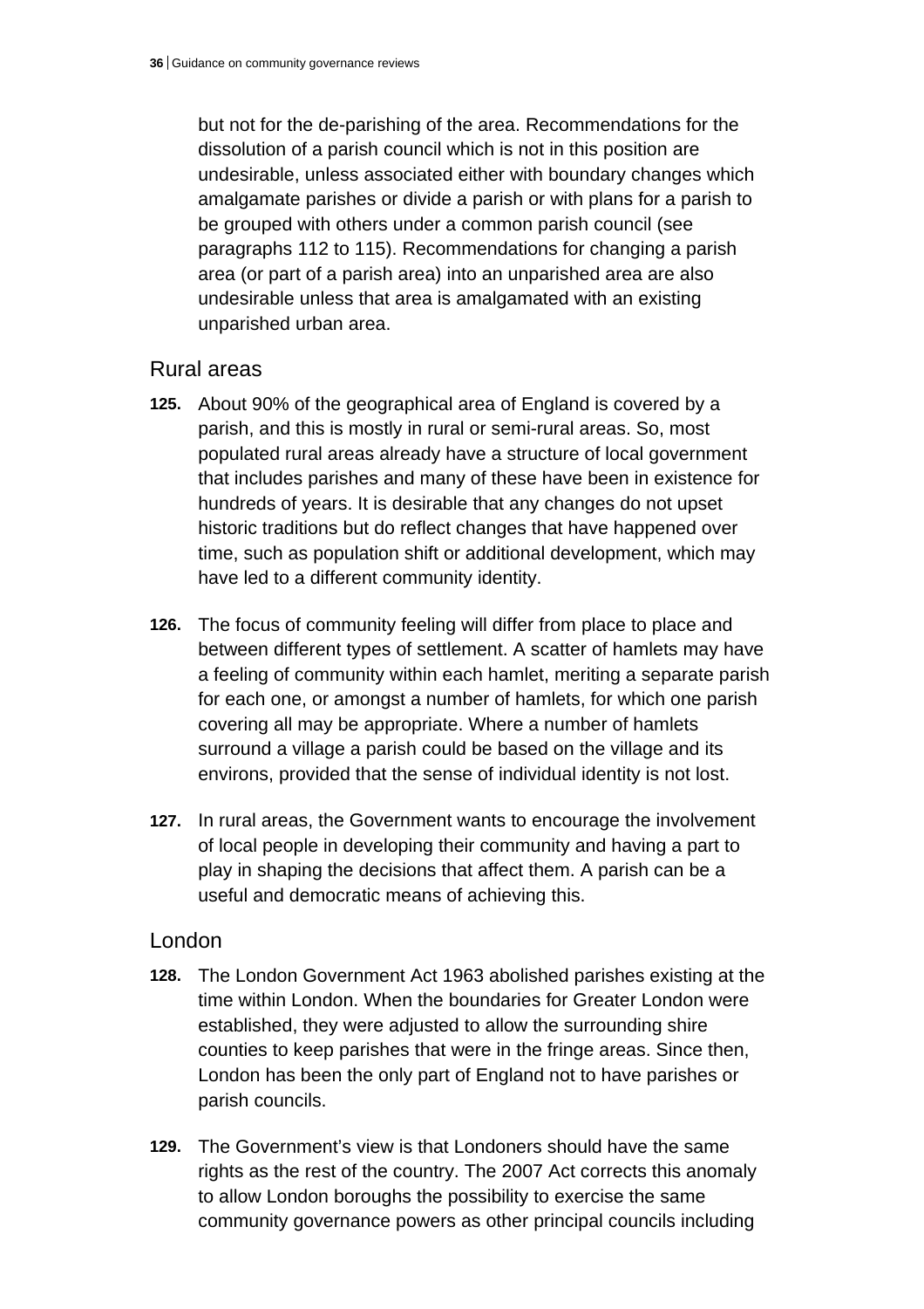but not for the de-parishing of the area. Recommendations for the dissolution of a parish council which is not in this position are undesirable, unless associated either with boundary changes which amalgamate parishes or divide a parish or with plans for a parish to be grouped with others under a common parish council (see paragraphs 112 to 115). Recommendations for changing a parish area (or part of a parish area) into an unparished area are also undesirable unless that area is amalgamated with an existing unparished urban area.

## Rural areas

**125.** About 90% of the geographical area of England is covered by a parish, and this is mostly in rural or semi-rural areas. So, most populated rural areas already have a structure of local government that includes parishes and many of these have been in existence for hundreds of years. It is desirable that any changes do not upset historic traditions but do reflect changes that have happened over time, such as population shift or additional development, which may have led to a different community identity.

**126.** The focus of community feeling will differ from place to place and between different types of settlement. A scatter of hamlets may have a feeling of community within each hamlet, meriting a separate parish for each one, or amongst a number of hamlets, for which one parish covering all may be appropriate. Where a number of hamlets surround a village a parish could be based on the village and its environs, provided that the sense of individual identity is not lost.

**127.** In rural areas, the Government wants to encourage the involvement of local people in developing their community and having a part to play in shaping the decisions that affect them. A parish can be a useful and democratic means of achieving this.

## London

**128.** The London Government Act 1963 abolished parishes existing at the time within London. When the boundaries for Greater London were established, they were adjusted to allow the surrounding shire counties to keep parishes that were in the fringe areas. Since then, London has been the only part of England not to have parishes or parish councils.

**129.** The Government's view is that Londoners should have the same rights as the rest of the country. The 2007 Act corrects this anomaly to allow London boroughs the possibility to exercise the same community governance powers as other principal councils including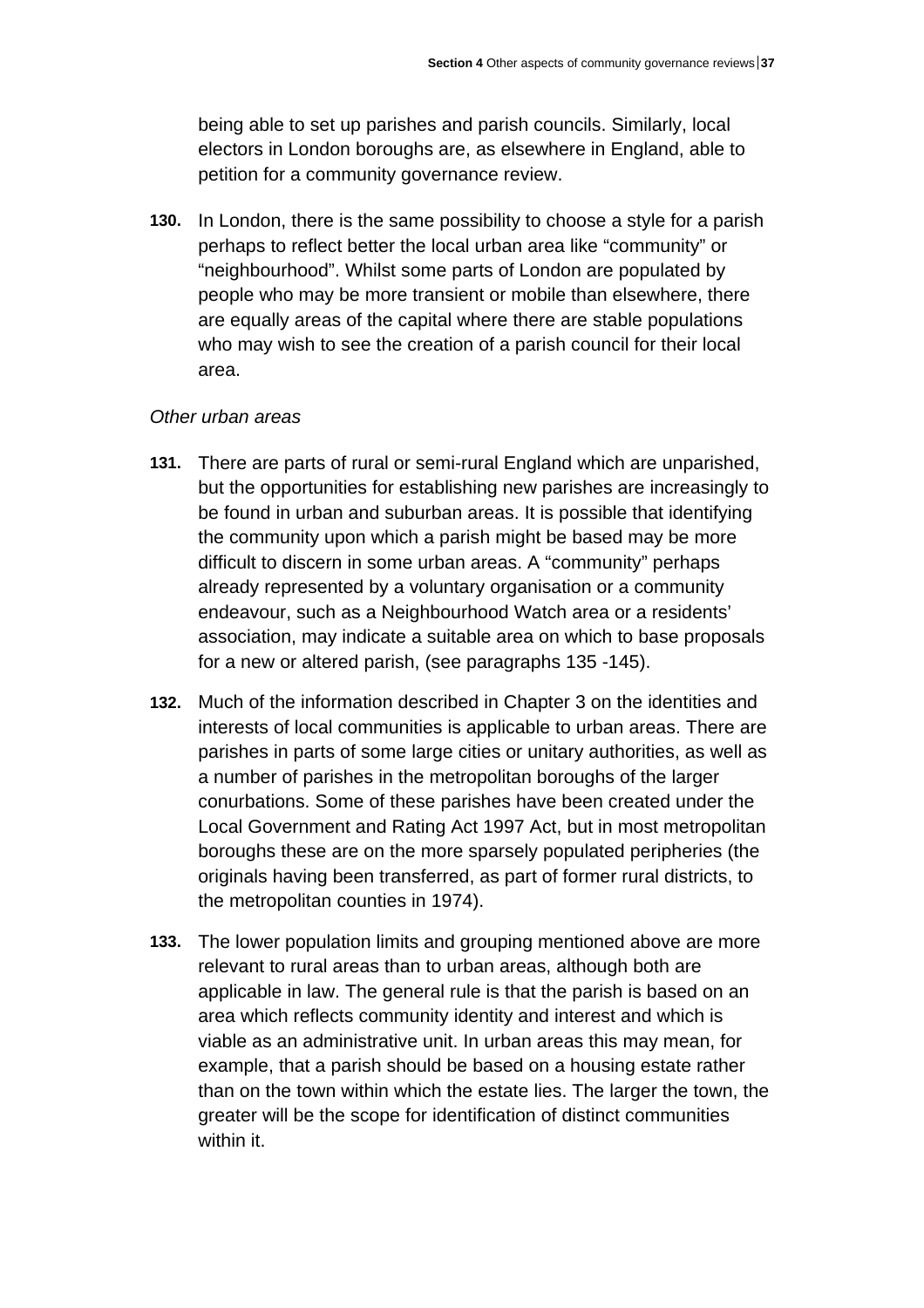being able to set up parishes and parish councils. Similarly, local electors in London boroughs are, as elsewhere in England, able to petition for a community governance review.

**130.** In London, there is the same possibility to choose a style for a parish perhaps to reflect better the local urban area like "community" or "neighbourhood". Whilst some parts of London are populated by people who may be more transient or mobile than elsewhere, there are equally areas of the capital where there are stable populations who may wish to see the creation of a parish council for their local area.

*Other urban areas*

**131.** There are parts of rural or semi-rural England which are unparished, but the opportunities for establishing new parishes are increasingly to be found in urban and suburban areas. It is possible that identifying the community upon which a parish might be based may be more difficult to discern in some urban areas. A "community" perhaps already represented by a voluntary organisation or a community endeavour, such as a Neighbourhood Watch area or a residents' association, may indicate a suitable area on which to base proposals for a new or altered parish, (see paragraphs 135 -145).

**132.** Much of the information described in Chapter 3 on the identities and interests of local communities is applicable to urban areas. There are parishes in parts of some large cities or unitary authorities, as well as a number of parishes in the metropolitan boroughs of the larger conurbations. Some of these parishes have been created under the Local Government and Rating Act 1997 Act, but in most metropolitan boroughs these are on the more sparsely populated peripheries (the originals having been transferred, as part of former rural districts, to the metropolitan counties in 1974).

**133.** The lower population limits and grouping mentioned above are more relevant to rural areas than to urban areas, although both are applicable in law. The general rule is that the parish is based on an area which reflects community identity and interest and which is viable as an administrative unit. In urban areas this may mean, for example, that a parish should be based on a housing estate rather than on the town within which the estate lies. The larger the town, the greater will be the scope for identification of distinct communities within it.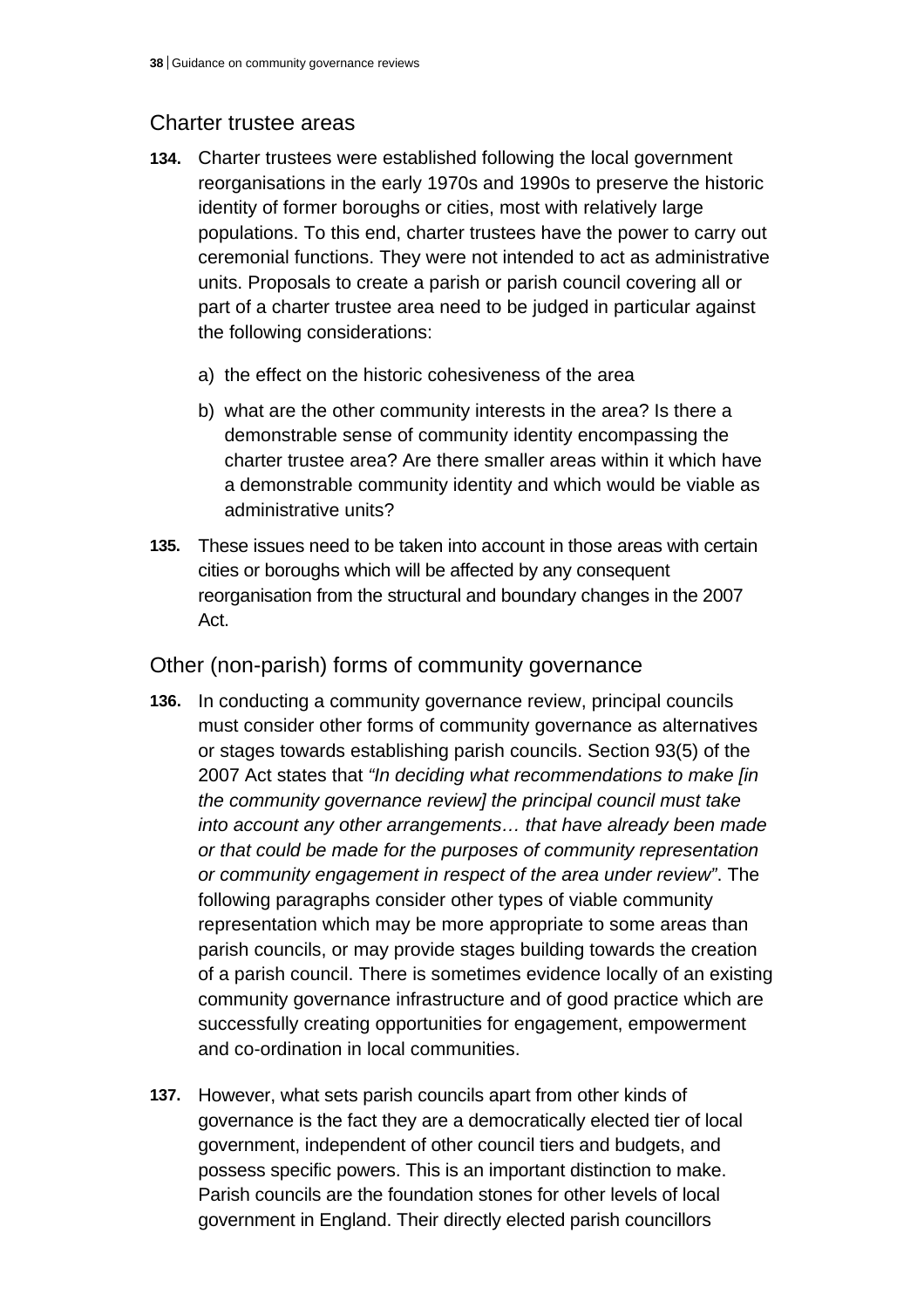## Charter trustee areas

**134.** Charter trustees were established following the local government reorganisations in the early 1970s and 1990s to preserve the historic identity of former boroughs or cities, most with relatively large populations. To this end, charter trustees have the power to carry out ceremonial functions. They were not intended to act as administrative units. Proposals to create a parish or parish council covering all or part of a charter trustee area need to be judged in particular against the following considerations:

a) the effect on the historic cohesiveness of the area

b) what are the other community interests in the area? Is there a demonstrable sense of community identity encompassing the charter trustee area? Are there smaller areas within it which have a demonstrable community identity and which would be viable as administrative units?

**135.** These issues need to be taken into account in those areas with certain cities or boroughs which will be affected by any consequent reorganisation from the structural and boundary changes in the 2007 Act.

## Other (non-parish) forms of community governance

**136.** In conducting a community governance review, principal councils must consider other forms of community governance as alternatives or stages towards establishing parish councils. Section 93(5) of the 2007 Act states that *"In deciding what recommendations to make [in the community governance review] the principal council must take into account any other arrangements… that have already been made or that could be made for the purposes of community representation or community engagement in respect of the area under review"*. The following paragraphs consider other types of viable community representation which may be more appropriate to some areas than parish councils, or may provide stages building towards the creation of a parish council. There is sometimes evidence locally of an existing community governance infrastructure and of good practice which are successfully creating opportunities for engagement, empowerment and co-ordination in local communities.

**137.** However, what sets parish councils apart from other kinds of governance is the fact they are a democratically elected tier of local government, independent of other council tiers and budgets, and possess specific powers. This is an important distinction to make. Parish councils are the foundation stones for other levels of local government in England. Their directly elected parish councillors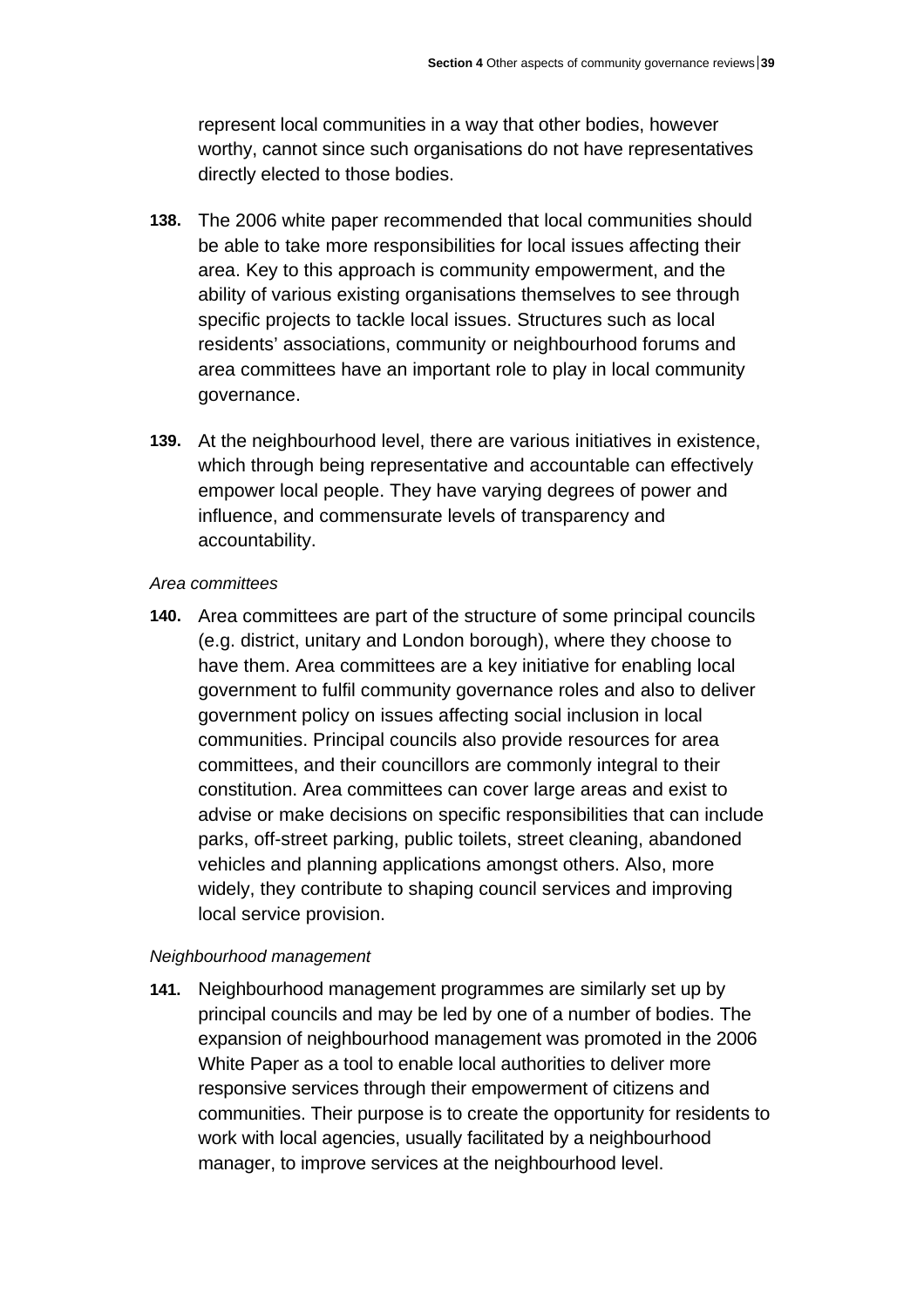represent local communities in a way that other bodies, however worthy, cannot since such organisations do not have representatives directly elected to those bodies.

**138.** The 2006 white paper recommended that local communities should be able to take more responsibilities for local issues affecting their area. Key to this approach is community empowerment, and the ability of various existing organisations themselves to see through specific projects to tackle local issues. Structures such as local residents' associations, community or neighbourhood forums and area committees have an important role to play in local community governance.

**139.** At the neighbourhood level, there are various initiatives in existence, which through being representative and accountable can effectively empower local people. They have varying degrees of power and influence, and commensurate levels of transparency and accountability.

*Area committees*

**140.** Area committees are part of the structure of some principal councils (e.g. district, unitary and London borough), where they choose to have them. Area committees are a key initiative for enabling local government to fulfil community governance roles and also to deliver government policy on issues affecting social inclusion in local communities. Principal councils also provide resources for area committees, and their councillors are commonly integral to their constitution. Area committees can cover large areas and exist to advise or make decisions on specific responsibilities that can include parks, off-street parking, public toilets, street cleaning, abandoned vehicles and planning applications amongst others. Also, more widely, they contribute to shaping council services and improving local service provision.

*Neighbourhood management*

**141.** Neighbourhood management programmes are similarly set up by principal councils and may be led by one of a number of bodies. The expansion of neighbourhood management was promoted in the 2006 White Paper as a tool to enable local authorities to deliver more responsive services through their empowerment of citizens and communities. Their purpose is to create the opportunity for residents to work with local agencies, usually facilitated by a neighbourhood manager, to improve services at the neighbourhood level.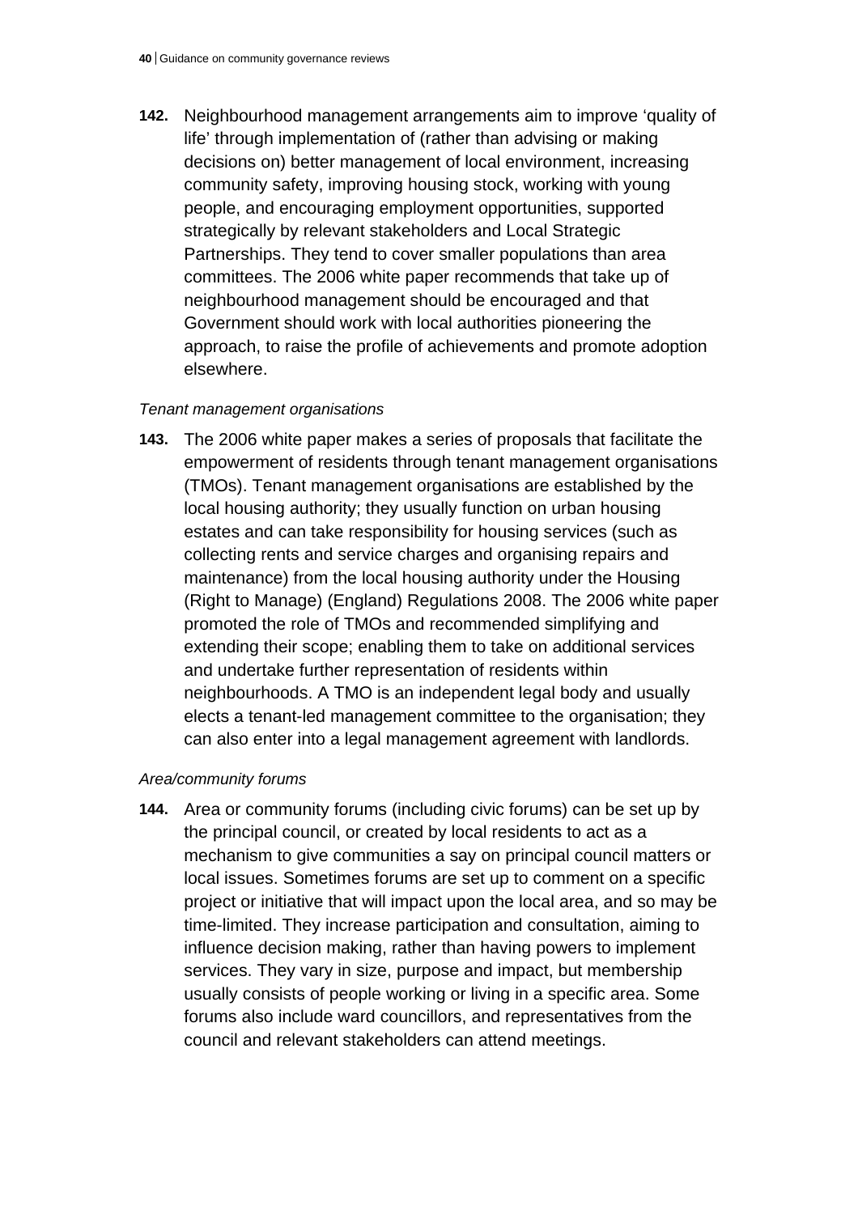**142.** Neighbourhood management arrangements aim to improve ‘quality of life’ through implementation of (rather than advising or making decisions on) better management of local environment, increasing community safety, improving housing stock, working with young people, and encouraging employment opportunities, supported strategically by relevant stakeholders and Local Strategic Partnerships. They tend to cover smaller populations than area committees. The 2006 white paper recommends that take up of neighbourhood management should be encouraged and that Government should work with local authorities pioneering the approach, to raise the profile of achievements and promote adoption elsewhere.

*Tenant management organisations*

**143.** The 2006 white paper makes a series of proposals that facilitate the empowerment of residents through tenant management organisations (TMOs). Tenant management organisations are established by the local housing authority; they usually function on urban housing estates and can take responsibility for housing services (such as collecting rents and service charges and organising repairs and maintenance) from the local housing authority under the Housing (Right to Manage) (England) Regulations 2008. The 2006 white paper promoted the role of TMOs and recommended simplifying and extending their scope; enabling them to take on additional services and undertake further representation of residents within neighbourhoods. A TMO is an independent legal body and usually elects a tenant-led management committee to the organisation; they can also enter into a legal management agreement with landlords.

*Area/community forums*

**144.** Area or community forums (including civic forums) can be set up by the principal council, or created by local residents to act as a mechanism to give communities a say on principal council matters or local issues. Sometimes forums are set up to comment on a specific project or initiative that will impact upon the local area, and so may be time-limited. They increase participation and consultation, aiming to influence decision making, rather than having powers to implement services. They vary in size, purpose and impact, but membership usually consists of people working or living in a specific area. Some forums also include ward councillors, and representatives from the council and relevant stakeholders can attend meetings.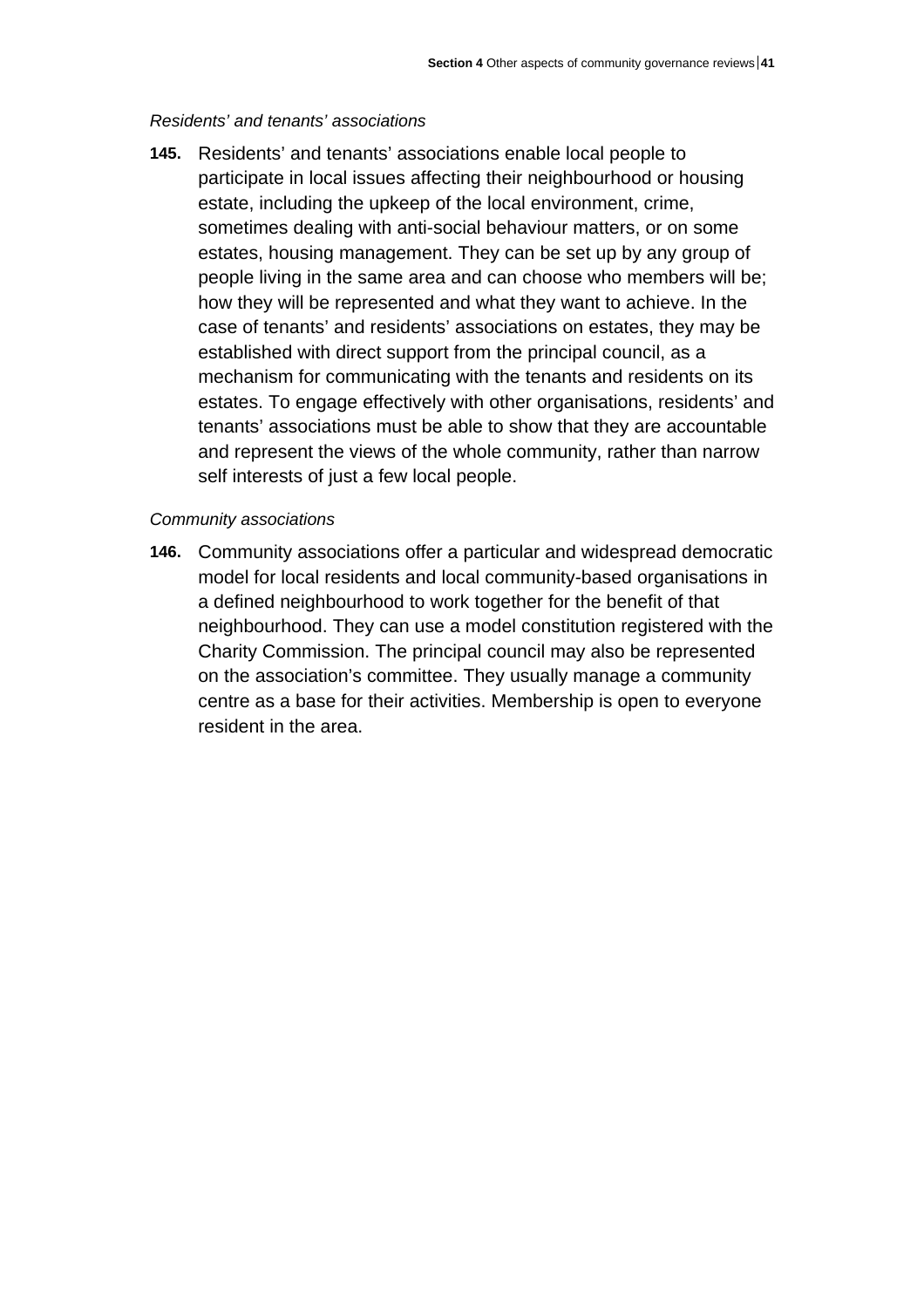*Residents' and tenants' associations*

**145.** Residents' and tenants' associations enable local people to participate in local issues affecting their neighbourhood or housing estate, including the upkeep of the local environment, crime, sometimes dealing with anti-social behaviour matters, or on some estates, housing management. They can be set up by any group of people living in the same area and can choose who members will be; how they will be represented and what they want to achieve. In the case of tenants' and residents' associations on estates, they may be established with direct support from the principal council, as a mechanism for communicating with the tenants and residents on its estates. To engage effectively with other organisations, residents' and tenants' associations must be able to show that they are accountable and represent the views of the whole community, rather than narrow self interests of just a few local people.

*Community associations*

**146.** Community associations offer a particular and widespread democratic model for local residents and local community-based organisations in a defined neighbourhood to work together for the benefit of that neighbourhood. They can use a model constitution registered with the Charity Commission. The principal council may also be represented on the association's committee. They usually manage a community centre as a base for their activities. Membership is open to everyone resident in the area.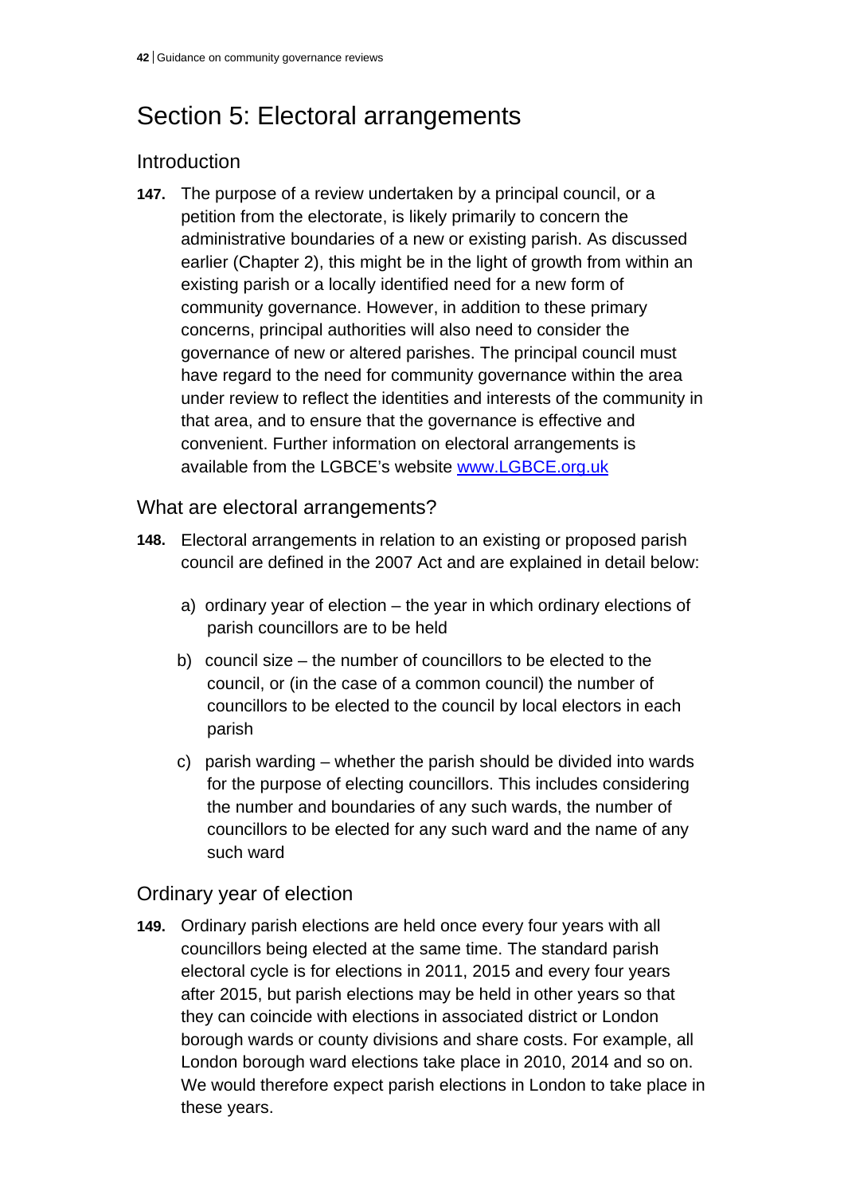# Section 5: Electoral arrangements

## Introduction

**147.** The purpose of a review undertaken by a principal council, or a petition from the electorate, is likely primarily to concern the administrative boundaries of a new or existing parish. As discussed earlier (Chapter 2), this might be in the light of growth from within an existing parish or a locally identified need for a new form of community governance. However, in addition to these primary concerns, principal authorities will also need to consider the governance of new or altered parishes. The principal council must have regard to the need for community governance within the area under review to reflect the identities and interests of the community in that area, and to ensure that the governance is effective and convenient. Further information on electoral arrangements is available from the LGBCE's website [www.LGBCE.org.uk](http://www.LGBCE.org.uk)

## What are electoral arrangements?

**148.** Electoral arrangements in relation to an existing or proposed parish council are defined in the 2007 Act and are explained in detail below:

a) ordinary year of election – the year in which ordinary elections of parish councillors are to be held

b) council size – the number of councillors to be elected to the council, or (in the case of a common council) the number of councillors to be elected to the council by local electors in each parish

c) parish warding – whether the parish should be divided into wards for the purpose of electing councillors. This includes considering the number and boundaries of any such wards, the number of councillors to be elected for any such ward and the name of any such ward

## Ordinary year of election

**149.** Ordinary parish elections are held once every four years with all councillors being elected at the same time. The standard parish electoral cycle is for elections in 2011, 2015 and every four years after 2015, but parish elections may be held in other years so that they can coincide with elections in associated district or London borough wards or county divisions and share costs. For example, all London borough ward elections take place in 2010, 2014 and so on. We would therefore expect parish elections in London to take place in these years.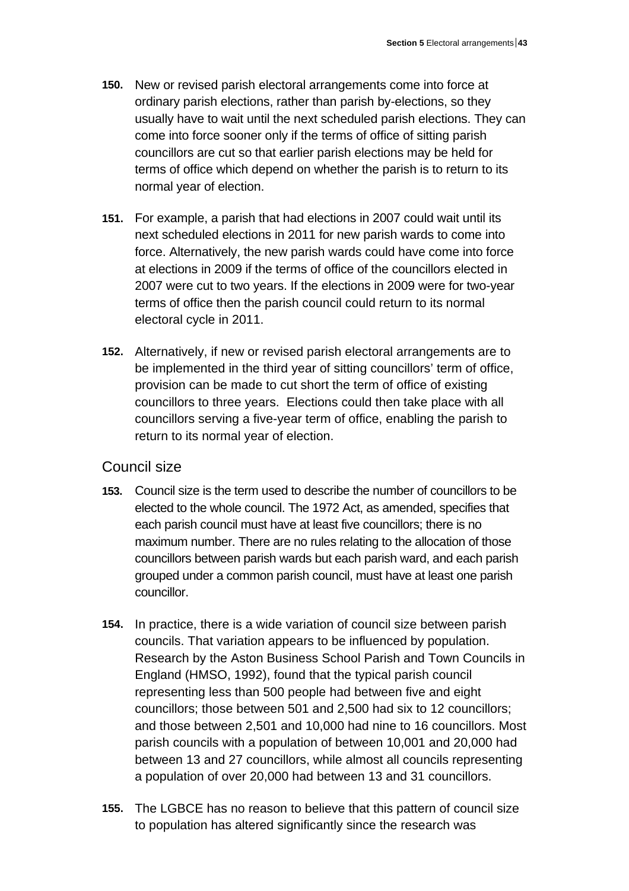**150.** New or revised parish electoral arrangements come into force at ordinary parish elections, rather than parish by-elections, so they usually have to wait until the next scheduled parish elections. They can come into force sooner only if the terms of office of sitting parish councillors are cut so that earlier parish elections may be held for terms of office which depend on whether the parish is to return to its normal year of election.

**151.** For example, a parish that had elections in 2007 could wait until its next scheduled elections in 2011 for new parish wards to come into force. Alternatively, the new parish wards could have come into force at elections in 2009 if the terms of office of the councillors elected in 2007 were cut to two years. If the elections in 2009 were for two-year terms of office then the parish council could return to its normal electoral cycle in 2011.

**152.** Alternatively, if new or revised parish electoral arrangements are to be implemented in the third year of sitting councillors' term of office, provision can be made to cut short the term of office of existing councillors to three years. Elections could then take place with all councillors serving a five-year term of office, enabling the parish to return to its normal year of election.

## Council size

**153.** Council size is the term used to describe the number of councillors to be elected to the whole council. The 1972 Act, as amended, specifies that each parish council must have at least five councillors; there is no maximum number. There are no rules relating to the allocation of those councillors between parish wards but each parish ward, and each parish grouped under a common parish council, must have at least one parish councillor.

**154.** In practice, there is a wide variation of council size between parish councils. That variation appears to be influenced by population. Research by the Aston Business School Parish and Town Councils in England (HMSO, 1992), found that the typical parish council representing less than 500 people had between five and eight councillors; those between 501 and 2,500 had six to 12 councillors; and those between 2,501 and 10,000 had nine to 16 councillors. Most parish councils with a population of between 10,001 and 20,000 had between 13 and 27 councillors, while almost all councils representing a population of over 20,000 had between 13 and 31 councillors.

**155.** The LGBCE has no reason to believe that this pattern of council size to population has altered significantly since the research was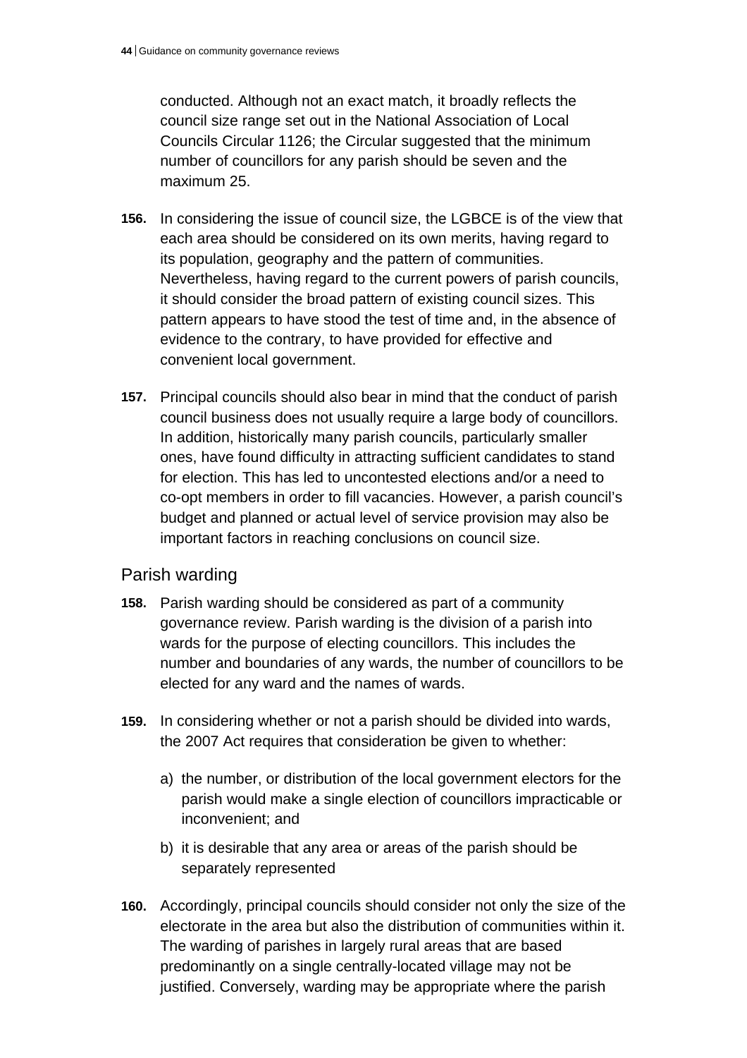conducted. Although not an exact match, it broadly reflects the council size range set out in the National Association of Local Councils Circular 1126; the Circular suggested that the minimum number of councillors for any parish should be seven and the maximum 25.

**156.** In considering the issue of council size, the LGBCE is of the view that each area should be considered on its own merits, having regard to its population, geography and the pattern of communities. Nevertheless, having regard to the current powers of parish councils, it should consider the broad pattern of existing council sizes. This pattern appears to have stood the test of time and, in the absence of evidence to the contrary, to have provided for effective and convenient local government.

**157.** Principal councils should also bear in mind that the conduct of parish council business does not usually require a large body of councillors. In addition, historically many parish councils, particularly smaller ones, have found difficulty in attracting sufficient candidates to stand for election. This has led to uncontested elections and/or a need to co-opt members in order to fill vacancies. However, a parish council's budget and planned or actual level of service provision may also be important factors in reaching conclusions on council size.

## Parish warding

**158.** Parish warding should be considered as part of a community governance review. Parish warding is the division of a parish into wards for the purpose of electing councillors. This includes the number and boundaries of any wards, the number of councillors to be elected for any ward and the names of wards.

**159.** In considering whether or not a parish should be divided into wards, the 2007 Act requires that consideration be given to whether:

a) the number, or distribution of the local government electors for the parish would make a single election of councillors impracticable or inconvenient; and

b) it is desirable that any area or areas of the parish should be separately represented

**160.** Accordingly, principal councils should consider not only the size of the electorate in the area but also the distribution of communities within it. The warding of parishes in largely rural areas that are based predominantly on a single centrally-located village may not be justified. Conversely, warding may be appropriate where the parish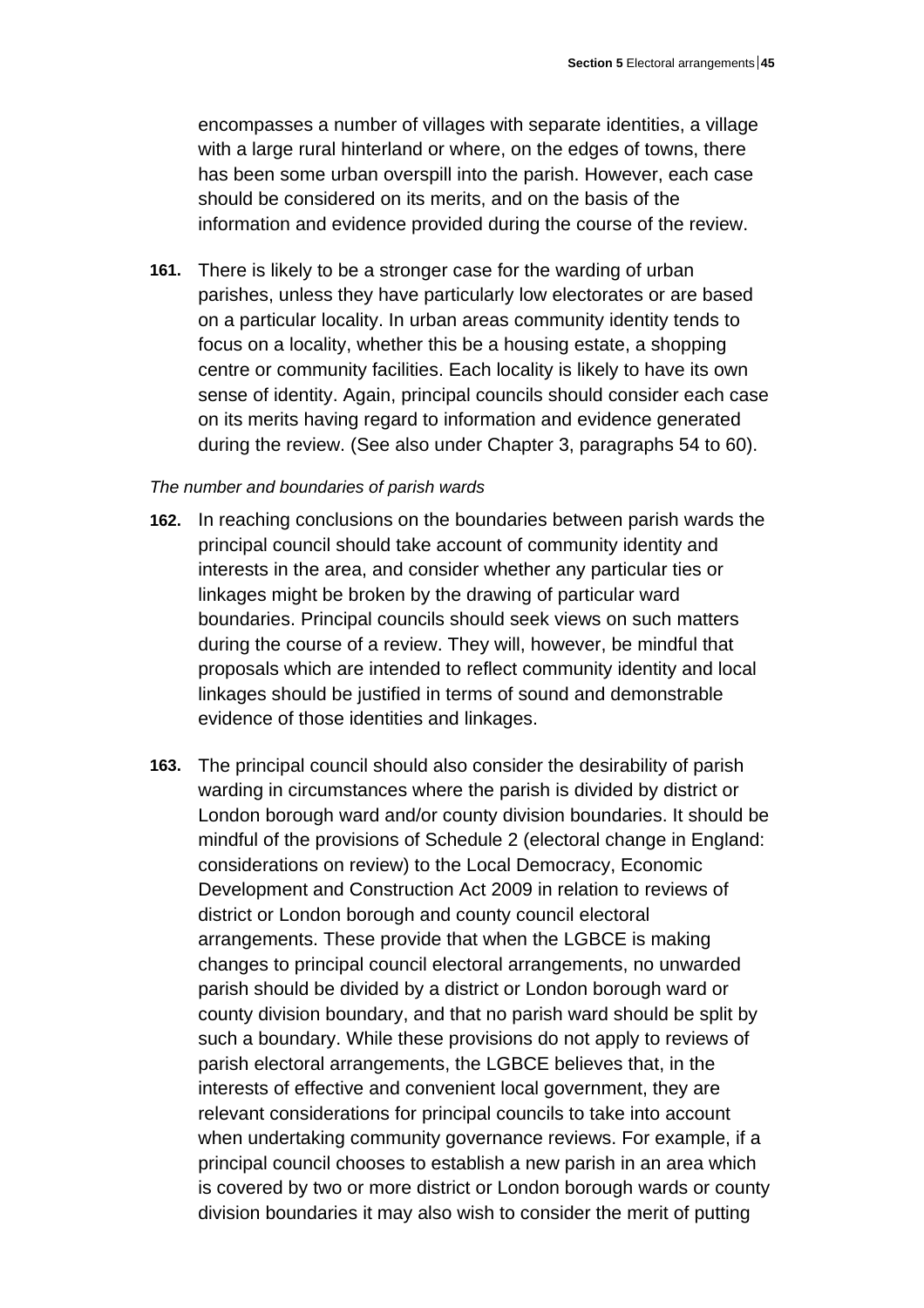encompasses a number of villages with separate identities, a village with a large rural hinterland or where, on the edges of towns, there has been some urban overspill into the parish. However, each case should be considered on its merits, and on the basis of the information and evidence provided during the course of the review.

**161.** There is likely to be a stronger case for the warding of urban parishes, unless they have particularly low electorates or are based on a particular locality. In urban areas community identity tends to focus on a locality, whether this be a housing estate, a shopping centre or community facilities. Each locality is likely to have its own sense of identity. Again, principal councils should consider each case on its merits having regard to information and evidence generated during the review. (See also under Chapter 3, paragraphs 54 to 60).

*The number and boundaries of parish wards*

**162.** In reaching conclusions on the boundaries between parish wards the principal council should take account of community identity and interests in the area, and consider whether any particular ties or linkages might be broken by the drawing of particular ward boundaries. Principal councils should seek views on such matters during the course of a review. They will, however, be mindful that proposals which are intended to reflect community identity and local linkages should be justified in terms of sound and demonstrable evidence of those identities and linkages.

**163.** The principal council should also consider the desirability of parish warding in circumstances where the parish is divided by district or London borough ward and/or county division boundaries. It should be mindful of the provisions of Schedule 2 (electoral change in England: considerations on review) to the Local Democracy, Economic Development and Construction Act 2009 in relation to reviews of district or London borough and county council electoral arrangements. These provide that when the LGBCE is making changes to principal council electoral arrangements, no unwarded parish should be divided by a district or London borough ward or county division boundary, and that no parish ward should be split by such a boundary. While these provisions do not apply to reviews of parish electoral arrangements, the LGBCE believes that, in the interests of effective and convenient local government, they are relevant considerations for principal councils to take into account when undertaking community governance reviews. For example, if a principal council chooses to establish a new parish in an area which is covered by two or more district or London borough wards or county division boundaries it may also wish to consider the merit of putting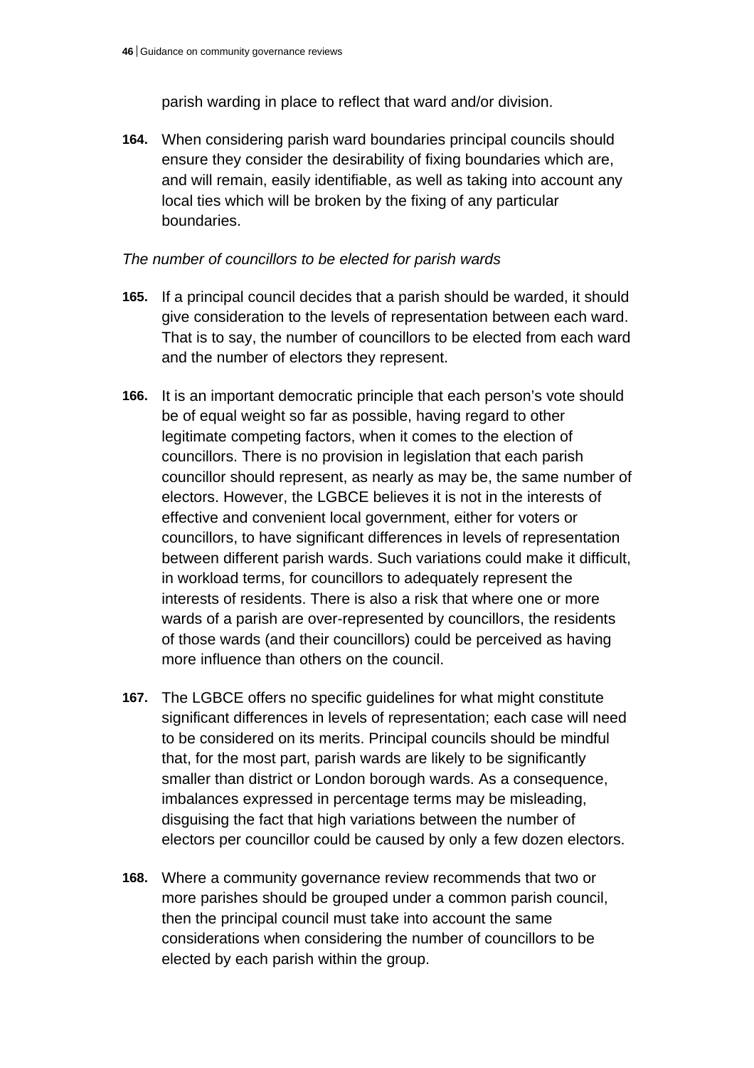parish warding in place to reflect that ward and/or division.

**164.** When considering parish ward boundaries principal councils should ensure they consider the desirability of fixing boundaries which are, and will remain, easily identifiable, as well as taking into account any local ties which will be broken by the fixing of any particular boundaries.

*The number of councillors to be elected for parish wards*

**165.** If a principal council decides that a parish should be warded, it should give consideration to the levels of representation between each ward. That is to say, the number of councillors to be elected from each ward and the number of electors they represent.

**166.** It is an important democratic principle that each person's vote should be of equal weight so far as possible, having regard to other legitimate competing factors, when it comes to the election of councillors. There is no provision in legislation that each parish councillor should represent, as nearly as may be, the same number of electors. However, the LGBCE believes it is not in the interests of effective and convenient local government, either for voters or councillors, to have significant differences in levels of representation between different parish wards. Such variations could make it difficult, in workload terms, for councillors to adequately represent the interests of residents. There is also a risk that where one or more wards of a parish are over-represented by councillors, the residents of those wards (and their councillors) could be perceived as having more influence than others on the council.

**167.** The LGBCE offers no specific guidelines for what might constitute significant differences in levels of representation; each case will need to be considered on its merits. Principal councils should be mindful that, for the most part, parish wards are likely to be significantly smaller than district or London borough wards. As a consequence, imbalances expressed in percentage terms may be misleading, disguising the fact that high variations between the number of electors per councillor could be caused by only a few dozen electors.

**168.** Where a community governance review recommends that two or more parishes should be grouped under a common parish council, then the principal council must take into account the same considerations when considering the number of councillors to be elected by each parish within the group.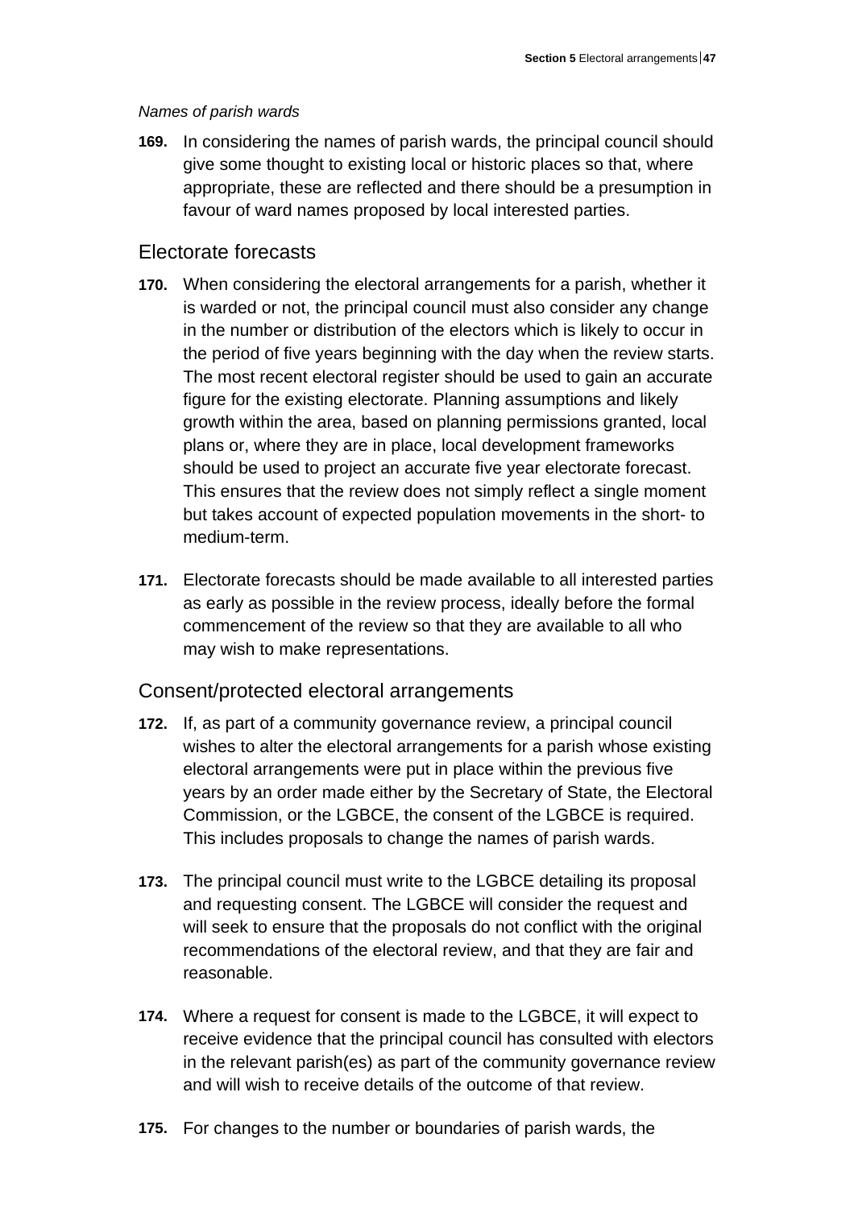*Names of parish wards*

**169.** In considering the names of parish wards, the principal council should give some thought to existing local or historic places so that, where appropriate, these are reflected and there should be a presumption in favour of ward names proposed by local interested parties.

## Electorate forecasts

**170.** When considering the electoral arrangements for a parish, whether it is warded or not, the principal council must also consider any change in the number or distribution of the electors which is likely to occur in the period of five years beginning with the day when the review starts. The most recent electoral register should be used to gain an accurate figure for the existing electorate. Planning assumptions and likely growth within the area, based on planning permissions granted, local plans or, where they are in place, local development frameworks should be used to project an accurate five year electorate forecast. This ensures that the review does not simply reflect a single moment but takes account of expected population movements in the short- to medium-term.

**171.** Electorate forecasts should be made available to all interested parties as early as possible in the review process, ideally before the formal commencement of the review so that they are available to all who may wish to make representations.

## Consent/protected electoral arrangements

**172.** If, as part of a community governance review, a principal council wishes to alter the electoral arrangements for a parish whose existing electoral arrangements were put in place within the previous five years by an order made either by the Secretary of State, the Electoral Commission, or the LGBCE, the consent of the LGBCE is required. This includes proposals to change the names of parish wards.

**173.** The principal council must write to the LGBCE detailing its proposal and requesting consent. The LGBCE will consider the request and will seek to ensure that the proposals do not conflict with the original recommendations of the electoral review, and that they are fair and reasonable.

**174.** Where a request for consent is made to the LGBCE, it will expect to receive evidence that the principal council has consulted with electors in the relevant parish(es) as part of the community governance review and will wish to receive details of the outcome of that review.

**175.** For changes to the number or boundaries of parish wards, the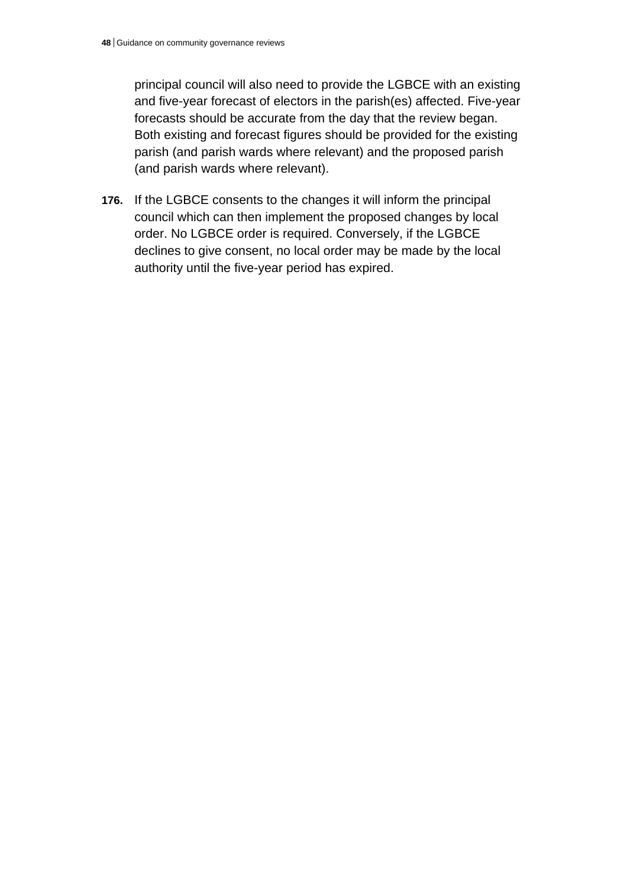principal council will also need to provide the LGBCE with an existing and five-year forecast of electors in the parish(es) affected. Five-year forecasts should be accurate from the day that the review began. Both existing and forecast figures should be provided for the existing parish (and parish wards where relevant) and the proposed parish (and parish wards where relevant).

**176.** If the LGBCE consents to the changes it will inform the principal council which can then implement the proposed changes by local order. No LGBCE order is required. Conversely, if the LGBCE declines to give consent, no local order may be made by the local authority until the five-year period has expired.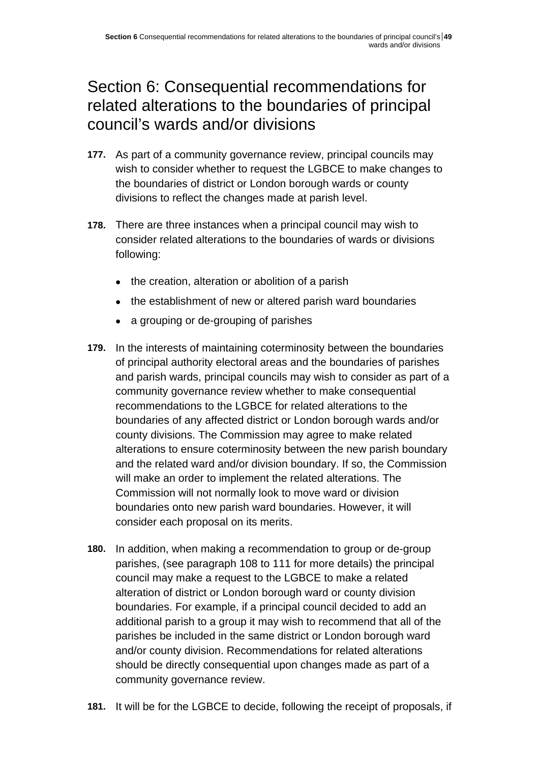# Section 6: Consequential recommendations for related alterations to the boundaries of principal council's wards and/or divisions

**177.** As part of a community governance review, principal councils may wish to consider whether to request the LGBCE to make changes to the boundaries of district or London borough wards or county divisions to reflect the changes made at parish level.

**178.** There are three instances when a principal council may wish to consider related alterations to the boundaries of wards or divisions following:

- the creation, alteration or abolition of a parish
- the establishment of new or altered parish ward boundaries
- a grouping or de-grouping of parishes

**179.** In the interests of maintaining coterminosity between the boundaries of principal authority electoral areas and the boundaries of parishes and parish wards, principal councils may wish to consider as part of a community governance review whether to make consequential recommendations to the LGBCE for related alterations to the boundaries of any affected district or London borough wards and/or county divisions. The Commission may agree to make related alterations to ensure coterminosity between the new parish boundary and the related ward and/or division boundary. If so, the Commission will make an order to implement the related alterations. The Commission will not normally look to move ward or division boundaries onto new parish ward boundaries. However, it will consider each proposal on its merits.

**180.** In addition, when making a recommendation to group or de-group parishes, (see paragraph 108 to 111 for more details) the principal council may make a request to the LGBCE to make a related alteration of district or London borough ward or county division boundaries. For example, if a principal council decided to add an additional parish to a group it may wish to recommend that all of the parishes be included in the same district or London borough ward and/or county division. Recommendations for related alterations should be directly consequential upon changes made as part of a community governance review.

**181.** It will be for the LGBCE to decide, following the receipt of proposals, if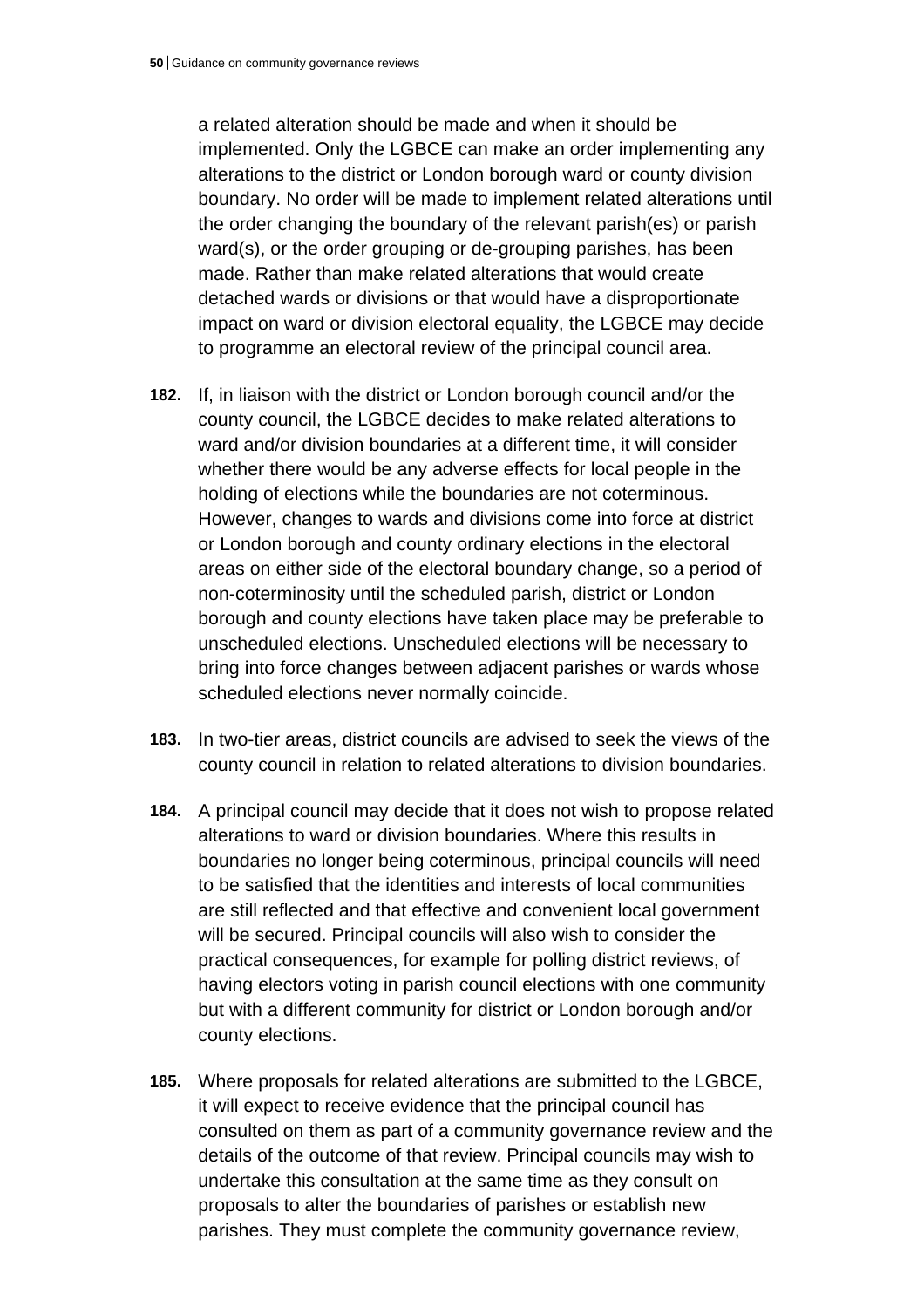a related alteration should be made and when it should be implemented. Only the LGBCE can make an order implementing any alterations to the district or London borough ward or county division boundary. No order will be made to implement related alterations until the order changing the boundary of the relevant parish(es) or parish ward(s), or the order grouping or de-grouping parishes, has been made. Rather than make related alterations that would create detached wards or divisions or that would have a disproportionate impact on ward or division electoral equality, the LGBCE may decide to programme an electoral review of the principal council area.

**182.** If, in liaison with the district or London borough council and/or the county council, the LGBCE decides to make related alterations to ward and/or division boundaries at a different time, it will consider whether there would be any adverse effects for local people in the holding of elections while the boundaries are not coterminous. However, changes to wards and divisions come into force at district or London borough and county ordinary elections in the electoral areas on either side of the electoral boundary change, so a period of non-coterminosity until the scheduled parish, district or London borough and county elections have taken place may be preferable to unscheduled elections. Unscheduled elections will be necessary to bring into force changes between adjacent parishes or wards whose scheduled elections never normally coincide.

**183.** In two-tier areas, district councils are advised to seek the views of the county council in relation to related alterations to division boundaries.

**184.** A principal council may decide that it does not wish to propose related alterations to ward or division boundaries. Where this results in boundaries no longer being coterminous, principal councils will need to be satisfied that the identities and interests of local communities are still reflected and that effective and convenient local government will be secured. Principal councils will also wish to consider the practical consequences, for example for polling district reviews, of having electors voting in parish council elections with one community but with a different community for district or London borough and/or county elections.

**185.** Where proposals for related alterations are submitted to the LGBCE, it will expect to receive evidence that the principal council has consulted on them as part of a community governance review and the details of the outcome of that review. Principal councils may wish to undertake this consultation at the same time as they consult on proposals to alter the boundaries of parishes or establish new parishes. They must complete the community governance review,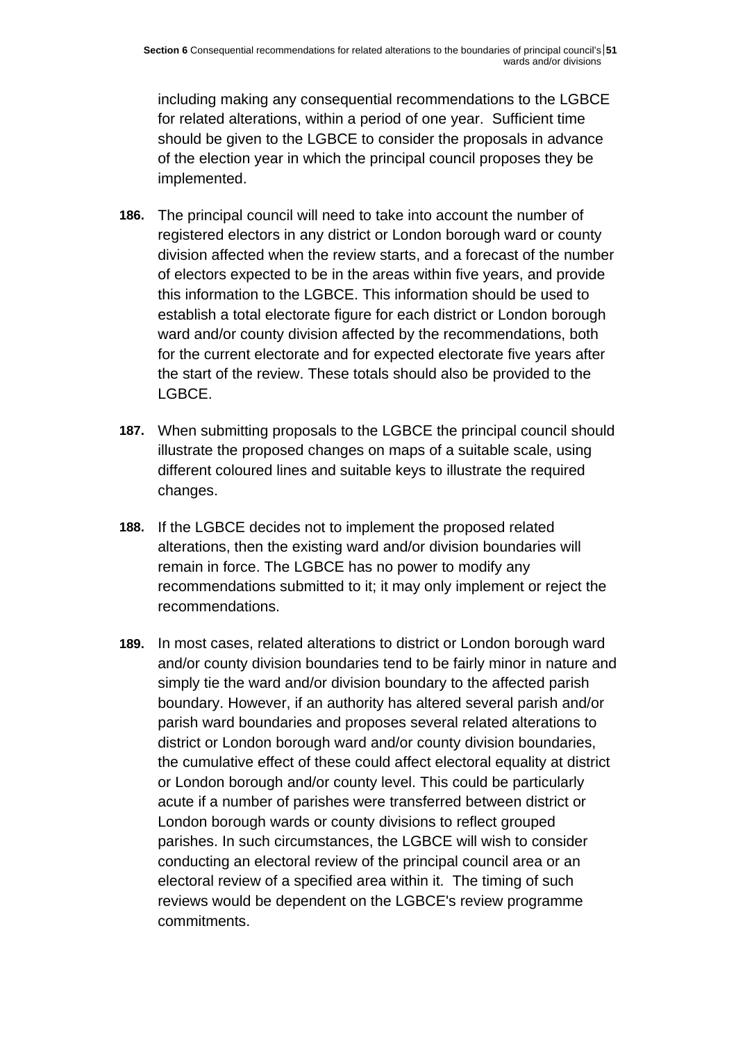including making any consequential recommendations to the LGBCE for related alterations, within a period of one year. Sufficient time should be given to the LGBCE to consider the proposals in advance of the election year in which the principal council proposes they be implemented.

**186.** The principal council will need to take into account the number of registered electors in any district or London borough ward or county division affected when the review starts, and a forecast of the number of electors expected to be in the areas within five years, and provide this information to the LGBCE. This information should be used to establish a total electorate figure for each district or London borough ward and/or county division affected by the recommendations, both for the current electorate and for expected electorate five years after the start of the review. These totals should also be provided to the LGBCE.

**187.** When submitting proposals to the LGBCE the principal council should illustrate the proposed changes on maps of a suitable scale, using different coloured lines and suitable keys to illustrate the required changes.

**188.** If the LGBCE decides not to implement the proposed related alterations, then the existing ward and/or division boundaries will remain in force. The LGBCE has no power to modify any recommendations submitted to it; it may only implement or reject the recommendations.

**189.** In most cases, related alterations to district or London borough ward and/or county division boundaries tend to be fairly minor in nature and simply tie the ward and/or division boundary to the affected parish boundary. However, if an authority has altered several parish and/or parish ward boundaries and proposes several related alterations to district or London borough ward and/or county division boundaries, the cumulative effect of these could affect electoral equality at district or London borough and/or county level. This could be particularly acute if a number of parishes were transferred between district or London borough wards or county divisions to reflect grouped parishes. In such circumstances, the LGBCE will wish to consider conducting an electoral review of the principal council area or an electoral review of a specified area within it. The timing of such reviews would be dependent on the LGBCE's review programme commitments.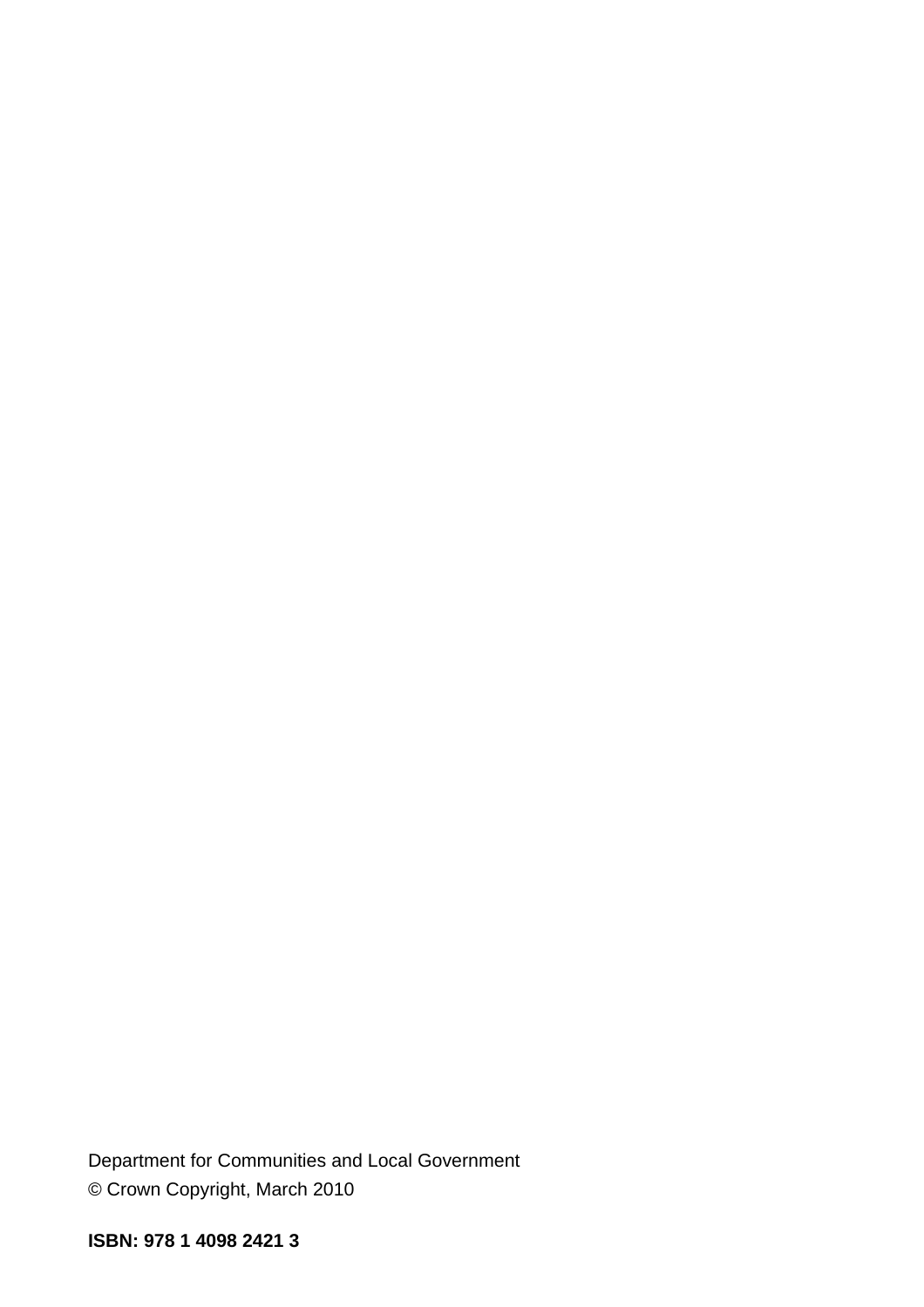Department for Communities and Local Government

© Crown Copyright, March 2010

**ISBN: 978 1 4098 2421 3**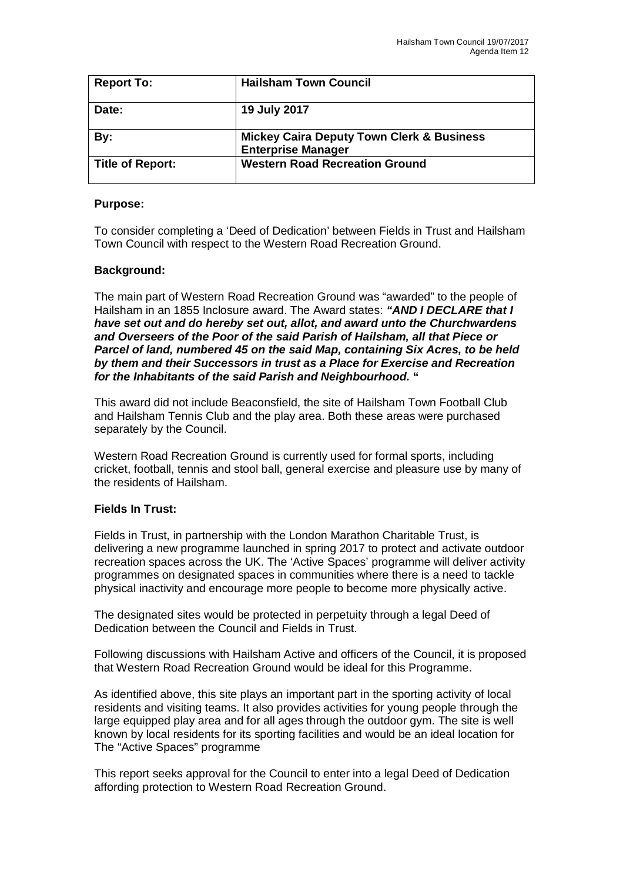| Report To: | Hailsham Town Council |
| --- | --- |
| Date: | 19 July 2017 |
| By: | Mickey Caira Deputy Town Clerk & Business Enterprise Manager |
| Title of Report: | Western Road Recreation Ground |

**Purpose:**

To consider completing a 'Deed of Dedication' between Fields in Trust and Hailsham Town Council with respect to the Western Road Recreation Ground.

**Background:**

The main part of Western Road Recreation Ground was "awarded" to the people of Hailsham in an 1855 Inclosure award. The Award states: ***"AND I DECLARE that I have set out and do hereby set out, allot, and award unto the Churchwardens and Overseers of the Poor of the said Parish of Hailsham, all that Piece or Parcel of land, numbered 45 on the said Map, containing Six Acres, to be held by them and their Successors in trust as a Place for Exercise and Recreation for the Inhabitants of the said Parish and Neighbourhood.* "**

This award did not include Beaconsfield, the site of Hailsham Town Football Club and Hailsham Tennis Club and the play area. Both these areas were purchased separately by the Council.

Western Road Recreation Ground is currently used for formal sports, including cricket, football, tennis and stool ball, general exercise and pleasure use by many of the residents of Hailsham.

**Fields In Trust:**

Fields in Trust, in partnership with the London Marathon Charitable Trust, is delivering a new programme launched in spring 2017 to protect and activate outdoor recreation spaces across the UK. The 'Active Spaces' programme will deliver activity programmes on designated spaces in communities where there is a need to tackle physical inactivity and encourage more people to become more physically active.

The designated sites would be protected in perpetuity through a legal Deed of Dedication between the Council and Fields in Trust.

Following discussions with Hailsham Active and officers of the Council, it is proposed that Western Road Recreation Ground would be ideal for this Programme.

As identified above, this site plays an important part in the sporting activity of local residents and visiting teams. It also provides activities for young people through the large equipped play area and for all ages through the outdoor gym. The site is well known by local residents for its sporting facilities and would be an ideal location for The "Active Spaces" programme

This report seeks approval for the Council to enter into a legal Deed of Dedication affording protection to Western Road Recreation Ground.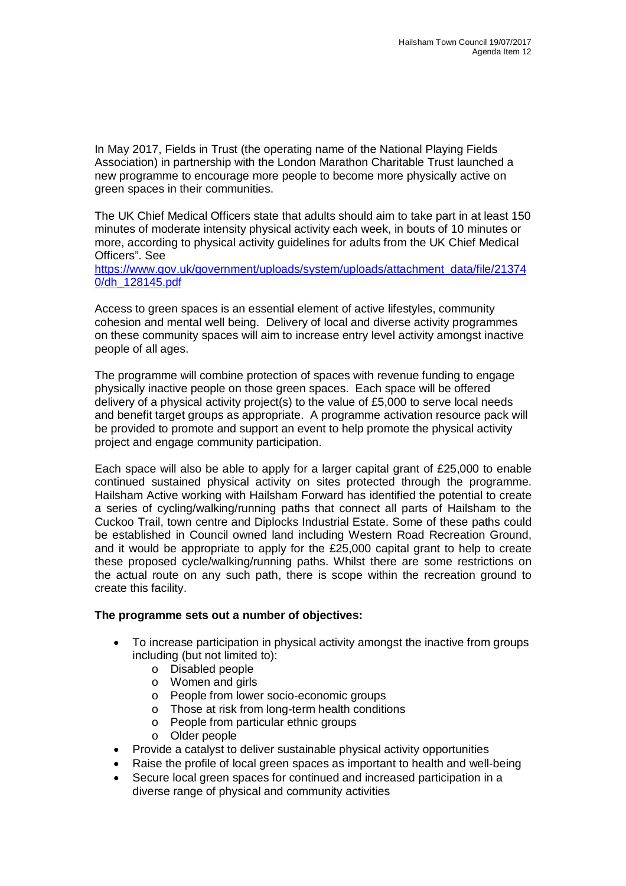In May 2017, Fields in Trust (the operating name of the National Playing Fields Association) in partnership with the London Marathon Charitable Trust launched a new programme to encourage more people to become more physically active on green spaces in their communities.

The UK Chief Medical Officers state that adults should aim to take part in at least 150 minutes of moderate intensity physical activity each week, in bouts of 10 minutes or more, according to physical activity guidelines for adults from the UK Chief Medical Officers". See https://www.gov.uk/government/uploads/system/uploads/attachment_data/file/213740/dh_128145.pdf

Access to green spaces is an essential element of active lifestyles, community cohesion and mental well being. Delivery of local and diverse activity programmes on these community spaces will aim to increase entry level activity amongst inactive people of all ages.

The programme will combine protection of spaces with revenue funding to engage physically inactive people on those green spaces. Each space will be offered delivery of a physical activity project(s) to the value of £5,000 to serve local needs and benefit target groups as appropriate. A programme activation resource pack will be provided to promote and support an event to help promote the physical activity project and engage community participation.

Each space will also be able to apply for a larger capital grant of £25,000 to enable continued sustained physical activity on sites protected through the programme. Hailsham Active working with Hailsham Forward has identified the potential to create a series of cycling/walking/running paths that connect all parts of Hailsham to the Cuckoo Trail, town centre and Diplocks Industrial Estate. Some of these paths could be established in Council owned land including Western Road Recreation Ground, and it would be appropriate to apply for the £25,000 capital grant to help to create these proposed cycle/walking/running paths. Whilst there are some restrictions on the actual route on any such path, there is scope within the recreation ground to create this facility.

**The programme sets out a number of objectives:**

- To increase participation in physical activity amongst the inactive from groups including (but not limited to):
  - Disabled people
  - Women and girls
  - People from lower socio-economic groups
  - Those at risk from long-term health conditions
  - People from particular ethnic groups
  - Older people
- Provide a catalyst to deliver sustainable physical activity opportunities
- Raise the profile of local green spaces as important to health and well-being
- Secure local green spaces for continued and increased participation in a diverse range of physical and community activities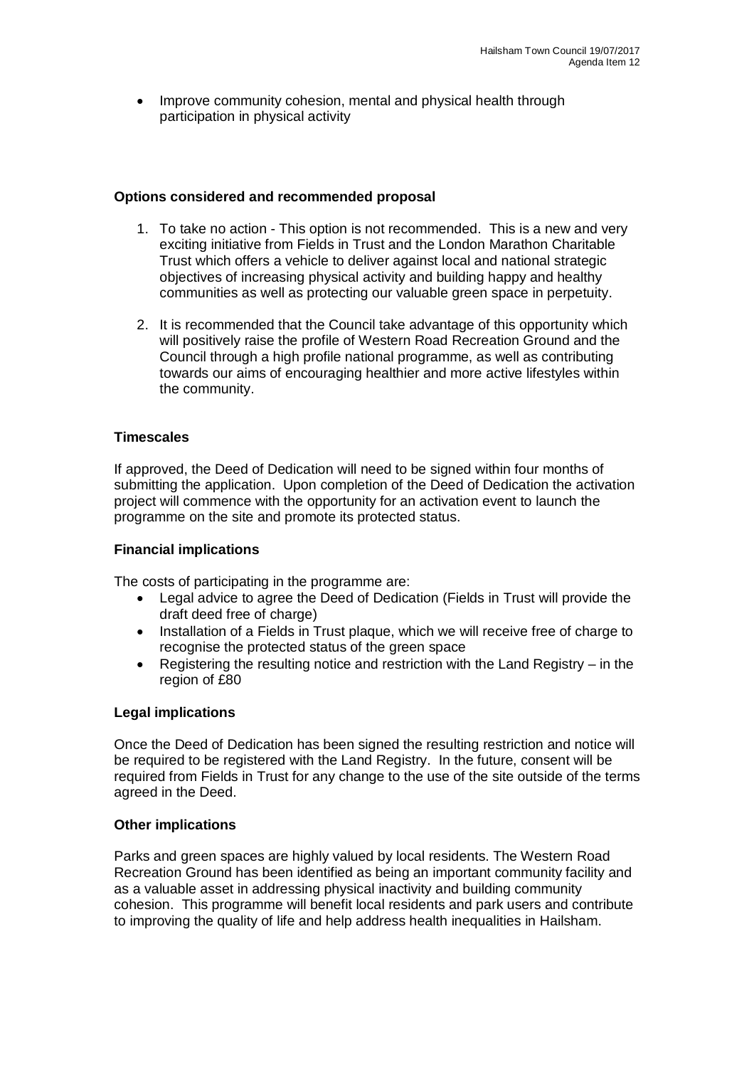- Improve community cohesion, mental and physical health through participation in physical activity

**Options considered and recommended proposal**

1. To take no action - This option is not recommended. This is a new and very exciting initiative from Fields in Trust and the London Marathon Charitable Trust which offers a vehicle to deliver against local and national strategic objectives of increasing physical activity and building happy and healthy communities as well as protecting our valuable green space in perpetuity.

2. It is recommended that the Council take advantage of this opportunity which will positively raise the profile of Western Road Recreation Ground and the Council through a high profile national programme, as well as contributing towards our aims of encouraging healthier and more active lifestyles within the community.

**Timescales**

If approved, the Deed of Dedication will need to be signed within four months of submitting the application. Upon completion of the Deed of Dedication the activation project will commence with the opportunity for an activation event to launch the programme on the site and promote its protected status.

**Financial implications**

The costs of participating in the programme are:

- Legal advice to agree the Deed of Dedication (Fields in Trust will provide the draft deed free of charge)
- Installation of a Fields in Trust plaque, which we will receive free of charge to recognise the protected status of the green space
- Registering the resulting notice and restriction with the Land Registry – in the region of £80

**Legal implications**

Once the Deed of Dedication has been signed the resulting restriction and notice will be required to be registered with the Land Registry. In the future, consent will be required from Fields in Trust for any change to the use of the site outside of the terms agreed in the Deed.

**Other implications**

Parks and green spaces are highly valued by local residents. The Western Road Recreation Ground has been identified as being an important community facility and as a valuable asset in addressing physical inactivity and building community cohesion. This programme will benefit local residents and park users and contribute to improving the quality of life and help address health inequalities in Hailsham.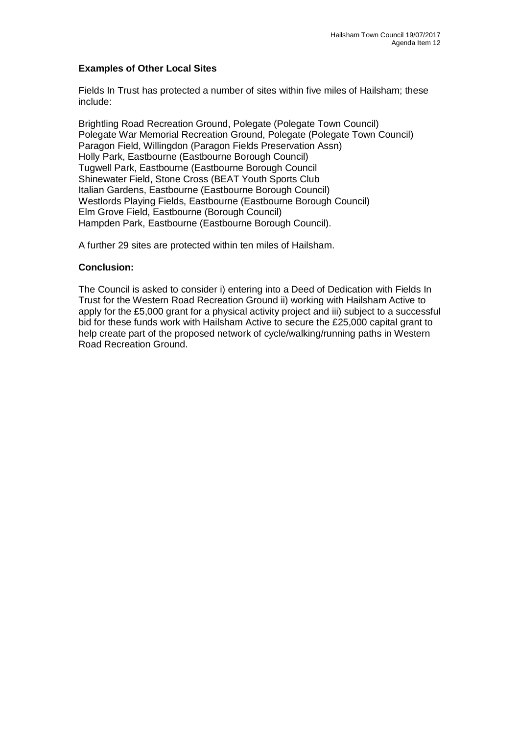**Examples of Other Local Sites**

Fields In Trust has protected a number of sites within five miles of Hailsham; these include:

Brightling Road Recreation Ground, Polegate (Polegate Town Council)
Polegate War Memorial Recreation Ground, Polegate (Polegate Town Council)
Paragon Field, Willingdon (Paragon Fields Preservation Assn)
Holly Park, Eastbourne (Eastbourne Borough Council)
Tugwell Park, Eastbourne (Eastbourne Borough Council
Shinewater Field, Stone Cross (BEAT Youth Sports Club
Italian Gardens, Eastbourne (Eastbourne Borough Council)
Westlords Playing Fields, Eastbourne (Eastbourne Borough Council)
Elm Grove Field, Eastbourne (Borough Council)
Hampden Park, Eastbourne (Eastbourne Borough Council).

A further 29 sites are protected within ten miles of Hailsham.

**Conclusion:**

The Council is asked to consider i) entering into a Deed of Dedication with Fields In Trust for the Western Road Recreation Ground ii) working with Hailsham Active to apply for the £5,000 grant for a physical activity project and iii) subject to a successful bid for these funds work with Hailsham Active to secure the £25,000 capital grant to help create part of the proposed network of cycle/walking/running paths in Western Road Recreation Ground.